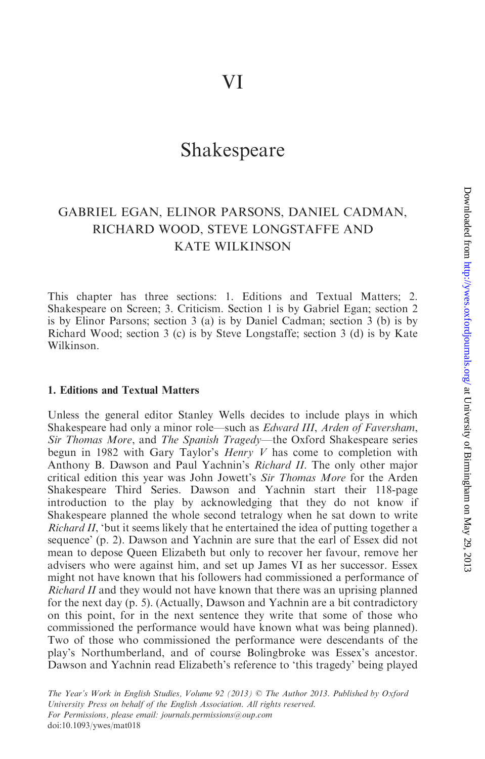# VI

# Shakespeare

## GABRIEL EGAN, ELINOR PARSONS, DANIEL CADMAN, RICHARD WOOD, STEVE LONGSTAFFE AND KATE WILKINSON

This chapter has three sections: 1. Editions and Textual Matters; 2. Shakespeare on Screen; 3. Criticism. Section 1 is by Gabriel Egan; section 2 is by Elinor Parsons; section 3 (a) is by Daniel Cadman; section 3 (b) is by Richard Wood; section 3 (c) is by Steve Longstaffe; section 3 (d) is by Kate Wilkinson.

### 1. Editions and Textual Matters

Unless the general editor Stanley Wells decides to include plays in which Shakespeare had only a minor role—such as *Edward III*, *Arden of Faversham*, *Sir Thomas More*, and *The Spanish Tragedy*—the Oxford Shakespeare series begun in 1982 with Gary Taylor's *Henry V* has come to completion with Anthony B. Dawson and Paul Yachnin's *Richard II*. The only other major critical edition this year was John Jowett's *Sir Thomas More* for the Arden Shakespeare Third Series. Dawson and Yachnin start their 118-page introduction to the play by acknowledging that they do not know if Shakespeare planned the whole second tetralogy when he sat down to write *Richard II*, 'but it seems likely that he entertained the idea of putting together a sequence' (p. 2). Dawson and Yachnin are sure that the earl of Essex did not mean to depose Queen Elizabeth but only to recover her favour, remove her advisers who were against him, and set up James VI as her successor. Essex might not have known that his followers had commissioned a performance of *Richard II* and they would not have known that there was an uprising planned for the next day (p. 5). (Actually, Dawson and Yachnin are a bit contradictory on this point, for in the next sentence they write that some of those who commissioned the performance would have known what was being planned). Two of those who commissioned the performance were descendants of the play's Northumberland, and of course Bolingbroke was Essex's ancestor. Dawson and Yachnin read Elizabeth's reference to 'this tragedy' being played

*The Year's Work in English Studies, Volume 92 (2013)* © *The Author 2013. Published by Oxford University Press on behalf of the English Association. All rights reserved. For Permissions, please email: journals.permissions@oup.com*
doi:10.1093/ywes/mat018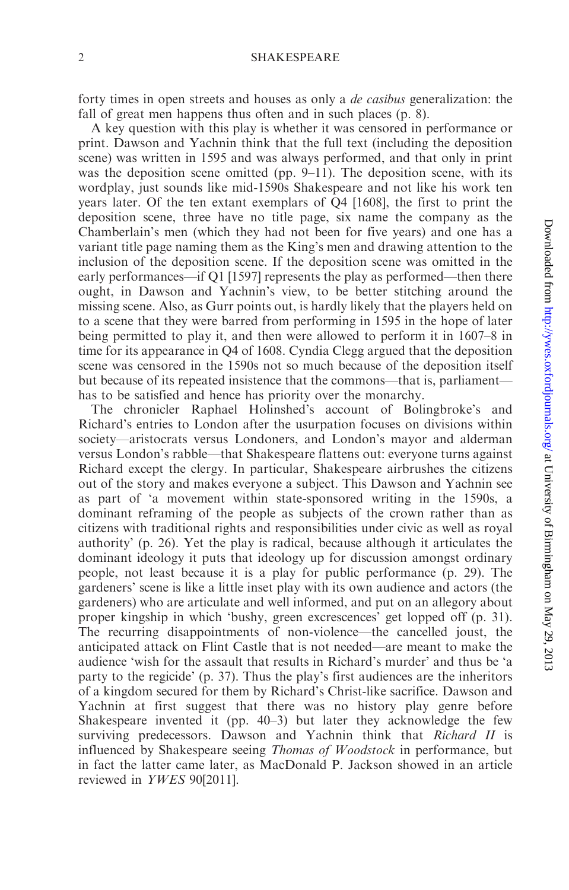forty times in open streets and houses as only a *de casibus* generalization: the fall of great men happens thus often and in such places (p. 8).

A key question with this play is whether it was censored in performance or print. Dawson and Yachnin think that the full text (including the deposition scene) was written in 1595 and was always performed, and that only in print was the deposition scene omitted (pp. 9–11). The deposition scene, with its wordplay, just sounds like mid-1590s Shakespeare and not like his work ten years later. Of the ten extant exemplars of Q4 [1608], the first to print the deposition scene, three have no title page, six name the company as the Chamberlain's men (which they had not been for five years) and one has a variant title page naming them as the King's men and drawing attention to the inclusion of the deposition scene. If the deposition scene was omitted in the early performances—if Q1 [1597] represents the play as performed—then there ought, in Dawson and Yachnin's view, to be better stitching around the missing scene. Also, as Gurr points out, is hardly likely that the players held on to a scene that they were barred from performing in 1595 in the hope of later being permitted to play it, and then were allowed to perform it in 1607–8 in time for its appearance in Q4 of 1608. Cyndia Clegg argued that the deposition scene was censored in the 1590s not so much because of the deposition itself but because of its repeated insistence that the commons—that is, parliament—has to be satisfied and hence has priority over the monarchy.

The chronicler Raphael Holinshed's account of Bolingbroke's and Richard's entries to London after the usurpation focuses on divisions within society—aristocrats versus Londoners, and London's mayor and alderman versus London's rabble—that Shakespeare flattens out: everyone turns against Richard except the clergy. In particular, Shakespeare airbrushes the citizens out of the story and makes everyone a subject. This Dawson and Yachnin see as part of 'a movement within state-sponsored writing in the 1590s, a dominant reframing of the people as subjects of the crown rather than as citizens with traditional rights and responsibilities under civic as well as royal authority' (p. 26). Yet the play is radical, because although it articulates the dominant ideology it puts that ideology up for discussion amongst ordinary people, not least because it is a play for public performance (p. 29). The gardeners' scene is like a little inset play with its own audience and actors (the gardeners) who are articulate and well informed, and put on an allegory about proper kingship in which 'bushy, green excrescences' get lopped off (p. 31). The recurring disappointments of non-violence—the cancelled joust, the anticipated attack on Flint Castle that is not needed—are meant to make the audience 'wish for the assault that results in Richard's murder' and thus be 'a party to the regicide' (p. 37). Thus the play's first audiences are the inheritors of a kingdom secured for them by Richard's Christ-like sacrifice. Dawson and Yachnin at first suggest that there was no history play genre before Shakespeare invented it (pp. 40–3) but later they acknowledge the few surviving predecessors. Dawson and Yachnin think that *Richard II* is influenced by Shakespeare seeing *Thomas of Woodstock* in performance, but in fact the latter came later, as MacDonald P. Jackson showed in an article reviewed in *YWES* 90[2011].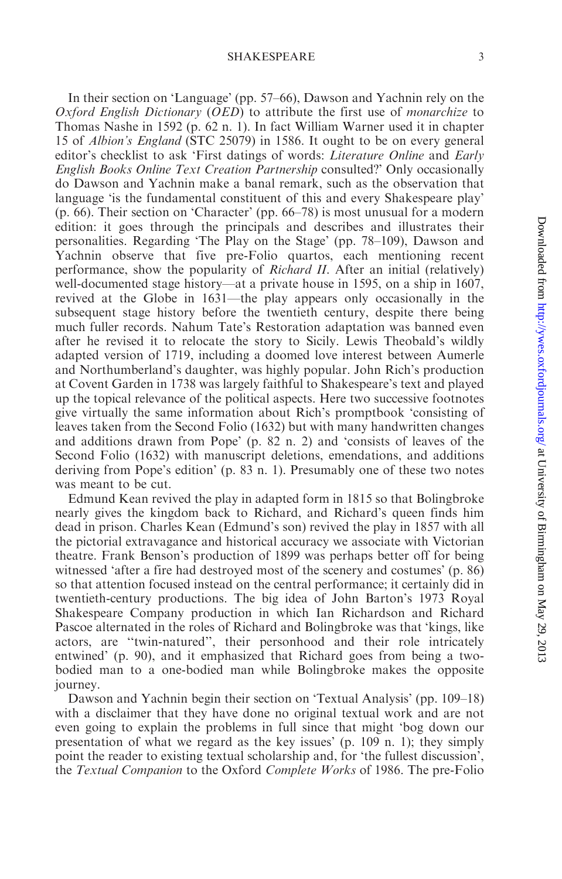In their section on 'Language' (pp. 57–66), Dawson and Yachnin rely on the *Oxford English Dictionary* (*OED*) to attribute the first use of *monarchize* to Thomas Nashe in 1592 (p. 62 n. 1). In fact William Warner used it in chapter 15 of *Albion's England* (STC 25079) in 1586. It ought to be on every general editor's checklist to ask 'First datings of words: *Literature Online* and *Early English Books Online Text Creation Partnership* consulted?' Only occasionally do Dawson and Yachnin make a banal remark, such as the observation that language 'is the fundamental constituent of this and every Shakespeare play' (p. 66). Their section on 'Character' (pp. 66–78) is most unusual for a modern edition: it goes through the principals and describes and illustrates their personalities. Regarding 'The Play on the Stage' (pp. 78–109), Dawson and Yachnin observe that five pre-Folio quartos, each mentioning recent performance, show the popularity of *Richard II*. After an initial (relatively) well-documented stage history—at a private house in 1595, on a ship in 1607, revived at the Globe in 1631—the play appears only occasionally in the subsequent stage history before the twentieth century, despite there being much fuller records. Nahum Tate's Restoration adaptation was banned even after he revised it to relocate the story to Sicily. Lewis Theobald's wildly adapted version of 1719, including a doomed love interest between Aumerle and Northumberland's daughter, was highly popular. John Rich's production at Covent Garden in 1738 was largely faithful to Shakespeare's text and played up the topical relevance of the political aspects. Here two successive footnotes give virtually the same information about Rich's promptbook 'consisting of leaves taken from the Second Folio (1632) but with many handwritten changes and additions drawn from Pope' (p. 82 n. 2) and 'consists of leaves of the Second Folio (1632) with manuscript deletions, emendations, and additions deriving from Pope's edition' (p. 83 n. 1). Presumably one of these two notes was meant to be cut.

Edmund Kean revived the play in adapted form in 1815 so that Bolingbroke nearly gives the kingdom back to Richard, and Richard's queen finds him dead in prison. Charles Kean (Edmund's son) revived the play in 1857 with all the pictorial extravagance and historical accuracy we associate with Victorian theatre. Frank Benson's production of 1899 was perhaps better off for being witnessed 'after a fire had destroyed most of the scenery and costumes' (p. 86) so that attention focused instead on the central performance; it certainly did in twentieth-century productions. The big idea of John Barton's 1973 Royal Shakespeare Company production in which Ian Richardson and Richard Pascoe alternated in the roles of Richard and Bolingbroke was that 'kings, like actors, are "twin-natured", their personhood and their role intricately entwined' (p. 90), and it emphasized that Richard goes from being a two-bodied man to a one-bodied man while Bolingbroke makes the opposite journey.

Dawson and Yachnin begin their section on 'Textual Analysis' (pp. 109–18) with a disclaimer that they have done no original textual work and are not even going to explain the problems in full since that might 'bog down our presentation of what we regard as the key issues' (p. 109 n. 1); they simply point the reader to existing textual scholarship and, for 'the fullest discussion', the *Textual Companion* to the Oxford *Complete Works* of 1986. The pre-Folio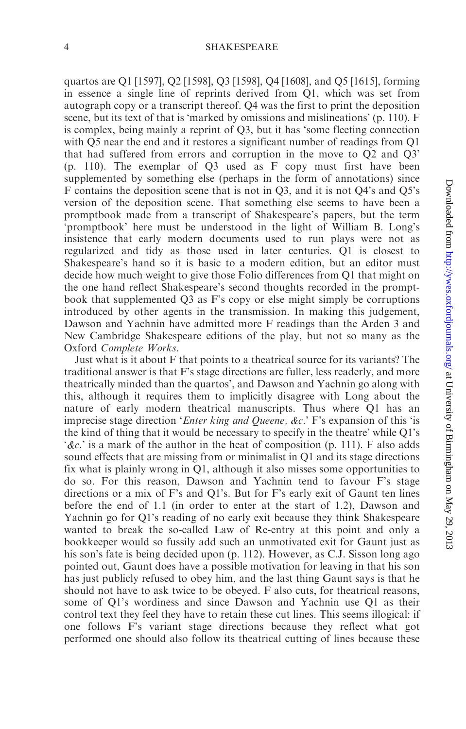quartos are Q1 [1597], Q2 [1598], Q3 [1598], Q4 [1608], and Q5 [1615], forming in essence a single line of reprints derived from Q1, which was set from autograph copy or a transcript thereof. Q4 was the first to print the deposition scene, but its text of that is 'marked by omissions and mislineations' (p. 110). F is complex, being mainly a reprint of Q3, but it has 'some fleeting connection with Q5 near the end and it restores a significant number of readings from Q1 that had suffered from errors and corruption in the move to Q2 and Q3' (p. 110). The exemplar of Q3 used as F copy must first have been supplemented by something else (perhaps in the form of annotations) since F contains the deposition scene that is not in Q3, and it is not Q4's and Q5's version of the deposition scene. That something else seems to have been a promptbook made from a transcript of Shakespeare's papers, but the term 'promptbook' here must be understood in the light of William B. Long's insistence that early modern documents used to run plays were not as regularized and tidy as those used in later centuries. Q1 is closest to Shakespeare's hand so it is basic to a modern edition, but an editor must decide how much weight to give those Folio differences from Q1 that might on the one hand reflect Shakespeare's second thoughts recorded in the promptbook that supplemented Q3 as F's copy or else might simply be corruptions introduced by other agents in the transmission. In making this judgement, Dawson and Yachnin have admitted more F readings than the Arden 3 and New Cambridge Shakespeare editions of the play, but not so many as the Oxford *Complete Works*.

Just what is it about F that points to a theatrical source for its variants? The traditional answer is that F's stage directions are fuller, less readerly, and more theatrically minded than the quartos', and Dawson and Yachnin go along with this, although it requires them to implicitly disagree with Long about the nature of early modern theatrical manuscripts. Thus where Q1 has an imprecise stage direction '*Enter king and Queene, &c.*' F's expansion of this 'is the kind of thing that it would be necessary to specify in the theatre' while Q1's '*&c.*' is a mark of the author in the heat of composition (p. 111). F also adds sound effects that are missing from or minimalist in Q1 and its stage directions fix what is plainly wrong in Q1, although it also misses some opportunities to do so. For this reason, Dawson and Yachnin tend to favour F's stage directions or a mix of F's and Q1's. But for F's early exit of Gaunt ten lines before the end of 1.1 (in order to enter at the start of 1.2), Dawson and Yachnin go for Q1's reading of no early exit because they think Shakespeare wanted to break the so-called Law of Re-entry at this point and only a bookkeeper would so fussily add such an unmotivated exit for Gaunt just as his son's fate is being decided upon (p. 112). However, as C.J. Sisson long ago pointed out, Gaunt does have a possible motivation for leaving in that his son has just publicly refused to obey him, and the last thing Gaunt says is that he should not have to ask twice to be obeyed. F also cuts, for theatrical reasons, some of Q1's wordiness and since Dawson and Yachnin use Q1 as their control text they feel they have to retain these cut lines. This seems illogical: if one follows F's variant stage directions because they reflect what got performed one should also follow its theatrical cutting of lines because these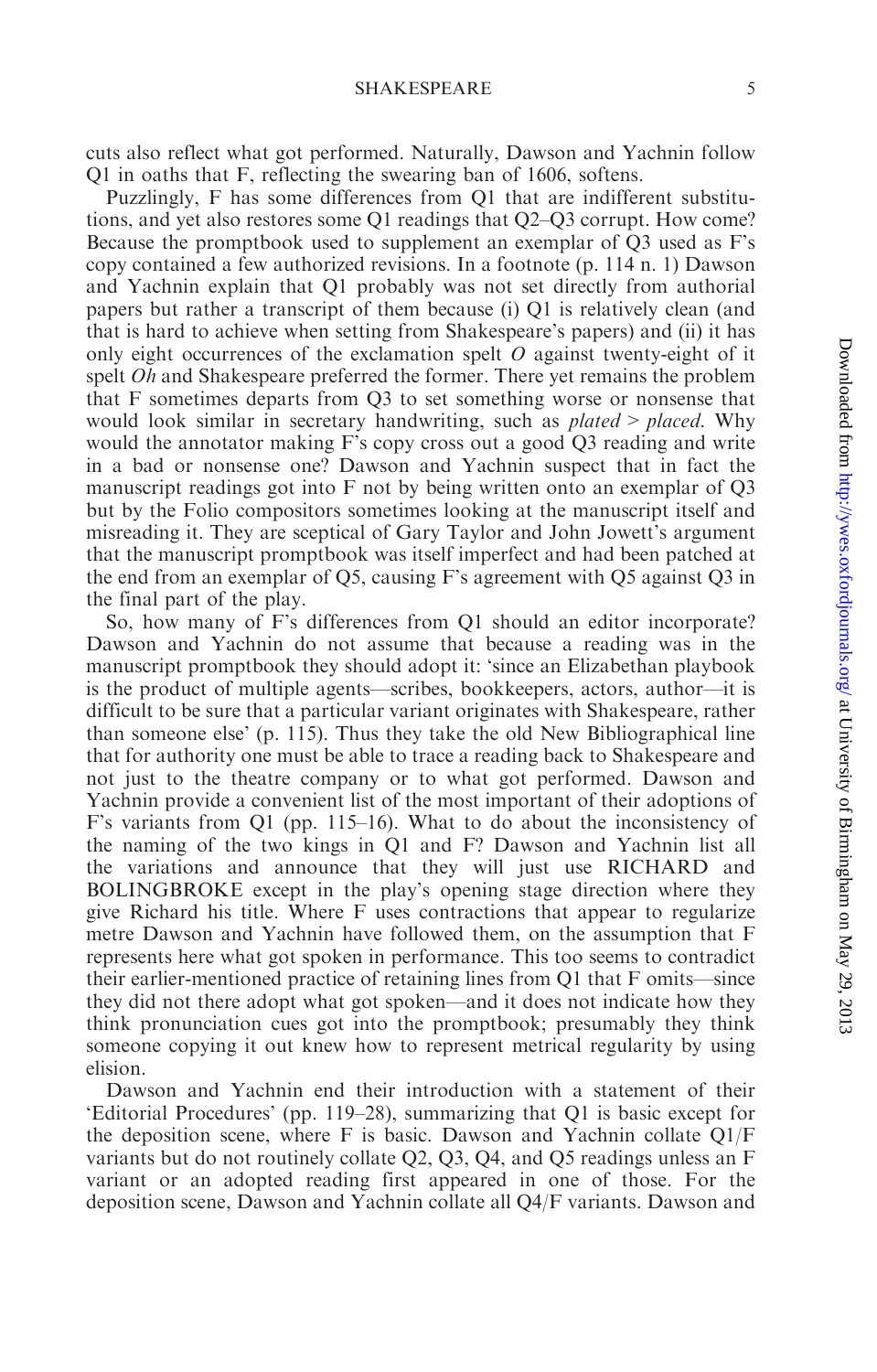cuts also reflect what got performed. Naturally, Dawson and Yachnin follow Q1 in oaths that F, reflecting the swearing ban of 1606, softens.

Puzzlingly, F has some differences from Q1 that are indifferent substitutions, and yet also restores some Q1 readings that Q2–Q3 corrupt. How come? Because the promptbook used to supplement an exemplar of Q3 used as F's copy contained a few authorized revisions. In a footnote (p. 114 n. 1) Dawson and Yachnin explain that Q1 probably was not set directly from authorial papers but rather a transcript of them because (i) Q1 is relatively clean (and that is hard to achieve when setting from Shakespeare's papers) and (ii) it has only eight occurrences of the exclamation spelt *O* against twenty-eight of it spelt *Oh* and Shakespeare preferred the former. There yet remains the problem that F sometimes departs from Q3 to set something worse or nonsense that would look similar in secretary handwriting, such as *plated* > *placed*. Why would the annotator making F's copy cross out a good Q3 reading and write in a bad or nonsense one? Dawson and Yachnin suspect that in fact the manuscript readings got into F not by being written onto an exemplar of Q3 but by the Folio compositors sometimes looking at the manuscript itself and misreading it. They are sceptical of Gary Taylor and John Jowett's argument that the manuscript promptbook was itself imperfect and had been patched at the end from an exemplar of Q5, causing F's agreement with Q5 against Q3 in the final part of the play.

So, how many of F's differences from Q1 should an editor incorporate? Dawson and Yachnin do not assume that because a reading was in the manuscript promptbook they should adopt it: 'since an Elizabethan playbook is the product of multiple agents—scribes, bookkeepers, actors, author—it is difficult to be sure that a particular variant originates with Shakespeare, rather than someone else' (p. 115). Thus they take the old New Bibliographical line that for authority one must be able to trace a reading back to Shakespeare and not just to the theatre company or to what got performed. Dawson and Yachnin provide a convenient list of the most important of their adoptions of F's variants from Q1 (pp. 115–16). What to do about the inconsistency of the naming of the two kings in Q1 and F? Dawson and Yachnin list all the variations and announce that they will just use RICHARD and BOLINGBROKE except in the play's opening stage direction where they give Richard his title. Where F uses contractions that appear to regularize metre Dawson and Yachnin have followed them, on the assumption that F represents here what got spoken in performance. This too seems to contradict their earlier-mentioned practice of retaining lines from Q1 that F omits—since they did not there adopt what got spoken—and it does not indicate how they think pronunciation cues got into the promptbook; presumably they think someone copying it out knew how to represent metrical regularity by using elision.

Dawson and Yachnin end their introduction with a statement of their 'Editorial Procedures' (pp. 119–28), summarizing that Q1 is basic except for the deposition scene, where F is basic. Dawson and Yachnin collate Q1/F variants but do not routinely collate Q2, Q3, Q4, and Q5 readings unless an F variant or an adopted reading first appeared in one of those. For the deposition scene, Dawson and Yachnin collate all Q4/F variants. Dawson and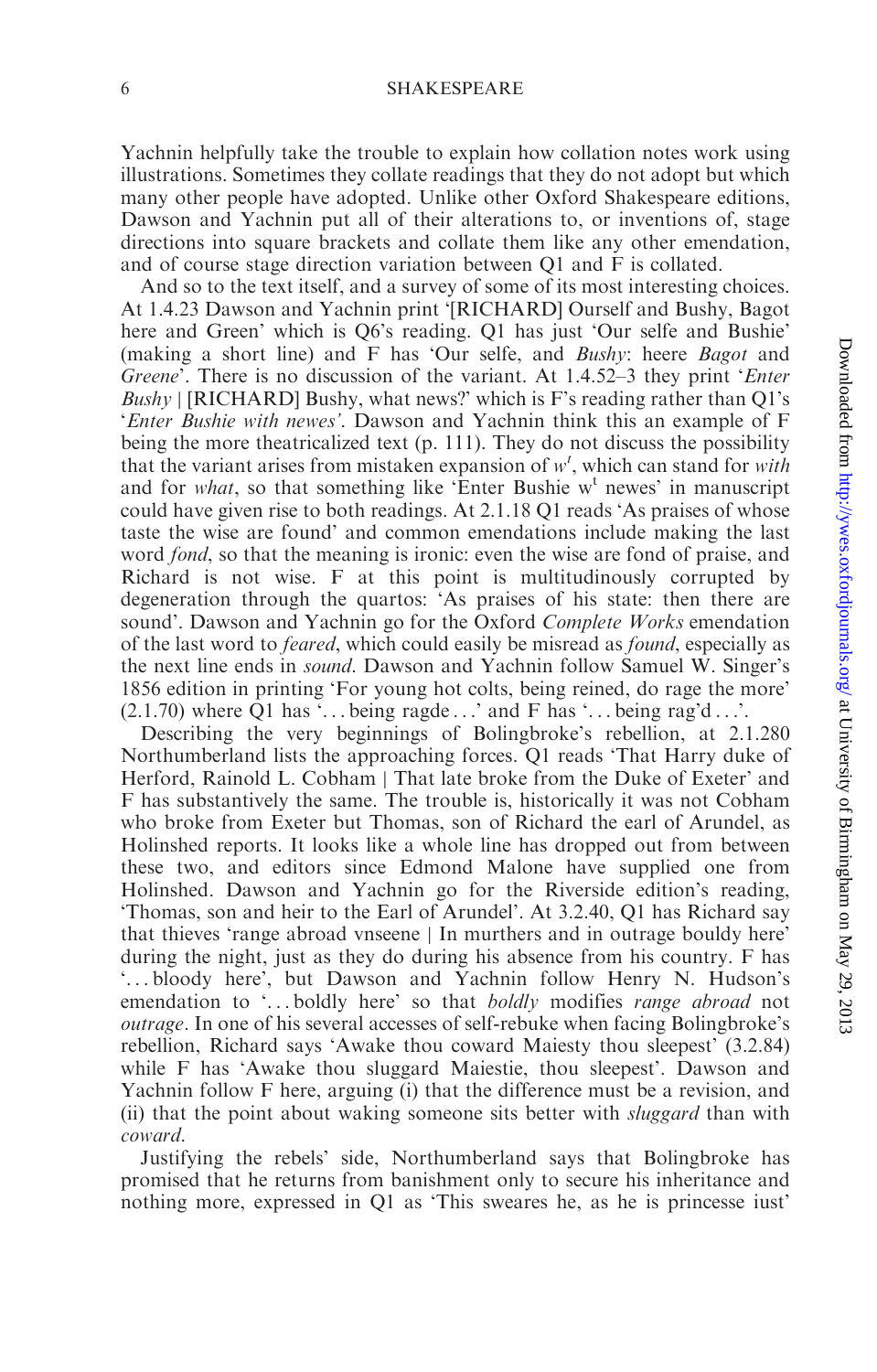Yachnin helpfully take the trouble to explain how collation notes work using illustrations. Sometimes they collate readings that they do not adopt but which many other people have adopted. Unlike other Oxford Shakespeare editions, Dawson and Yachnin put all of their alterations to, or inventions of, stage directions into square brackets and collate them like any other emendation, and of course stage direction variation between Q1 and F is collated.

And so to the text itself, and a survey of some of its most interesting choices. At 1.4.23 Dawson and Yachnin print '[RICHARD] Ourself and Bushy, Bagot here and Green' which is Q6's reading. Q1 has just 'Our selfe and Bushie' (making a short line) and F has 'Our selfe, and *Bushy*: heere *Bagot* and *Greene*'. There is no discussion of the variant. At 1.4.52–3 they print '*Enter Bushy* | [RICHARD] Bushy, what news?' which is F's reading rather than Q1's '*Enter Bushie with newes*'. Dawson and Yachnin think this an example of F being the more theatricalized text (p. 111). They do not discuss the possibility that the variant arises from mistaken expansion of *w^t*, which can stand for *with* and for *what*, so that something like 'Enter Bushie w^t newes' in manuscript could have given rise to both readings. At 2.1.18 Q1 reads 'As praises of whose taste the wise are found' and common emendations include making the last word *fond*, so that the meaning is ironic: even the wise are fond of praise, and Richard is not wise. F at this point is multitudinously corrupted by degeneration through the quartos: 'As praises of his state: then there are sound'. Dawson and Yachnin go for the Oxford *Complete Works* emendation of the last word to *feared*, which could easily be misread as *found*, especially as the next line ends in *sound*. Dawson and Yachnin follow Samuel W. Singer's 1856 edition in printing 'For young hot colts, being reined, do rage the more' (2.1.70) where Q1 has '. . . being ragde . . .' and F has '. . . being rag'd . . .'.

Describing the very beginnings of Bolingbroke's rebellion, at 2.1.280 Northumberland lists the approaching forces. Q1 reads 'That Harry duke of Herford, Rainold L. Cobham | That late broke from the Duke of Exeter' and F has substantively the same. The trouble is, historically it was not Cobham who broke from Exeter but Thomas, son of Richard the earl of Arundel, as Holinshed reports. It looks like a whole line has dropped out from between these two, and editors since Edmond Malone have supplied one from Holinshed. Dawson and Yachnin go for the Riverside edition's reading, 'Thomas, son and heir to the Earl of Arundel'. At 3.2.40, Q1 has Richard say that thieves 'range abroad vnseene | In murthers and in outrage bouldy here' during the night, just as they do during his absence from his country. F has '. . . bloody here', but Dawson and Yachnin follow Henry N. Hudson's emendation to '. . . boldly here' so that *boldly* modifies *range abroad* not *outrage*. In one of his several accesses of self-rebuke when facing Bolingbroke's rebellion, Richard says 'Awake thou coward Maiesty thou sleepest' (3.2.84) while F has 'Awake thou sluggard Maiestie, thou sleepest'. Dawson and Yachnin follow F here, arguing (i) that the difference must be a revision, and (ii) that the point about waking someone sits better with *sluggard* than with *coward*.

Justifying the rebels' side, Northumberland says that Bolingbroke has promised that he returns from banishment only to secure his inheritance and nothing more, expressed in Q1 as 'This sweares he, as he is princesse iust'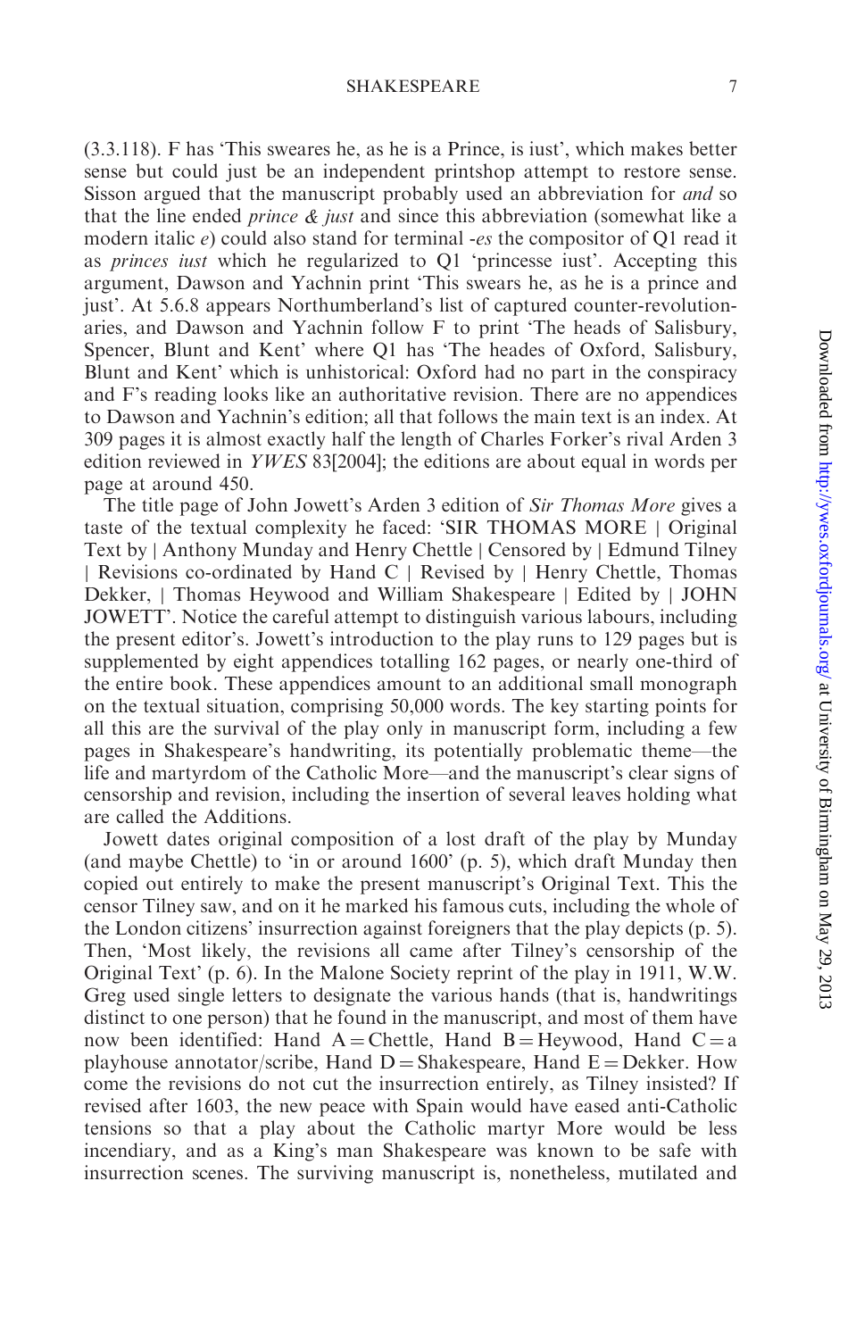(3.3.118). F has 'This sweares he, as he is a Prince, is iust', which makes better sense but could just be an independent printshop attempt to restore sense. Sisson argued that the manuscript probably used an abbreviation for *and* so that the line ended *prince & just* and since this abbreviation (somewhat like a modern italic *e*) could also stand for terminal *-es* the compositor of Q1 read it as *princes iust* which he regularized to Q1 'princesse iust'. Accepting this argument, Dawson and Yachnin print 'This swears he, as he is a prince and just'. At 5.6.8 appears Northumberland's list of captured counter-revolutionaries, and Dawson and Yachnin follow F to print 'The heads of Salisbury, Spencer, Blunt and Kent' where Q1 has 'The heades of Oxford, Salisbury, Blunt and Kent' which is unhistorical: Oxford had no part in the conspiracy and F's reading looks like an authoritative revision. There are no appendices to Dawson and Yachnin's edition; all that follows the main text is an index. At 309 pages it is almost exactly half the length of Charles Forker's rival Arden 3 edition reviewed in *YWES* 83[2004]; the editions are about equal in words per page at around 450.

The title page of John Jowett's Arden 3 edition of *Sir Thomas More* gives a taste of the textual complexity he faced: 'SIR THOMAS MORE | Original Text by | Anthony Munday and Henry Chettle | Censored by | Edmund Tilney | Revisions co-ordinated by Hand C | Revised by | Henry Chettle, Thomas Dekker, | Thomas Heywood and William Shakespeare | Edited by | JOHN JOWETT'. Notice the careful attempt to distinguish various labours, including the present editor's. Jowett's introduction to the play runs to 129 pages but is supplemented by eight appendices totalling 162 pages, or nearly one-third of the entire book. These appendices amount to an additional small monograph on the textual situation, comprising 50,000 words. The key starting points for all this are the survival of the play only in manuscript form, including a few pages in Shakespeare's handwriting, its potentially problematic theme—the life and martyrdom of the Catholic More—and the manuscript's clear signs of censorship and revision, including the insertion of several leaves holding what are called the Additions.

Jowett dates original composition of a lost draft of the play by Munday (and maybe Chettle) to 'in or around 1600' (p. 5), which draft Munday then copied out entirely to make the present manuscript's Original Text. This the censor Tilney saw, and on it he marked his famous cuts, including the whole of the London citizens' insurrection against foreigners that the play depicts (p. 5). Then, 'Most likely, the revisions all came after Tilney's censorship of the Original Text' (p. 6). In the Malone Society reprint of the play in 1911, W.W. Greg used single letters to designate the various hands (that is, handwritings distinct to one person) that he found in the manuscript, and most of them have now been identified: Hand A = Chettle, Hand B = Heywood, Hand C = a playhouse annotator/scribe, Hand D = Shakespeare, Hand E = Dekker. How come the revisions do not cut the insurrection entirely, as Tilney insisted? If revised after 1603, the new peace with Spain would have eased anti-Catholic tensions so that a play about the Catholic martyr More would be less incendiary, and as a King's man Shakespeare was known to be safe with insurrection scenes. The surviving manuscript is, nonetheless, mutilated and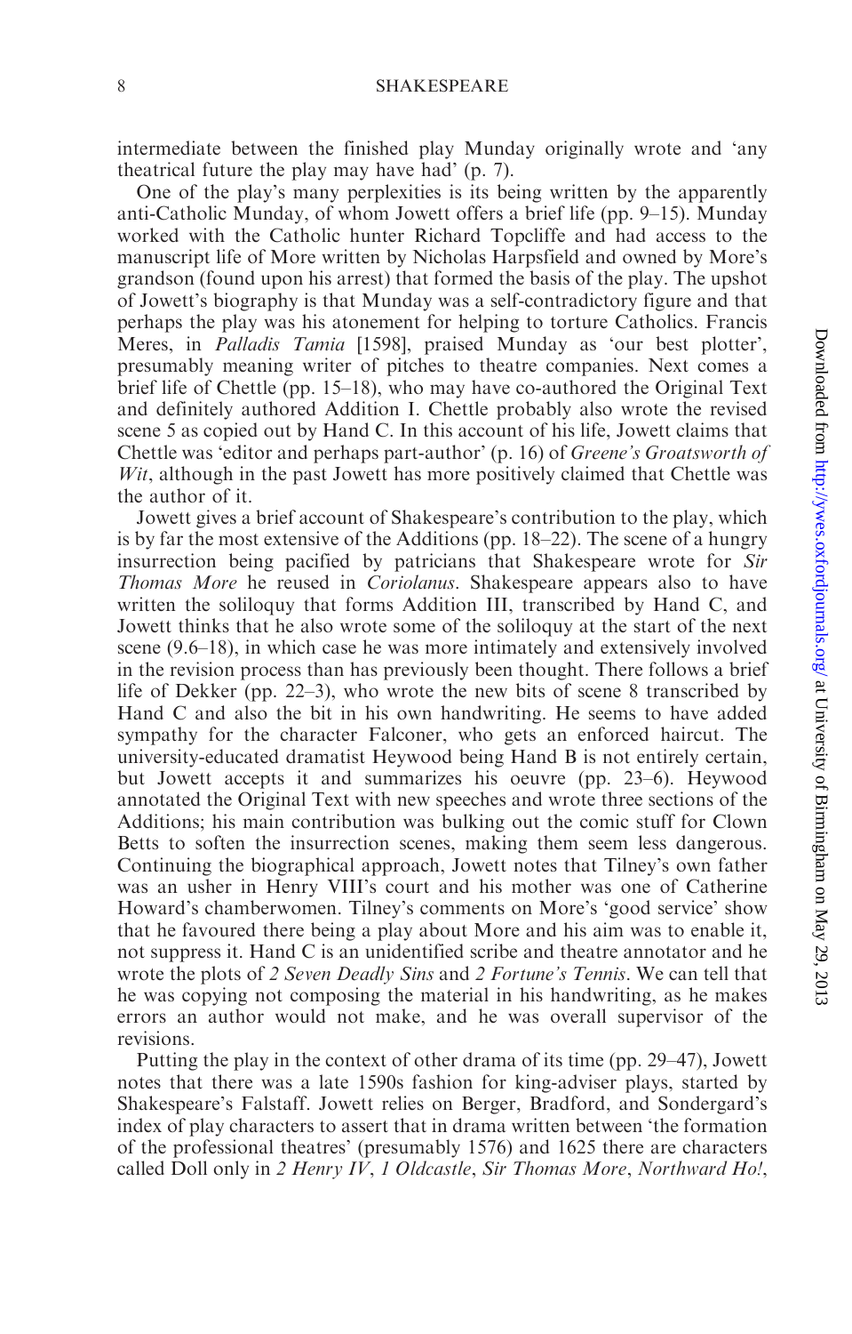intermediate between the finished play Munday originally wrote and 'any theatrical future the play may have had' (p. 7).

One of the play's many perplexities is its being written by the apparently anti-Catholic Munday, of whom Jowett offers a brief life (pp. 9–15). Munday worked with the Catholic hunter Richard Topcliffe and had access to the manuscript life of More written by Nicholas Harpsfield and owned by More's grandson (found upon his arrest) that formed the basis of the play. The upshot of Jowett's biography is that Munday was a self-contradictory figure and that perhaps the play was his atonement for helping to torture Catholics. Francis Meres, in *Palladis Tamia* [1598], praised Munday as 'our best plotter', presumably meaning writer of pitches to theatre companies. Next comes a brief life of Chettle (pp. 15–18), who may have co-authored the Original Text and definitely authored Addition I. Chettle probably also wrote the revised scene 5 as copied out by Hand C. In this account of his life, Jowett claims that Chettle was 'editor and perhaps part-author' (p. 16) of *Greene's Groatsworth of Wit*, although in the past Jowett has more positively claimed that Chettle was the author of it.

Jowett gives a brief account of Shakespeare's contribution to the play, which is by far the most extensive of the Additions (pp. 18–22). The scene of a hungry insurrection being pacified by patricians that Shakespeare wrote for *Sir Thomas More* he reused in *Coriolanus*. Shakespeare appears also to have written the soliloquy that forms Addition III, transcribed by Hand C, and Jowett thinks that he also wrote some of the soliloquy at the start of the next scene (9.6–18), in which case he was more intimately and extensively involved in the revision process than has previously been thought. There follows a brief life of Dekker (pp. 22–3), who wrote the new bits of scene 8 transcribed by Hand C and also the bit in his own handwriting. He seems to have added sympathy for the character Falconer, who gets an enforced haircut. The university-educated dramatist Heywood being Hand B is not entirely certain, but Jowett accepts it and summarizes his oeuvre (pp. 23–6). Heywood annotated the Original Text with new speeches and wrote three sections of the Additions; his main contribution was bulking out the comic stuff for Clown Betts to soften the insurrection scenes, making them seem less dangerous. Continuing the biographical approach, Jowett notes that Tilney's own father was an usher in Henry VIII's court and his mother was one of Catherine Howard's chamberwomen. Tilney's comments on More's 'good service' show that he favoured there being a play about More and his aim was to enable it, not suppress it. Hand C is an unidentified scribe and theatre annotator and he wrote the plots of *2 Seven Deadly Sins* and *2 Fortune's Tennis*. We can tell that he was copying not composing the material in his handwriting, as he makes errors an author would not make, and he was overall supervisor of the revisions.

Putting the play in the context of other drama of its time (pp. 29–47), Jowett notes that there was a late 1590s fashion for king-adviser plays, started by Shakespeare's Falstaff. Jowett relies on Berger, Bradford, and Sondergard's index of play characters to assert that in drama written between 'the formation of the professional theatres' (presumably 1576) and 1625 there are characters called Doll only in *2 Henry IV*, *1 Oldcastle*, *Sir Thomas More*, *Northward Ho!*,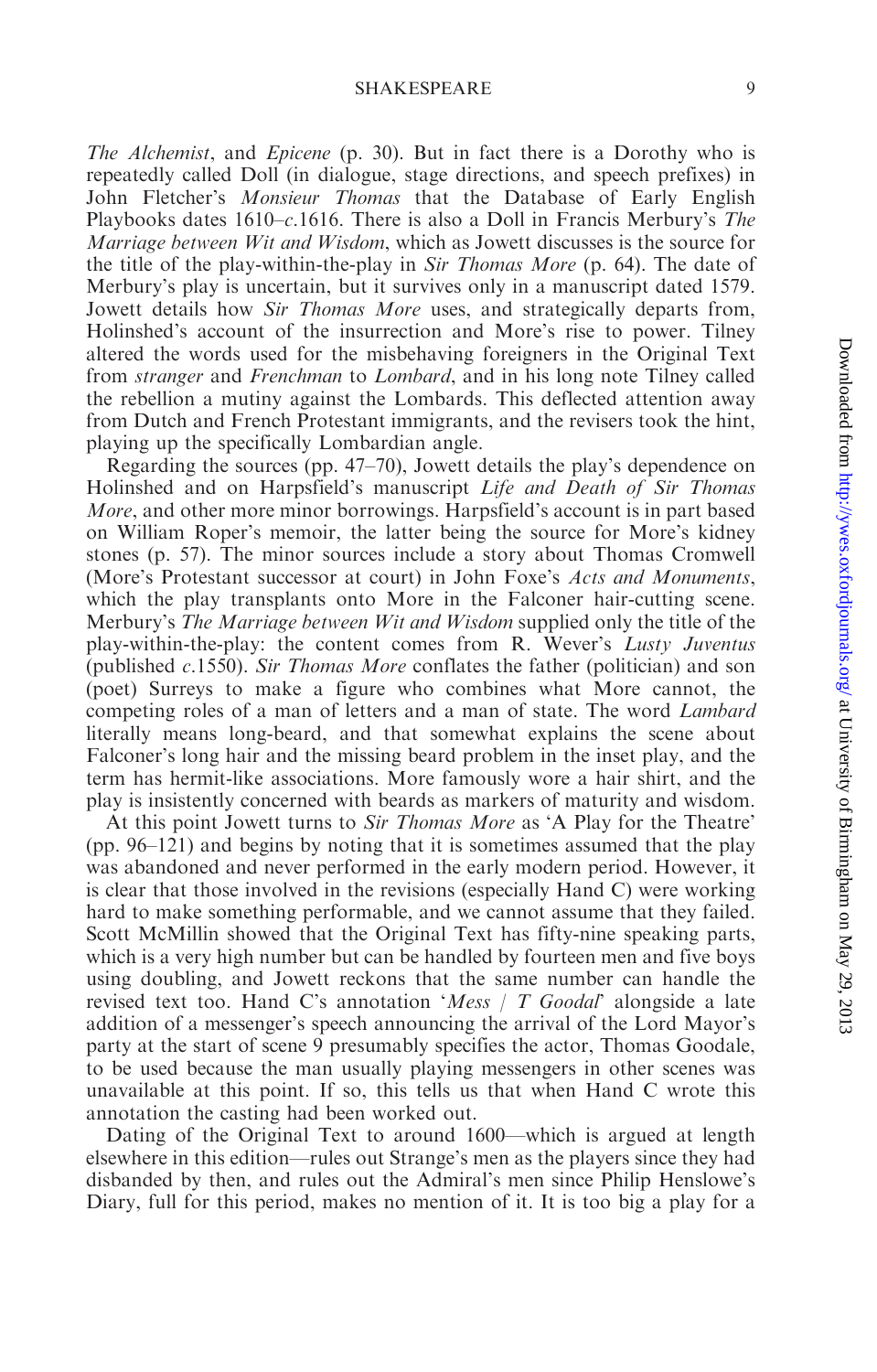*The Alchemist*, and *Epicene* (p. 30). But in fact there is a Dorothy who is repeatedly called Doll (in dialogue, stage directions, and speech prefixes) in John Fletcher's *Monsieur Thomas* that the Database of Early English Playbooks dates 1610–*c*.1616. There is also a Doll in Francis Merbury's *The Marriage between Wit and Wisdom*, which as Jowett discusses is the source for the title of the play-within-the-play in *Sir Thomas More* (p. 64). The date of Merbury's play is uncertain, but it survives only in a manuscript dated 1579. Jowett details how *Sir Thomas More* uses, and strategically departs from, Holinshed's account of the insurrection and More's rise to power. Tilney altered the words used for the misbehaving foreigners in the Original Text from *stranger* and *Frenchman* to *Lombard*, and in his long note Tilney called the rebellion a mutiny against the Lombards. This deflected attention away from Dutch and French Protestant immigrants, and the revisers took the hint, playing up the specifically Lombardian angle.

Regarding the sources (pp. 47–70), Jowett details the play's dependence on Holinshed and on Harpsfield's manuscript *Life and Death of Sir Thomas More*, and other more minor borrowings. Harpsfield's account is in part based on William Roper's memoir, the latter being the source for More's kidney stones (p. 57). The minor sources include a story about Thomas Cromwell (More's Protestant successor at court) in John Foxe's *Acts and Monuments*, which the play transplants onto More in the Falconer hair-cutting scene. Merbury's *The Marriage between Wit and Wisdom* supplied only the title of the play-within-the-play: the content comes from R. Wever's *Lusty Juventus* (published *c*.1550). *Sir Thomas More* conflates the father (politician) and son (poet) Surreys to make a figure who combines what More cannot, the competing roles of a man of letters and a man of state. The word *Lambard* literally means long-beard, and that somewhat explains the scene about Falconer's long hair and the missing beard problem in the inset play, and the term has hermit-like associations. More famously wore a hair shirt, and the play is insistently concerned with beards as markers of maturity and wisdom.

At this point Jowett turns to *Sir Thomas More* as 'A Play for the Theatre' (pp. 96–121) and begins by noting that it is sometimes assumed that the play was abandoned and never performed in the early modern period. However, it is clear that those involved in the revisions (especially Hand C) were working hard to make something performable, and we cannot assume that they failed. Scott McMillin showed that the Original Text has fifty-nine speaking parts, which is a very high number but can be handled by fourteen men and five boys using doubling, and Jowett reckons that the same number can handle the revised text too. Hand C's annotation '*Mess / T Goodal*' alongside a late addition of a messenger's speech announcing the arrival of the Lord Mayor's party at the start of scene 9 presumably specifies the actor, Thomas Goodale, to be used because the man usually playing messengers in other scenes was unavailable at this point. If so, this tells us that when Hand C wrote this annotation the casting had been worked out.

Dating of the Original Text to around 1600—which is argued at length elsewhere in this edition—rules out Strange's men as the players since they had disbanded by then, and rules out the Admiral's men since Philip Henslowe's Diary, full for this period, makes no mention of it. It is too big a play for a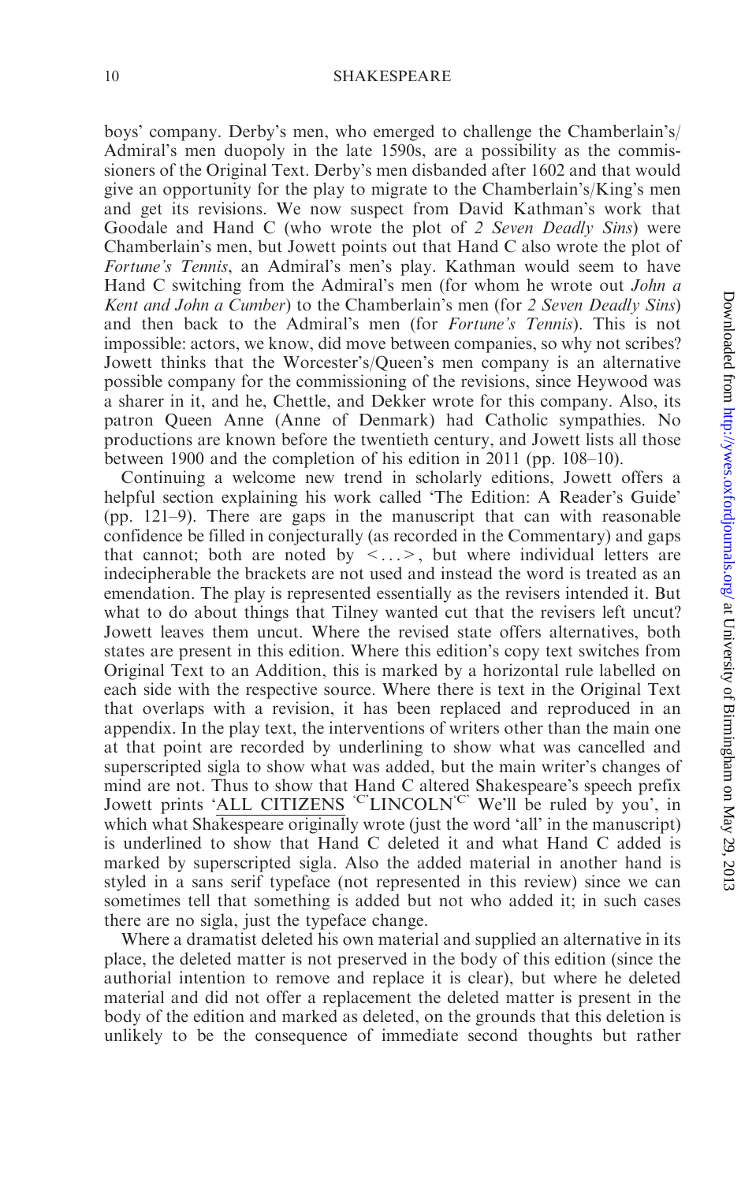boys' company. Derby's men, who emerged to challenge the Chamberlain's/Admiral's men duopoly in the late 1590s, are a possibility as the commissioners of the Original Text. Derby's men disbanded after 1602 and that would give an opportunity for the play to migrate to the Chamberlain's/King's men and get its revisions. We now suspect from David Kathman's work that Goodale and Hand C (who wrote the plot of *2 Seven Deadly Sins*) were Chamberlain's men, but Jowett points out that Hand C also wrote the plot of *Fortune's Tennis*, an Admiral's men's play. Kathman would seem to have Hand C switching from the Admiral's men (for whom he wrote out *John a Kent and John a Cumber*) to the Chamberlain's men (for *2 Seven Deadly Sins*) and then back to the Admiral's men (for *Fortune's Tennis*). This is not impossible: actors, we know, did move between companies, so why not scribes? Jowett thinks that the Worcester's/Queen's men company is an alternative possible company for the commissioning of the revisions, since Heywood was a sharer in it, and he, Chettle, and Dekker wrote for this company. Also, its patron Queen Anne (Anne of Denmark) had Catholic sympathies. No productions are known before the twentieth century, and Jowett lists all those between 1900 and the completion of his edition in 2011 (pp. 108–10).

Continuing a welcome new trend in scholarly editions, Jowett offers a helpful section explaining his work called 'The Edition: A Reader's Guide' (pp. 121–9). There are gaps in the manuscript that can with reasonable confidence be filled in conjecturally (as recorded in the Commentary) and gaps that cannot; both are noted by <...>, but where individual letters are indecipherable the brackets are not used and instead the word is treated as an emendation. The play is represented essentially as the revisers intended it. But what to do about things that Tilney wanted cut that the revisers left uncut? Jowett leaves them uncut. Where the revised state offers alternatives, both states are present in this edition. Where this edition's copy text switches from Original Text to an Addition, this is marked by a horizontal rule labelled on each side with the respective source. Where there is text in the Original Text that overlaps with a revision, it has been replaced and reproduced in an appendix. In the play text, the interventions of writers other than the main one at that point are recorded by underlining to show what was cancelled and superscripted sigla to show what was added, but the main writer's changes of mind are not. Thus to show that Hand C altered Shakespeare's speech prefix Jowett prints '<u>ALL CITIZENS</u> ⌜C⌝LINCOLN⌜C⌝ We'll be ruled by you', in which what Shakespeare originally wrote (just the word 'all' in the manuscript) is underlined to show that Hand C deleted it and what Hand C added is marked by superscripted sigla. Also the added material in another hand is styled in a sans serif typeface (not represented in this review) since we can sometimes tell that something is added but not who added it; in such cases there are no sigla, just the typeface change.

Where a dramatist deleted his own material and supplied an alternative in its place, the deleted matter is not preserved in the body of this edition (since the authorial intention to remove and replace it is clear), but where he deleted material and did not offer a replacement the deleted matter is present in the body of the edition and marked as deleted, on the grounds that this deletion is unlikely to be the consequence of immediate second thoughts but rather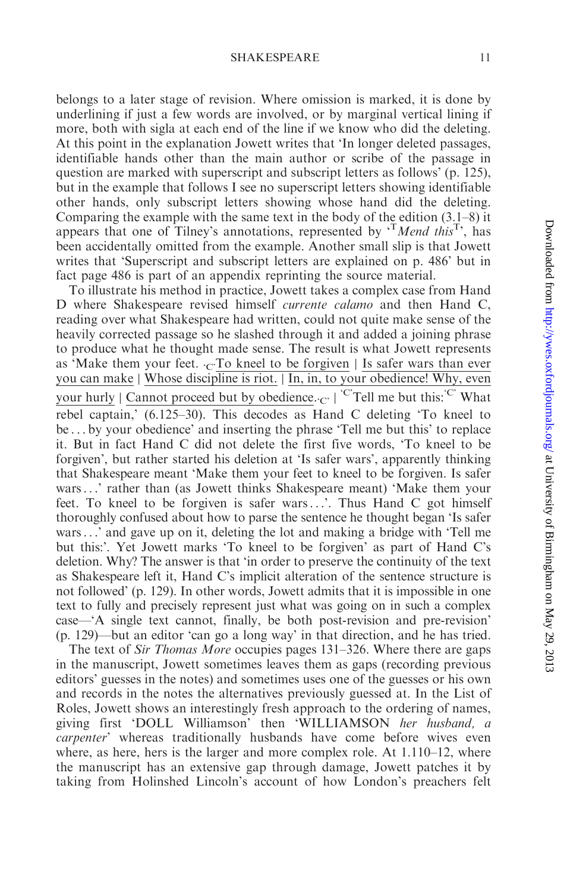belongs to a later stage of revision. Where omission is marked, it is done by underlining if just a few words are involved, or by marginal vertical lining if more, both with sigla at each end of the line if we know who did the deleting. At this point in the explanation Jowett writes that 'In longer deleted passages, identifiable hands other than the main author or scribe of the passage in question are marked with superscript and subscript letters as follows' (p. 125), but in the example that follows I see no superscript letters showing identifiable other hands, only subscript letters showing whose hand did the deleting. Comparing the example with the same text in the body of the edition (3.1–8) it appears that one of Tilney's annotations, represented by '$^{T}$*Mend this*$^{T}$', has been accidentally omitted from the example. Another small slip is that Jowett writes that 'Superscript and subscript letters are explained on p. 486' but in fact page 486 is part of an appendix reprinting the source material.

To illustrate his method in practice, Jowett takes a complex case from Hand D where Shakespeare revised himself *currente calamo* and then Hand C, reading over what Shakespeare had written, could not quite make sense of the heavily corrected passage so he slashed through it and added a joining phrase to produce what he thought made sense. The result is what Jowett represents as 'Make them your feet. $_{\cdot C \cdot}$<u>To kneel to be forgiven</u> | <u>Is safer wars than ever you can make</u> | <u>Whose discipline is riot.</u> | <u>In, in, to your obedience! Why, even your hurly</u> | <u>Cannot proceed but by obedience.</u>$_{\cdot C \cdot}$ | $^{\cdot C \cdot}$Tell me but this:$^{\cdot C \cdot}$ What rebel captain,' (6.125–30). This decodes as Hand C deleting 'To kneel to be ... by your obedience' and inserting the phrase 'Tell me but this' to replace it. But in fact Hand C did not delete the first five words, 'To kneel to be forgiven', but rather started his deletion at 'Is safer wars', apparently thinking that Shakespeare meant 'Make them your feet to kneel to be forgiven. Is safer wars ...' rather than (as Jowett thinks Shakespeare meant) 'Make them your feet. To kneel to be forgiven is safer wars ...'. Thus Hand C got himself thoroughly confused about how to parse the sentence he thought began 'Is safer wars ...' and gave up on it, deleting the lot and making a bridge with 'Tell me but this:'. Yet Jowett marks 'To kneel to be forgiven' as part of Hand C's deletion. Why? The answer is that 'in order to preserve the continuity of the text as Shakespeare left it, Hand C's implicit alteration of the sentence structure is not followed' (p. 129). In other words, Jowett admits that it is impossible in one text to fully and precisely represent just what was going on in such a complex case—'A single text cannot, finally, be both post-revision and pre-revision' (p. 129)—but an editor 'can go a long way' in that direction, and he has tried.

The text of *Sir Thomas More* occupies pages 131–326. Where there are gaps in the manuscript, Jowett sometimes leaves them as gaps (recording previous editors' guesses in the notes) and sometimes uses one of the guesses or his own and records in the notes the alternatives previously guessed at. In the List of Roles, Jowett shows an interestingly fresh approach to the ordering of names, giving first 'DOLL Williamson' then 'WILLIAMSON *her husband, a carpenter*' whereas traditionally husbands have come before wives even where, as here, hers is the larger and more complex role. At 1.110–12, where the manuscript has an extensive gap through damage, Jowett patches it by taking from Holinshed Lincoln's account of how London's preachers felt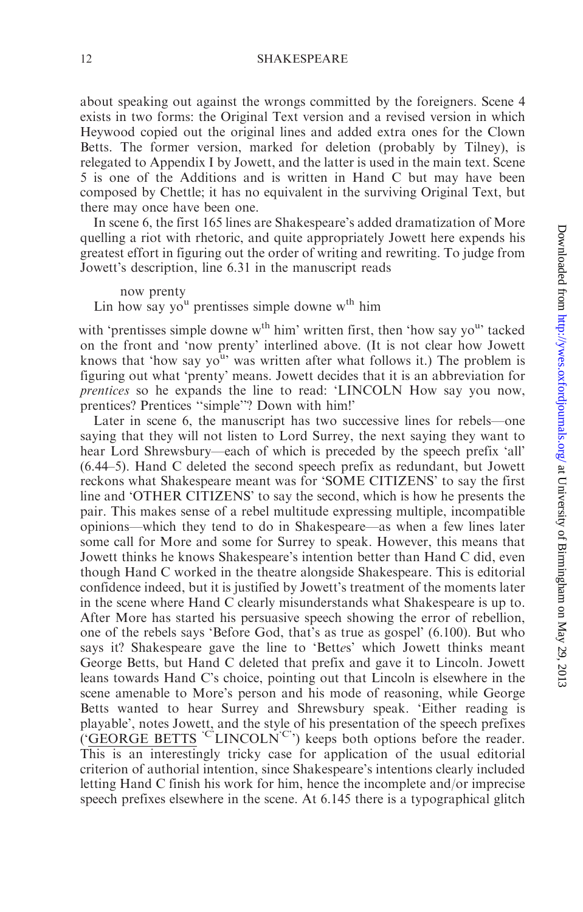about speaking out against the wrongs committed by the foreigners. Scene 4 exists in two forms: the Original Text version and a revised version in which Heywood copied out the original lines and added extra ones for the Clown Betts. The former version, marked for deletion (probably by Tilney), is relegated to Appendix I by Jowett, and the latter is used in the main text. Scene 5 is one of the Additions and is written in Hand C but may have been composed by Chettle; it has no equivalent in the surviving Original Text, but there may once have been one.

In scene 6, the first 165 lines are Shakespeare's added dramatization of More quelling a riot with rhetoric, and quite appropriately Jowett here expends his greatest effort in figuring out the order of writing and rewriting. To judge from Jowett's description, line 6.31 in the manuscript reads

> now prenty
> Lin how say you prentisses simple downe wth him

with 'prentisses simple downe wth him' written first, then 'how say you' tacked on the front and 'now prenty' interlined above. (It is not clear how Jowett knows that 'how say you' was written after what follows it.) The problem is figuring out what 'prenty' means. Jowett decides that it is an abbreviation for *prentices* so he expands the line to read: 'LINCOLN How say you now, prentices? Prentices "simple"? Down with him!'

Later in scene 6, the manuscript has two successive lines for rebels—one saying that they will not listen to Lord Surrey, the next saying they want to hear Lord Shrewsbury—each of which is preceded by the speech prefix 'all' (6.44–5). Hand C deleted the second speech prefix as redundant, but Jowett reckons what Shakespeare meant was for 'SOME CITIZENS' to say the first line and 'OTHER CITIZENS' to say the second, which is how he presents the pair. This makes sense of a rebel multitude expressing multiple, incompatible opinions—which they tend to do in Shakespeare—as when a few lines later some call for More and some for Surrey to speak. However, this means that Jowett thinks he knows Shakespeare's intention better than Hand C did, even though Hand C worked in the theatre alongside Shakespeare. This is editorial confidence indeed, but it is justified by Jowett's treatment of the moments later in the scene where Hand C clearly misunderstands what Shakespeare is up to. After More has started his persuasive speech showing the error of rebellion, one of the rebels says 'Before God, that's as true as gospel' (6.100). But who says it? Shakespeare gave the line to 'Bett*es*' which Jowett thinks meant George Betts, but Hand C deleted that prefix and gave it to Lincoln. Jowett leans towards Hand C's choice, pointing out that Lincoln is elsewhere in the scene amenable to More's person and his mode of reasoning, while George Betts wanted to hear Surrey and Shrewsbury speak. 'Either reading is playable', notes Jowett, and the style of his presentation of the speech prefixes ('GEORGE BETTS 'C'LINCOLN'C'') keeps both options before the reader. This is an interestingly tricky case for application of the usual editorial criterion of authorial intention, since Shakespeare's intentions clearly included letting Hand C finish his work for him, hence the incomplete and/or imprecise speech prefixes elsewhere in the scene. At 6.145 there is a typographical glitch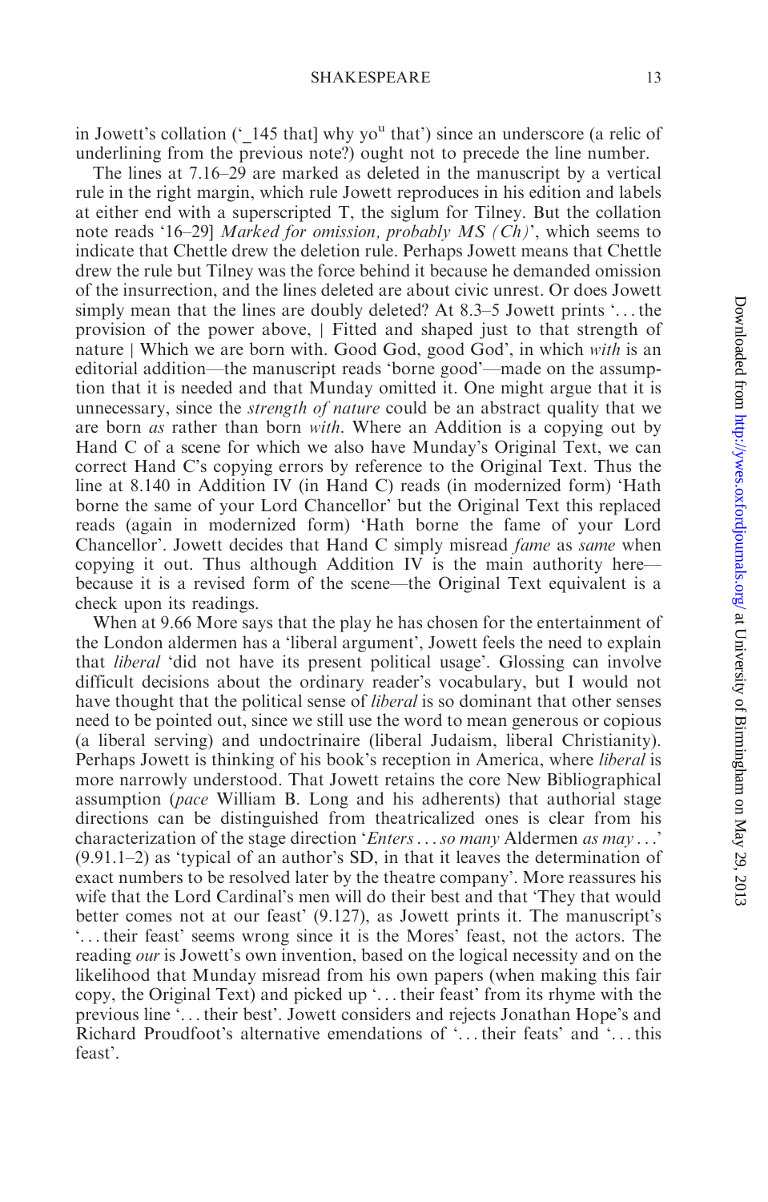in Jowett's collation ('_145 that] why you that') since an underscore (a relic of underlining from the previous note?) ought not to precede the line number.

The lines at 7.16–29 are marked as deleted in the manuscript by a vertical rule in the right margin, which rule Jowett reproduces in his edition and labels at either end with a superscripted T, the siglum for Tilney. But the collation note reads '16–29] *Marked for omission, probably MS (Ch)*', which seems to indicate that Chettle drew the deletion rule. Perhaps Jowett means that Chettle drew the rule but Tilney was the force behind it because he demanded omission of the insurrection, and the lines deleted are about civic unrest. Or does Jowett simply mean that the lines are doubly deleted? At 8.3–5 Jowett prints '... the provision of the power above, | Fitted and shaped just to that strength of nature | Which we are born with. Good God, good God', in which *with* is an editorial addition—the manuscript reads 'borne good'—made on the assumption that it is needed and that Munday omitted it. One might argue that it is unnecessary, since the *strength of nature* could be an abstract quality that we are born *as* rather than born *with*. Where an Addition is a copying out by Hand C of a scene for which we also have Munday's Original Text, we can correct Hand C's copying errors by reference to the Original Text. Thus the line at 8.140 in Addition IV (in Hand C) reads (in modernized form) 'Hath borne the same of your Lord Chancellor' but the Original Text this replaced reads (again in modernized form) 'Hath borne the fame of your Lord Chancellor'. Jowett decides that Hand C simply misread *fame* as *same* when copying it out. Thus although Addition IV is the main authority here—because it is a revised form of the scene—the Original Text equivalent is a check upon its readings.

When at 9.66 More says that the play he has chosen for the entertainment of the London aldermen has a 'liberal argument', Jowett feels the need to explain that *liberal* 'did not have its present political usage'. Glossing can involve difficult decisions about the ordinary reader's vocabulary, but I would not have thought that the political sense of *liberal* is so dominant that other senses need to be pointed out, since we still use the word to mean generous or copious (a liberal serving) and undoctrinaire (liberal Judaism, liberal Christianity). Perhaps Jowett is thinking of his book's reception in America, where *liberal* is more narrowly understood. That Jowett retains the core New Bibliographical assumption (*pace* William B. Long and his adherents) that authorial stage directions can be distinguished from theatricalized ones is clear from his characterization of the stage direction '*Enters ... so many* Aldermen *as may* ...' (9.91.1–2) as 'typical of an author's SD, in that it leaves the determination of exact numbers to be resolved later by the theatre company'. More reassures his wife that the Lord Cardinal's men will do their best and that 'They that would better comes not at our feast' (9.127), as Jowett prints it. The manuscript's '... their feast' seems wrong since it is the Mores' feast, not the actors. The reading *our* is Jowett's own invention, based on the logical necessity and on the likelihood that Munday misread from his own papers (when making this fair copy, the Original Text) and picked up '... their feast' from its rhyme with the previous line '... their best'. Jowett considers and rejects Jonathan Hope's and Richard Proudfoot's alternative emendations of '... their feats' and '... this feast'.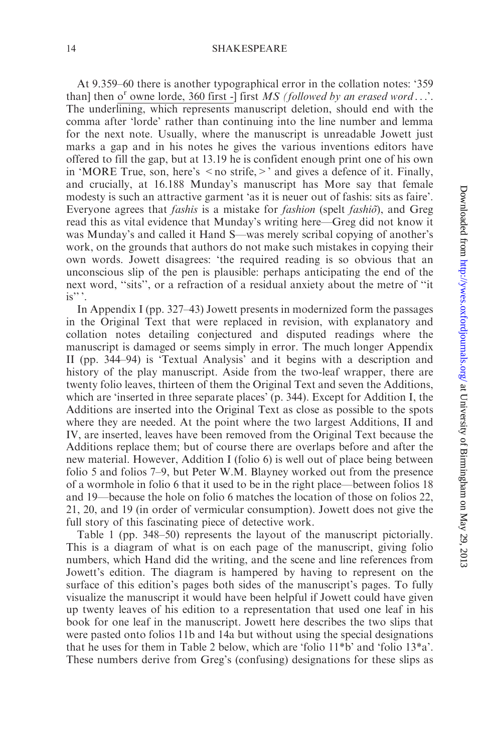At 9.359–60 there is another typographical error in the collation notes: '359 than] then o^r owne lorde, 360 first -] first *MS (followed by an erased word . . .*'. The underlining, which represents manuscript deletion, should end with the comma after 'lorde' rather than continuing into the line number and lemma for the next note. Usually, where the manuscript is unreadable Jowett just marks a gap and in his notes he gives the various inventions editors have offered to fill the gap, but at 13.19 he is confident enough print one of his own in 'MORE True, son, here's < no strife, > ' and gives a defence of it. Finally, and crucially, at 16.188 Munday's manuscript has More say that female modesty is such an attractive garment 'as it is neuer out of fashis: sits as faire'. Everyone agrees that *fashis* is a mistake for *fashion* (spelt *fashiõ*), and Greg read this as vital evidence that Munday's writing here—Greg did not know it was Munday's and called it Hand S—was merely scribal copying of another's work, on the grounds that authors do not make such mistakes in copying their own words. Jowett disagrees: 'the required reading is so obvious that an unconscious slip of the pen is plausible: perhaps anticipating the end of the next word, "sits", or a refraction of a residual anxiety about the metre of "it is"'.

In Appendix I (pp. 327–43) Jowett presents in modernized form the passages in the Original Text that were replaced in revision, with explanatory and collation notes detailing conjectured and disputed readings where the manuscript is damaged or seems simply in error. The much longer Appendix II (pp. 344–94) is 'Textual Analysis' and it begins with a description and history of the play manuscript. Aside from the two-leaf wrapper, there are twenty folio leaves, thirteen of them the Original Text and seven the Additions, which are 'inserted in three separate places' (p. 344). Except for Addition I, the Additions are inserted into the Original Text as close as possible to the spots where they are needed. At the point where the two largest Additions, II and IV, are inserted, leaves have been removed from the Original Text because the Additions replace them; but of course there are overlaps before and after the new material. However, Addition I (folio 6) is well out of place being between folio 5 and folios 7–9, but Peter W.M. Blayney worked out from the presence of a wormhole in folio 6 that it used to be in the right place—between folios 18 and 19—because the hole on folio 6 matches the location of those on folios 22, 21, 20, and 19 (in order of vermicular consumption). Jowett does not give the full story of this fascinating piece of detective work.

Table 1 (pp. 348–50) represents the layout of the manuscript pictorially. This is a diagram of what is on each page of the manuscript, giving folio numbers, which Hand did the writing, and the scene and line references from Jowett's edition. The diagram is hampered by having to represent on the surface of this edition's pages both sides of the manuscript's pages. To fully visualize the manuscript it would have been helpful if Jowett could have given up twenty leaves of his edition to a representation that used one leaf in his book for one leaf in the manuscript. Jowett here describes the two slips that were pasted onto folios 11b and 14a but without using the special designations that he uses for them in Table 2 below, which are 'folio 11*b' and 'folio 13*a'. These numbers derive from Greg's (confusing) designations for these slips as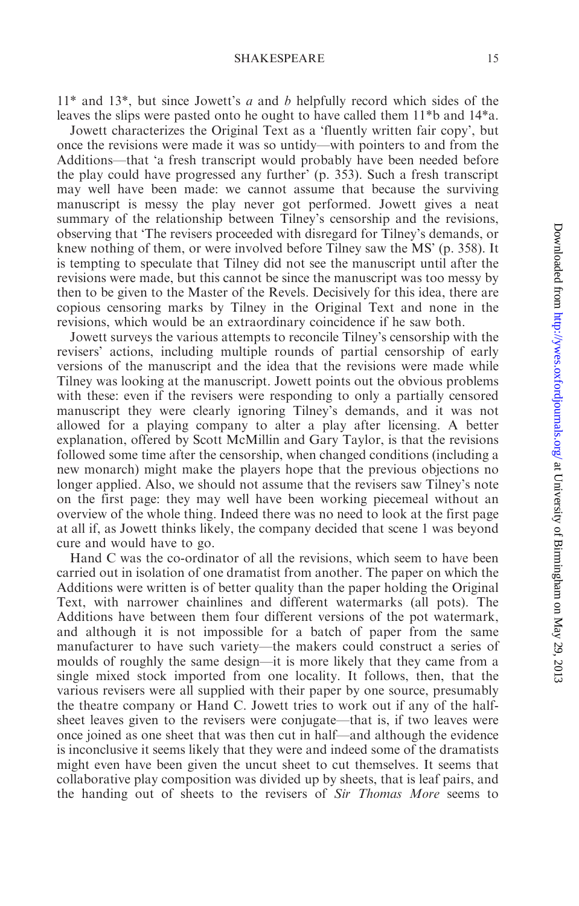11* and 13*, but since Jowett's *a* and *b* helpfully record which sides of the leaves the slips were pasted onto he ought to have called them 11*b and 14*a.

Jowett characterizes the Original Text as a 'fluently written fair copy', but once the revisions were made it was so untidy—with pointers to and from the Additions—that 'a fresh transcript would probably have been needed before the play could have progressed any further' (p. 353). Such a fresh transcript may well have been made: we cannot assume that because the surviving manuscript is messy the play never got performed. Jowett gives a neat summary of the relationship between Tilney's censorship and the revisions, observing that 'The revisers proceeded with disregard for Tilney's demands, or knew nothing of them, or were involved before Tilney saw the MS' (p. 358). It is tempting to speculate that Tilney did not see the manuscript until after the revisions were made, but this cannot be since the manuscript was too messy by then to be given to the Master of the Revels. Decisively for this idea, there are copious censoring marks by Tilney in the Original Text and none in the revisions, which would be an extraordinary coincidence if he saw both.

Jowett surveys the various attempts to reconcile Tilney's censorship with the revisers' actions, including multiple rounds of partial censorship of early versions of the manuscript and the idea that the revisions were made while Tilney was looking at the manuscript. Jowett points out the obvious problems with these: even if the revisers were responding to only a partially censored manuscript they were clearly ignoring Tilney's demands, and it was not allowed for a playing company to alter a play after licensing. A better explanation, offered by Scott McMillin and Gary Taylor, is that the revisions followed some time after the censorship, when changed conditions (including a new monarch) might make the players hope that the previous objections no longer applied. Also, we should not assume that the revisers saw Tilney's note on the first page: they may well have been working piecemeal without an overview of the whole thing. Indeed there was no need to look at the first page at all if, as Jowett thinks likely, the company decided that scene 1 was beyond cure and would have to go.

Hand C was the co-ordinator of all the revisions, which seem to have been carried out in isolation of one dramatist from another. The paper on which the Additions were written is of better quality than the paper holding the Original Text, with narrower chainlines and different watermarks (all pots). The Additions have between them four different versions of the pot watermark, and although it is not impossible for a batch of paper from the same manufacturer to have such variety—the makers could construct a series of moulds of roughly the same design—it is more likely that they came from a single mixed stock imported from one locality. It follows, then, that the various revisers were all supplied with their paper by one source, presumably the theatre company or Hand C. Jowett tries to work out if any of the half-sheet leaves given to the revisers were conjugate—that is, if two leaves were once joined as one sheet that was then cut in half—and although the evidence is inconclusive it seems likely that they were and indeed some of the dramatists might even have been given the uncut sheet to cut themselves. It seems that collaborative play composition was divided up by sheets, that is leaf pairs, and the handing out of sheets to the revisers of *Sir Thomas More* seems to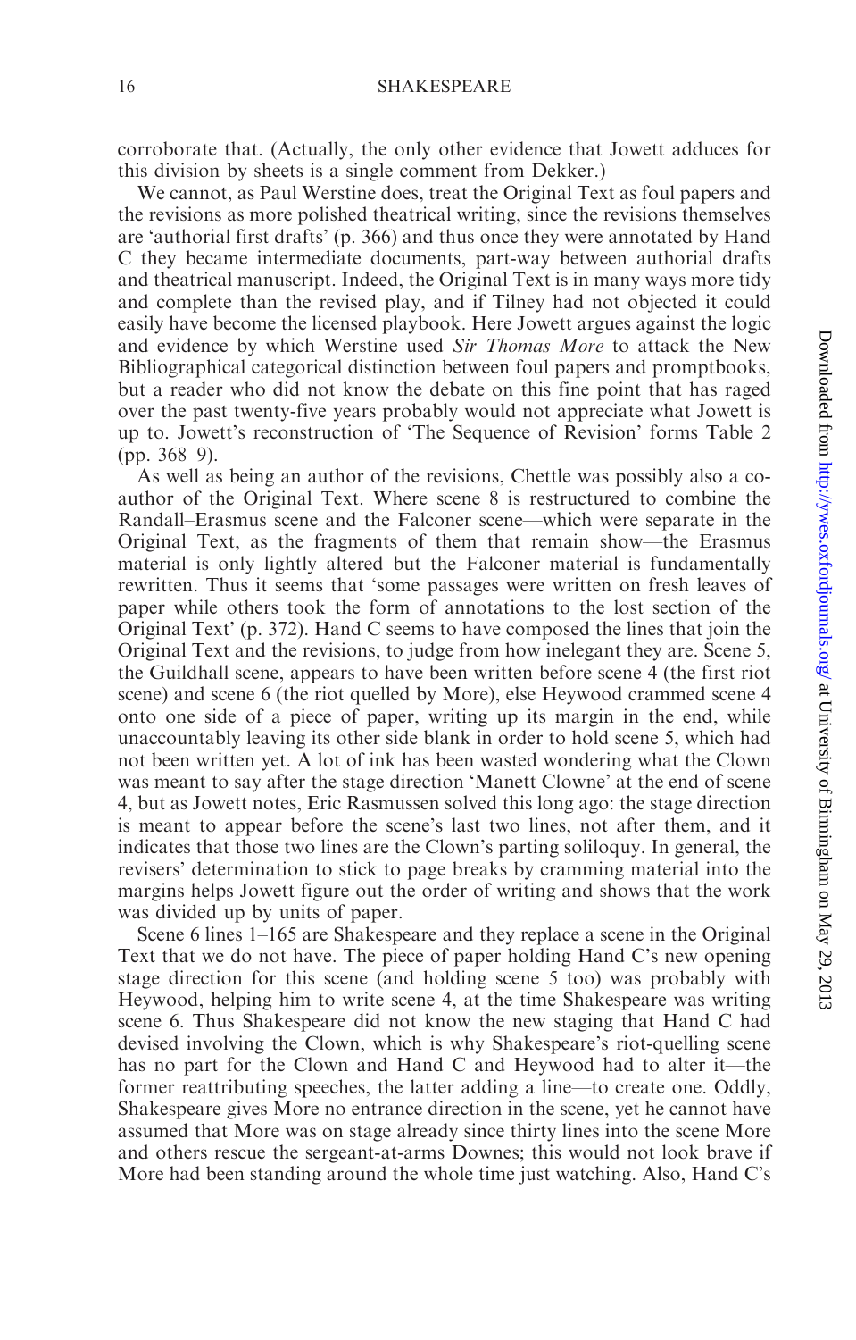corroborate that. (Actually, the only other evidence that Jowett adduces for this division by sheets is a single comment from Dekker.)

We cannot, as Paul Werstine does, treat the Original Text as foul papers and the revisions as more polished theatrical writing, since the revisions themselves are 'authorial first drafts' (p. 366) and thus once they were annotated by Hand C they became intermediate documents, part-way between authorial drafts and theatrical manuscript. Indeed, the Original Text is in many ways more tidy and complete than the revised play, and if Tilney had not objected it could easily have become the licensed playbook. Here Jowett argues against the logic and evidence by which Werstine used *Sir Thomas More* to attack the New Bibliographical categorical distinction between foul papers and promptbooks, but a reader who did not know the debate on this fine point that has raged over the past twenty-five years probably would not appreciate what Jowett is up to. Jowett's reconstruction of 'The Sequence of Revision' forms Table 2 (pp. 368–9).

As well as being an author of the revisions, Chettle was possibly also a co-author of the Original Text. Where scene 8 is restructured to combine the Randall–Erasmus scene and the Falconer scene—which were separate in the Original Text, as the fragments of them that remain show—the Erasmus material is only lightly altered but the Falconer material is fundamentally rewritten. Thus it seems that 'some passages were written on fresh leaves of paper while others took the form of annotations to the lost section of the Original Text' (p. 372). Hand C seems to have composed the lines that join the Original Text and the revisions, to judge from how inelegant they are. Scene 5, the Guildhall scene, appears to have been written before scene 4 (the first riot scene) and scene 6 (the riot quelled by More), else Heywood crammed scene 4 onto one side of a piece of paper, writing up its margin in the end, while unaccountably leaving its other side blank in order to hold scene 5, which had not been written yet. A lot of ink has been wasted wondering what the Clown was meant to say after the stage direction 'Manett Clowne' at the end of scene 4, but as Jowett notes, Eric Rasmussen solved this long ago: the stage direction is meant to appear before the scene's last two lines, not after them, and it indicates that those two lines are the Clown's parting soliloquy. In general, the revisers' determination to stick to page breaks by cramming material into the margins helps Jowett figure out the order of writing and shows that the work was divided up by units of paper.

Scene 6 lines 1–165 are Shakespeare and they replace a scene in the Original Text that we do not have. The piece of paper holding Hand C's new opening stage direction for this scene (and holding scene 5 too) was probably with Heywood, helping him to write scene 4, at the time Shakespeare was writing scene 6. Thus Shakespeare did not know the new staging that Hand C had devised involving the Clown, which is why Shakespeare's riot-quelling scene has no part for the Clown and Hand C and Heywood had to alter it—the former reattributing speeches, the latter adding a line—to create one. Oddly, Shakespeare gives More no entrance direction in the scene, yet he cannot have assumed that More was on stage already since thirty lines into the scene More and others rescue the sergeant-at-arms Downes; this would not look brave if More had been standing around the whole time just watching. Also, Hand C's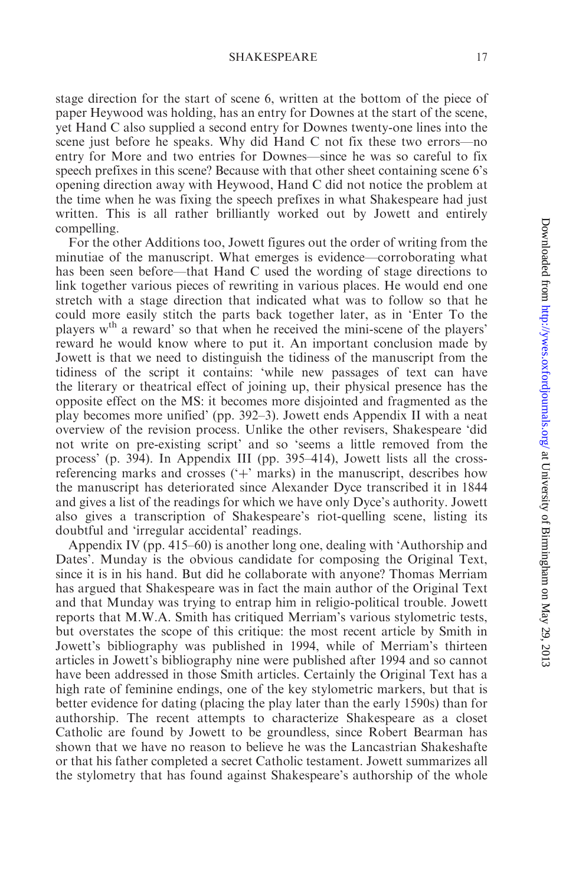stage direction for the start of scene 6, written at the bottom of the piece of paper Heywood was holding, has an entry for Downes at the start of the scene, yet Hand C also supplied a second entry for Downes twenty-one lines into the scene just before he speaks. Why did Hand C not fix these two errors—no entry for More and two entries for Downes—since he was so careful to fix speech prefixes in this scene? Because with that other sheet containing scene 6's opening direction away with Heywood, Hand C did not notice the problem at the time when he was fixing the speech prefixes in what Shakespeare had just written. This is all rather brilliantly worked out by Jowett and entirely compelling.

For the other Additions too, Jowett figures out the order of writing from the minutiae of the manuscript. What emerges is evidence—corroborating what has been seen before—that Hand C used the wording of stage directions to link together various pieces of rewriting in various places. He would end one stretch with a stage direction that indicated what was to follow so that he could more easily stitch the parts back together later, as in 'Enter To the players w^th a reward' so that when he received the mini-scene of the players' reward he would know where to put it. An important conclusion made by Jowett is that we need to distinguish the tidiness of the manuscript from the tidiness of the script it contains: 'while new passages of text can have the literary or theatrical effect of joining up, their physical presence has the opposite effect on the MS: it becomes more disjointed and fragmented as the play becomes more unified' (pp. 392–3). Jowett ends Appendix II with a neat overview of the revision process. Unlike the other revisers, Shakespeare 'did not write on pre-existing script' and so 'seems a little removed from the process' (p. 394). In Appendix III (pp. 395–414), Jowett lists all the cross-referencing marks and crosses ('+' marks) in the manuscript, describes how the manuscript has deteriorated since Alexander Dyce transcribed it in 1844 and gives a list of the readings for which we have only Dyce's authority. Jowett also gives a transcription of Shakespeare's riot-quelling scene, listing its doubtful and 'irregular accidental' readings.

Appendix IV (pp. 415–60) is another long one, dealing with 'Authorship and Dates'. Munday is the obvious candidate for composing the Original Text, since it is in his hand. But did he collaborate with anyone? Thomas Merriam has argued that Shakespeare was in fact the main author of the Original Text and that Munday was trying to entrap him in religio-political trouble. Jowett reports that M.W.A. Smith has critiqued Merriam's various stylometric tests, but overstates the scope of this critique: the most recent article by Smith in Jowett's bibliography was published in 1994, while of Merriam's thirteen articles in Jowett's bibliography nine were published after 1994 and so cannot have been addressed in those Smith articles. Certainly the Original Text has a high rate of feminine endings, one of the key stylometric markers, but that is better evidence for dating (placing the play later than the early 1590s) than for authorship. The recent attempts to characterize Shakespeare as a closet Catholic are found by Jowett to be groundless, since Robert Bearman has shown that we have no reason to believe he was the Lancastrian Shakeshafte or that his father completed a secret Catholic testament. Jowett summarizes all the stylometry that has found against Shakespeare's authorship of the whole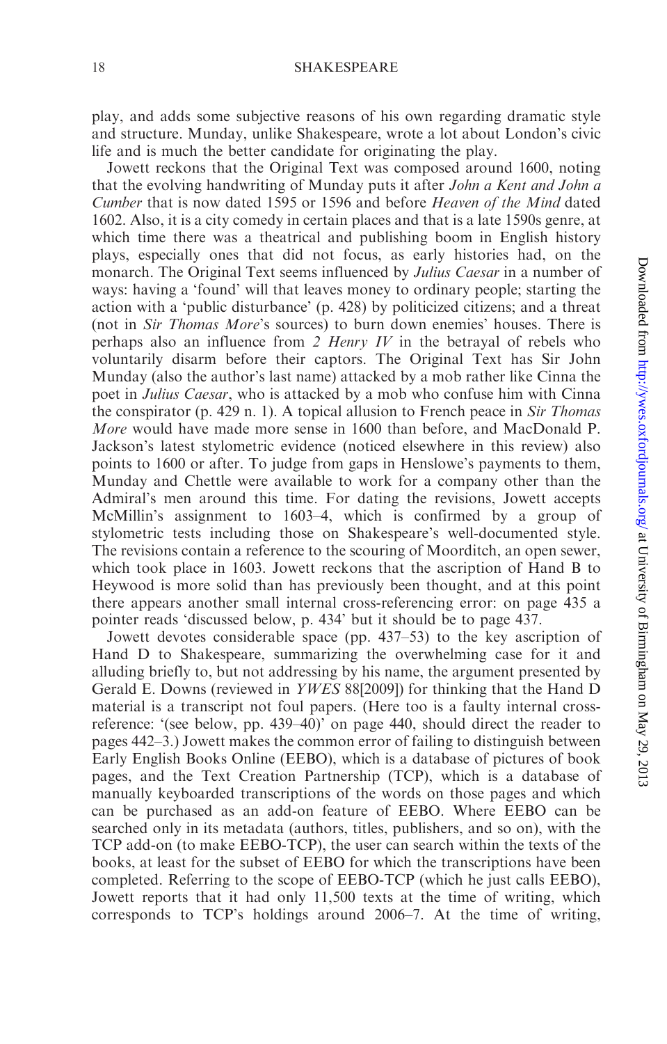play, and adds some subjective reasons of his own regarding dramatic style and structure. Munday, unlike Shakespeare, wrote a lot about London's civic life and is much the better candidate for originating the play.

Jowett reckons that the Original Text was composed around 1600, noting that the evolving handwriting of Munday puts it after *John a Kent and John a Cumber* that is now dated 1595 or 1596 and before *Heaven of the Mind* dated 1602. Also, it is a city comedy in certain places and that is a late 1590s genre, at which time there was a theatrical and publishing boom in English history plays, especially ones that did not focus, as early histories had, on the monarch. The Original Text seems influenced by *Julius Caesar* in a number of ways: having a 'found' will that leaves money to ordinary people; starting the action with a 'public disturbance' (p. 428) by politicized citizens; and a threat (not in *Sir Thomas More*'s sources) to burn down enemies' houses. There is perhaps also an influence from *2 Henry IV* in the betrayal of rebels who voluntarily disarm before their captors. The Original Text has Sir John Munday (also the author's last name) attacked by a mob rather like Cinna the poet in *Julius Caesar*, who is attacked by a mob who confuse him with Cinna the conspirator (p. 429 n. 1). A topical allusion to French peace in *Sir Thomas More* would have made more sense in 1600 than before, and MacDonald P. Jackson's latest stylometric evidence (noticed elsewhere in this review) also points to 1600 or after. To judge from gaps in Henslowe's payments to them, Munday and Chettle were available to work for a company other than the Admiral's men around this time. For dating the revisions, Jowett accepts McMillin's assignment to 1603–4, which is confirmed by a group of stylometric tests including those on Shakespeare's well-documented style. The revisions contain a reference to the scouring of Moorditch, an open sewer, which took place in 1603. Jowett reckons that the ascription of Hand B to Heywood is more solid than has previously been thought, and at this point there appears another small internal cross-referencing error: on page 435 a pointer reads 'discussed below, p. 434' but it should be to page 437.

Jowett devotes considerable space (pp. 437–53) to the key ascription of Hand D to Shakespeare, summarizing the overwhelming case for it and alluding briefly to, but not addressing by his name, the argument presented by Gerald E. Downs (reviewed in *YWES* 88[2009]) for thinking that the Hand D material is a transcript not foul papers. (Here too is a faulty internal cross-reference: '(see below, pp. 439–40)' on page 440, should direct the reader to pages 442–3.) Jowett makes the common error of failing to distinguish between Early English Books Online (EEBO), which is a database of pictures of book pages, and the Text Creation Partnership (TCP), which is a database of manually keyboarded transcriptions of the words on those pages and which can be purchased as an add-on feature of EEBO. Where EEBO can be searched only in its metadata (authors, titles, publishers, and so on), with the TCP add-on (to make EEBO-TCP), the user can search within the texts of the books, at least for the subset of EEBO for which the transcriptions have been completed. Referring to the scope of EEBO-TCP (which he just calls EEBO), Jowett reports that it had only 11,500 texts at the time of writing, which corresponds to TCP's holdings around 2006–7. At the time of writing,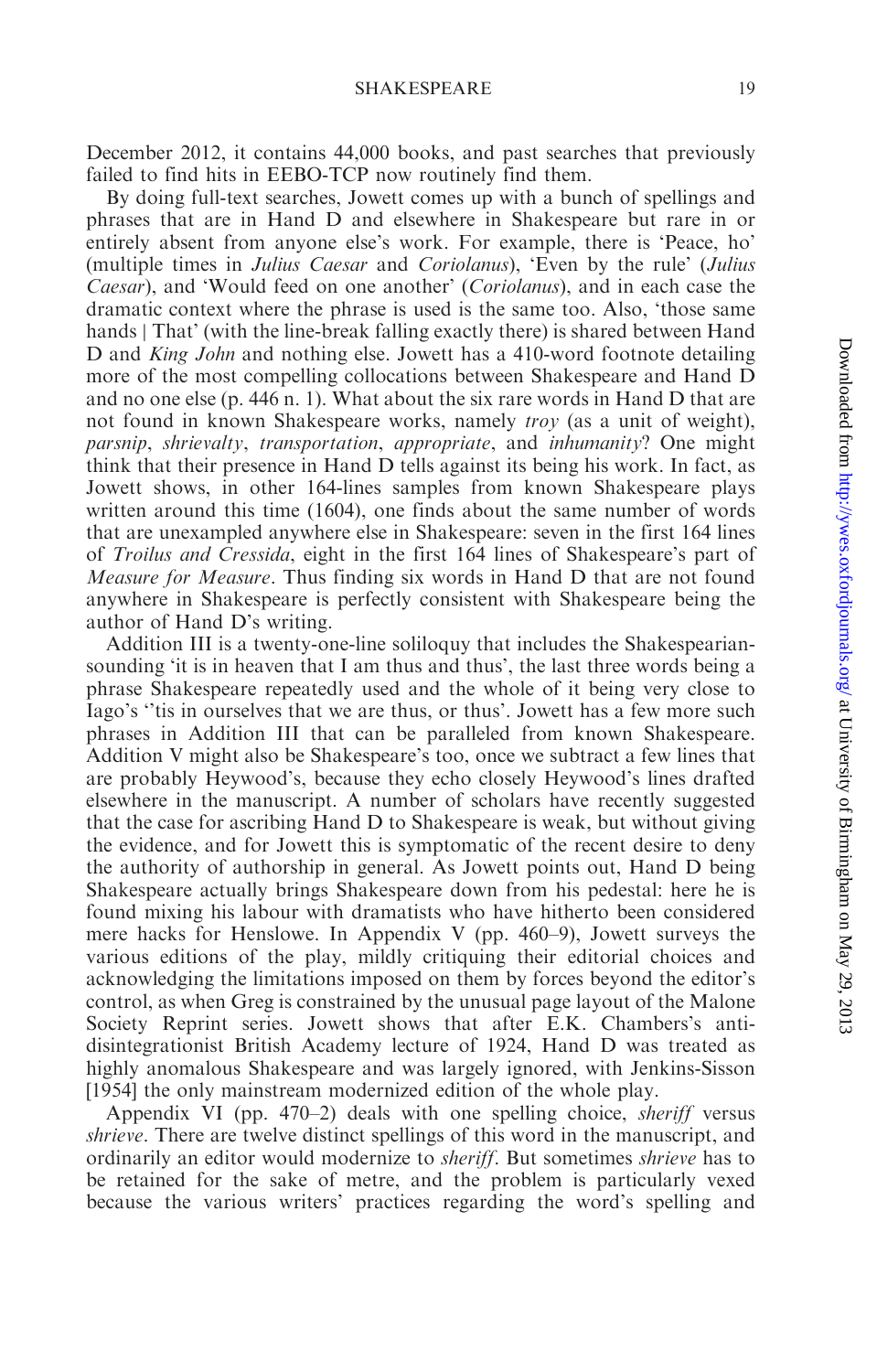December 2012, it contains 44,000 books, and past searches that previously failed to find hits in EEBO-TCP now routinely find them.

By doing full-text searches, Jowett comes up with a bunch of spellings and phrases that are in Hand D and elsewhere in Shakespeare but rare in or entirely absent from anyone else's work. For example, there is 'Peace, ho' (multiple times in *Julius Caesar* and *Coriolanus*), 'Even by the rule' (*Julius Caesar*), and 'Would feed on one another' (*Coriolanus*), and in each case the dramatic context where the phrase is used is the same too. Also, 'those same hands | That' (with the line-break falling exactly there) is shared between Hand D and *King John* and nothing else. Jowett has a 410-word footnote detailing more of the most compelling collocations between Shakespeare and Hand D and no one else (p. 446 n. 1). What about the six rare words in Hand D that are not found in known Shakespeare works, namely *troy* (as a unit of weight), *parsnip*, *shrievalty*, *transportation*, *appropriate*, and *inhumanity*? One might think that their presence in Hand D tells against its being his work. In fact, as Jowett shows, in other 164-lines samples from known Shakespeare plays written around this time (1604), one finds about the same number of words that are unexampled anywhere else in Shakespeare: seven in the first 164 lines of *Troilus and Cressida*, eight in the first 164 lines of Shakespeare's part of *Measure for Measure*. Thus finding six words in Hand D that are not found anywhere in Shakespeare is perfectly consistent with Shakespeare being the author of Hand D's writing.

Addition III is a twenty-one-line soliloquy that includes the Shakespearian-sounding 'it is in heaven that I am thus and thus', the last three words being a phrase Shakespeare repeatedly used and the whole of it being very close to Iago's ''tis in ourselves that we are thus, or thus'. Jowett has a few more such phrases in Addition III that can be paralleled from known Shakespeare. Addition V might also be Shakespeare's too, once we subtract a few lines that are probably Heywood's, because they echo closely Heywood's lines drafted elsewhere in the manuscript. A number of scholars have recently suggested that the case for ascribing Hand D to Shakespeare is weak, but without giving the evidence, and for Jowett this is symptomatic of the recent desire to deny the authority of authorship in general. As Jowett points out, Hand D being Shakespeare actually brings Shakespeare down from his pedestal: here he is found mixing his labour with dramatists who have hitherto been considered mere hacks for Henslowe. In Appendix V (pp. 460–9), Jowett surveys the various editions of the play, mildly critiquing their editorial choices and acknowledging the limitations imposed on them by forces beyond the editor's control, as when Greg is constrained by the unusual page layout of the Malone Society Reprint series. Jowett shows that after E.K. Chambers's anti-disintegrationist British Academy lecture of 1924, Hand D was treated as highly anomalous Shakespeare and was largely ignored, with Jenkins-Sisson [1954] the only mainstream modernized edition of the whole play.

Appendix VI (pp. 470–2) deals with one spelling choice, *sheriff* versus *shrieve*. There are twelve distinct spellings of this word in the manuscript, and ordinarily an editor would modernize to *sheriff*. But sometimes *shrieve* has to be retained for the sake of metre, and the problem is particularly vexed because the various writers' practices regarding the word's spelling and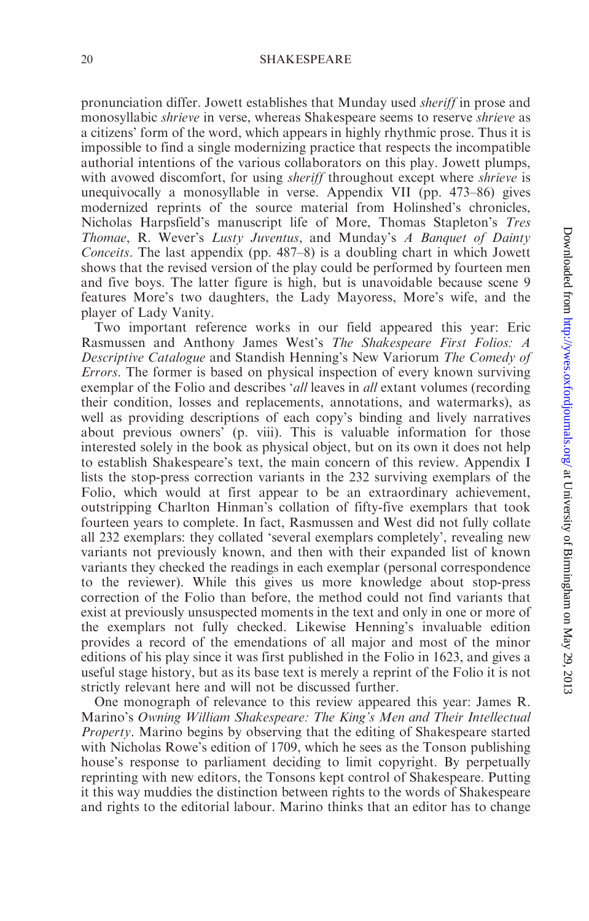pronunciation differ. Jowett establishes that Munday used *sheriff* in prose and monosyllabic *shrieve* in verse, whereas Shakespeare seems to reserve *shrieve* as a citizens' form of the word, which appears in highly rhythmic prose. Thus it is impossible to find a single modernizing practice that respects the incompatible authorial intentions of the various collaborators on this play. Jowett plumps, with avowed discomfort, for using *sheriff* throughout except where *shrieve* is unequivocally a monosyllable in verse. Appendix VII (pp. 473–86) gives modernized reprints of the source material from Holinshed's chronicles, Nicholas Harpsfield's manuscript life of More, Thomas Stapleton's *Tres Thomae*, R. Wever's *Lusty Juventus*, and Munday's *A Banquet of Dainty Conceits*. The last appendix (pp. 487–8) is a doubling chart in which Jowett shows that the revised version of the play could be performed by fourteen men and five boys. The latter figure is high, but is unavoidable because scene 9 features More's two daughters, the Lady Mayoress, More's wife, and the player of Lady Vanity.

Two important reference works in our field appeared this year: Eric Rasmussen and Anthony James West's *The Shakespeare First Folios: A Descriptive Catalogue* and Standish Henning's New Variorum *The Comedy of Errors*. The former is based on physical inspection of every known surviving exemplar of the Folio and describes '*all* leaves in *all* extant volumes (recording their condition, losses and replacements, annotations, and watermarks), as well as providing descriptions of each copy's binding and lively narratives about previous owners' (p. viii). This is valuable information for those interested solely in the book as physical object, but on its own it does not help to establish Shakespeare's text, the main concern of this review. Appendix I lists the stop-press correction variants in the 232 surviving exemplars of the Folio, which would at first appear to be an extraordinary achievement, outstripping Charlton Hinman's collation of fifty-five exemplars that took fourteen years to complete. In fact, Rasmussen and West did not fully collate all 232 exemplars: they collated 'several exemplars completely', revealing new variants not previously known, and then with their expanded list of known variants they checked the readings in each exemplar (personal correspondence to the reviewer). While this gives us more knowledge about stop-press correction of the Folio than before, the method could not find variants that exist at previously unsuspected moments in the text and only in one or more of the exemplars not fully checked. Likewise Henning's invaluable edition provides a record of the emendations of all major and most of the minor editions of his play since it was first published in the Folio in 1623, and gives a useful stage history, but as its base text is merely a reprint of the Folio it is not strictly relevant here and will not be discussed further.

One monograph of relevance to this review appeared this year: James R. Marino's *Owning William Shakespeare: The King's Men and Their Intellectual Property*. Marino begins by observing that the editing of Shakespeare started with Nicholas Rowe's edition of 1709, which he sees as the Tonson publishing house's response to parliament deciding to limit copyright. By perpetually reprinting with new editors, the Tonsons kept control of Shakespeare. Putting it this way muddies the distinction between rights to the words of Shakespeare and rights to the editorial labour. Marino thinks that an editor has to change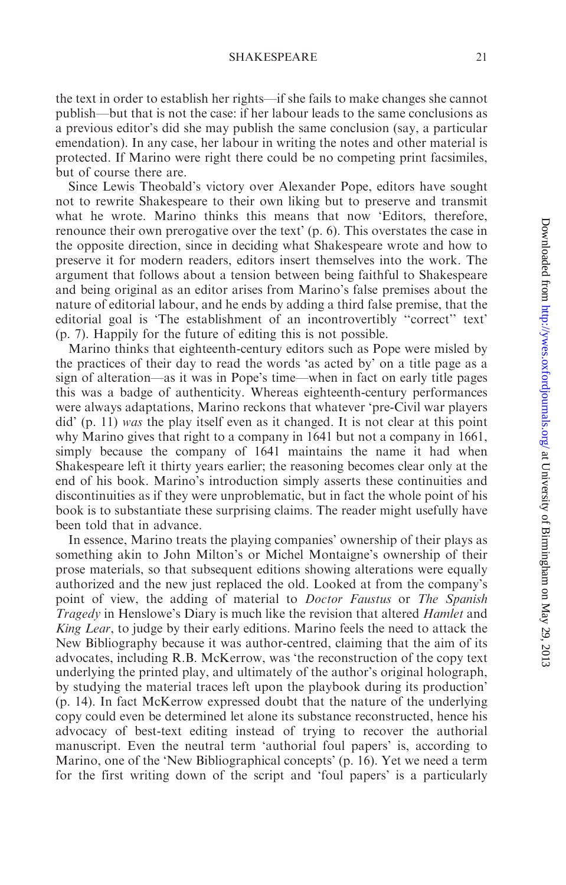the text in order to establish her rights—if she fails to make changes she cannot publish—but that is not the case: if her labour leads to the same conclusions as a previous editor's did she may publish the same conclusion (say, a particular emendation). In any case, her labour in writing the notes and other material is protected. If Marino were right there could be no competing print facsimiles, but of course there are.

Since Lewis Theobald's victory over Alexander Pope, editors have sought not to rewrite Shakespeare to their own liking but to preserve and transmit what he wrote. Marino thinks this means that now 'Editors, therefore, renounce their own prerogative over the text' (p. 6). This overstates the case in the opposite direction, since in deciding what Shakespeare wrote and how to preserve it for modern readers, editors insert themselves into the work. The argument that follows about a tension between being faithful to Shakespeare and being original as an editor arises from Marino's false premises about the nature of editorial labour, and he ends by adding a third false premise, that the editorial goal is 'The establishment of an incontrovertibly "correct" text' (p. 7). Happily for the future of editing this is not possible.

Marino thinks that eighteenth-century editors such as Pope were misled by the practices of their day to read the words 'as acted by' on a title page as a sign of alteration—as it was in Pope's time—when in fact on early title pages this was a badge of authenticity. Whereas eighteenth-century performances were always adaptations, Marino reckons that whatever 'pre-Civil war players did' (p. 11) *was* the play itself even as it changed. It is not clear at this point why Marino gives that right to a company in 1641 but not a company in 1661, simply because the company of 1641 maintains the name it had when Shakespeare left it thirty years earlier; the reasoning becomes clear only at the end of his book. Marino's introduction simply asserts these continuities and discontinuities as if they were unproblematic, but in fact the whole point of his book is to substantiate these surprising claims. The reader might usefully have been told that in advance.

In essence, Marino treats the playing companies' ownership of their plays as something akin to John Milton's or Michel Montaigne's ownership of their prose materials, so that subsequent editions showing alterations were equally authorized and the new just replaced the old. Looked at from the company's point of view, the adding of material to *Doctor Faustus* or *The Spanish Tragedy* in Henslowe's Diary is much like the revision that altered *Hamlet* and *King Lear*, to judge by their early editions. Marino feels the need to attack the New Bibliography because it was author-centred, claiming that the aim of its advocates, including R.B. McKerrow, was 'the reconstruction of the copy text underlying the printed play, and ultimately of the author's original holograph, by studying the material traces left upon the playbook during its production' (p. 14). In fact McKerrow expressed doubt that the nature of the underlying copy could even be determined let alone its substance reconstructed, hence his advocacy of best-text editing instead of trying to recover the authorial manuscript. Even the neutral term 'authorial foul papers' is, according to Marino, one of the 'New Bibliographical concepts' (p. 16). Yet we need a term for the first writing down of the script and 'foul papers' is a particularly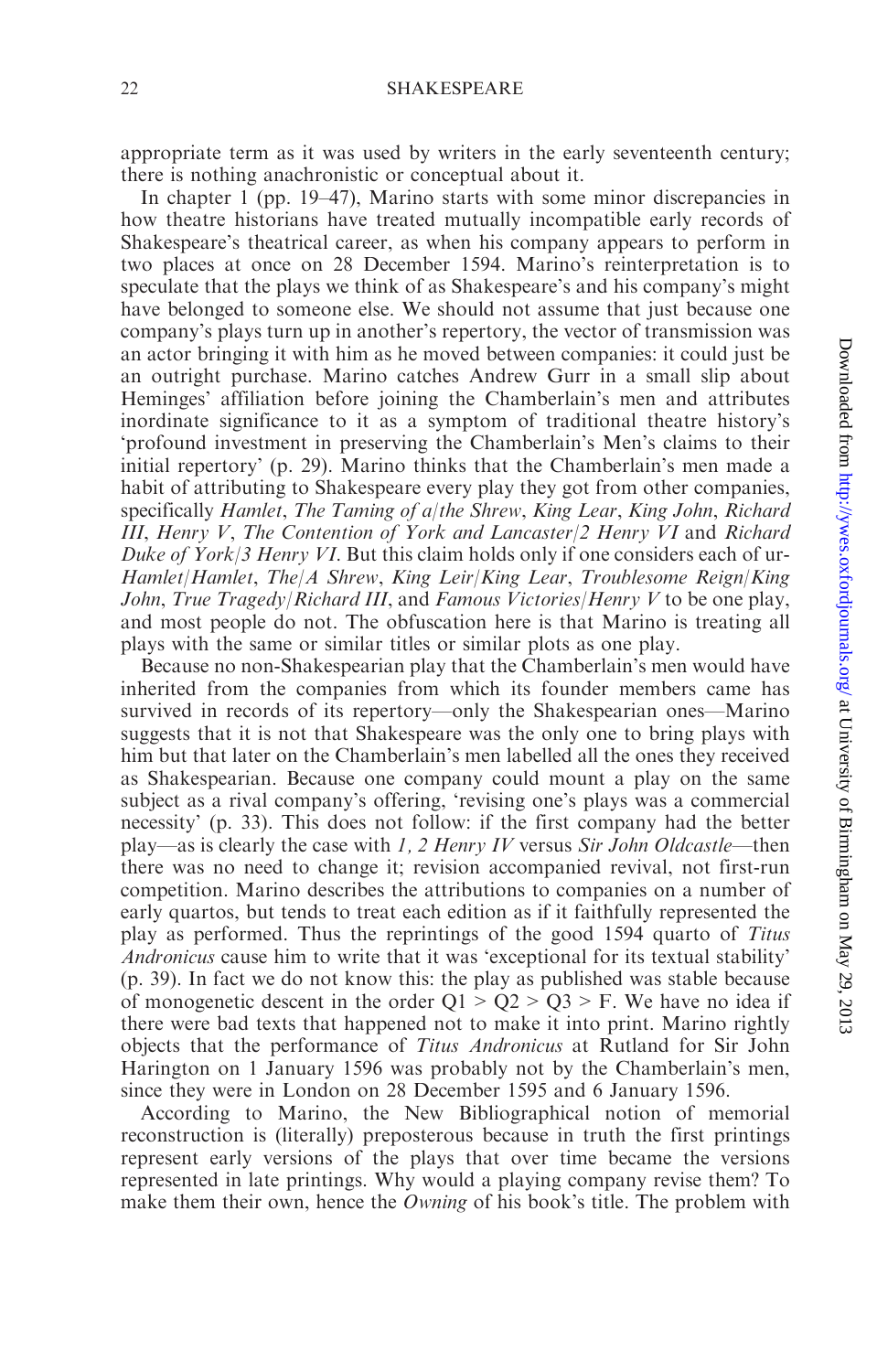appropriate term as it was used by writers in the early seventeenth century; there is nothing anachronistic or conceptual about it.

In chapter 1 (pp. 19–47), Marino starts with some minor discrepancies in how theatre historians have treated mutually incompatible early records of Shakespeare's theatrical career, as when his company appears to perform in two places at once on 28 December 1594. Marino's reinterpretation is to speculate that the plays we think of as Shakespeare's and his company's might have belonged to someone else. We should not assume that just because one company's plays turn up in another's repertory, the vector of transmission was an actor bringing it with him as he moved between companies: it could just be an outright purchase. Marino catches Andrew Gurr in a small slip about Heminges' affiliation before joining the Chamberlain's men and attributes inordinate significance to it as a symptom of traditional theatre history's 'profound investment in preserving the Chamberlain's Men's claims to their initial repertory' (p. 29). Marino thinks that the Chamberlain's men made a habit of attributing to Shakespeare every play they got from other companies, specifically *Hamlet*, *The Taming of a/the Shrew*, *King Lear*, *King John*, *Richard III*, *Henry V*, *The Contention of York and Lancaster/2 Henry VI* and *Richard Duke of York/3 Henry VI*. But this claim holds only if one considers each of ur-*Hamlet/Hamlet*, *The/A Shrew*, *King Leir/King Lear*, *Troublesome Reign/King John*, *True Tragedy/Richard III*, and *Famous Victories/Henry V* to be one play, and most people do not. The obfuscation here is that Marino is treating all plays with the same or similar titles or similar plots as one play.

Because no non-Shakespearian play that the Chamberlain's men would have inherited from the companies from which its founder members came has survived in records of its repertory—only the Shakespearian ones—Marino suggests that it is not that Shakespeare was the only one to bring plays with him but that later on the Chamberlain's men labelled all the ones they received as Shakespearian. Because one company could mount a play on the same subject as a rival company's offering, 'revising one's plays was a commercial necessity' (p. 33). This does not follow: if the first company had the better play—as is clearly the case with *1, 2 Henry IV* versus *Sir John Oldcastle*—then there was no need to change it; revision accompanied revival, not first-run competition. Marino describes the attributions to companies on a number of early quartos, but tends to treat each edition as if it faithfully represented the play as performed. Thus the reprintings of the good 1594 quarto of *Titus Andronicus* cause him to write that it was 'exceptional for its textual stability' (p. 39). In fact we do not know this: the play as published was stable because of monogenetic descent in the order Q1 > Q2 > Q3 > F. We have no idea if there were bad texts that happened not to make it into print. Marino rightly objects that the performance of *Titus Andronicus* at Rutland for Sir John Harington on 1 January 1596 was probably not by the Chamberlain's men, since they were in London on 28 December 1595 and 6 January 1596.

According to Marino, the New Bibliographical notion of memorial reconstruction is (literally) preposterous because in truth the first printings represent early versions of the plays that over time became the versions represented in late printings. Why would a playing company revise them? To make them their own, hence the *Owning* of his book's title. The problem with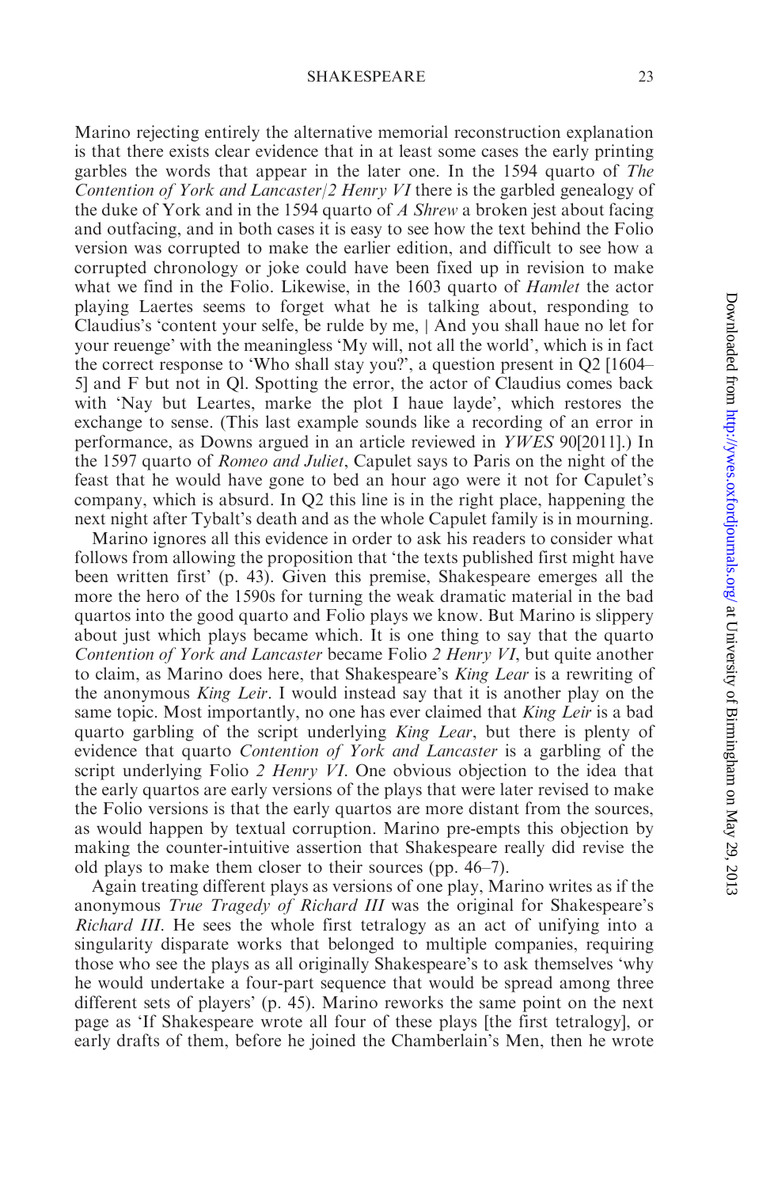Marino rejecting entirely the alternative memorial reconstruction explanation is that there exists clear evidence that in at least some cases the early printing garbles the words that appear in the later one. In the 1594 quarto of *The Contention of York and Lancaster*/*2 Henry VI* there is the garbled genealogy of the duke of York and in the 1594 quarto of *A Shrew* a broken jest about facing and outfacing, and in both cases it is easy to see how the text behind the Folio version was corrupted to make the earlier edition, and difficult to see how a corrupted chronology or joke could have been fixed up in revision to make what we find in the Folio. Likewise, in the 1603 quarto of *Hamlet* the actor playing Laertes seems to forget what he is talking about, responding to Claudius's 'content your selfe, be rulde by me, | And you shall haue no let for your reuenge' with the meaningless 'My will, not all the world', which is in fact the correct response to 'Who shall stay you?', a question present in Q2 [1604–5] and F but not in Q1. Spotting the error, the actor of Claudius comes back with 'Nay but Leartes, marke the plot I haue layde', which restores the exchange to sense. (This last example sounds like a recording of an error in performance, as Downs argued in an article reviewed in *YWES* 90[2011].) In the 1597 quarto of *Romeo and Juliet*, Capulet says to Paris on the night of the feast that he would have gone to bed an hour ago were it not for Capulet's company, which is absurd. In Q2 this line is in the right place, happening the next night after Tybalt's death and as the whole Capulet family is in mourning.

Marino ignores all this evidence in order to ask his readers to consider what follows from allowing the proposition that 'the texts published first might have been written first' (p. 43). Given this premise, Shakespeare emerges all the more the hero of the 1590s for turning the weak dramatic material in the bad quartos into the good quarto and Folio plays we know. But Marino is slippery about just which plays became which. It is one thing to say that the quarto *Contention of York and Lancaster* became Folio *2 Henry VI*, but quite another to claim, as Marino does here, that Shakespeare's *King Lear* is a rewriting of the anonymous *King Leir*. I would instead say that it is another play on the same topic. Most importantly, no one has ever claimed that *King Leir* is a bad quarto garbling of the script underlying *King Lear*, but there is plenty of evidence that quarto *Contention of York and Lancaster* is a garbling of the script underlying Folio *2 Henry VI*. One obvious objection to the idea that the early quartos are early versions of the plays that were later revised to make the Folio versions is that the early quartos are more distant from the sources, as would happen by textual corruption. Marino pre-empts this objection by making the counter-intuitive assertion that Shakespeare really did revise the old plays to make them closer to their sources (pp. 46–7).

Again treating different plays as versions of one play, Marino writes as if the anonymous *True Tragedy of Richard III* was the original for Shakespeare's *Richard III*. He sees the whole first tetralogy as an act of unifying into a singularity disparate works that belonged to multiple companies, requiring those who see the plays as all originally Shakespeare's to ask themselves 'why he would undertake a four-part sequence that would be spread among three different sets of players' (p. 45). Marino reworks the same point on the next page as 'If Shakespeare wrote all four of these plays [the first tetralogy], or early drafts of them, before he joined the Chamberlain's Men, then he wrote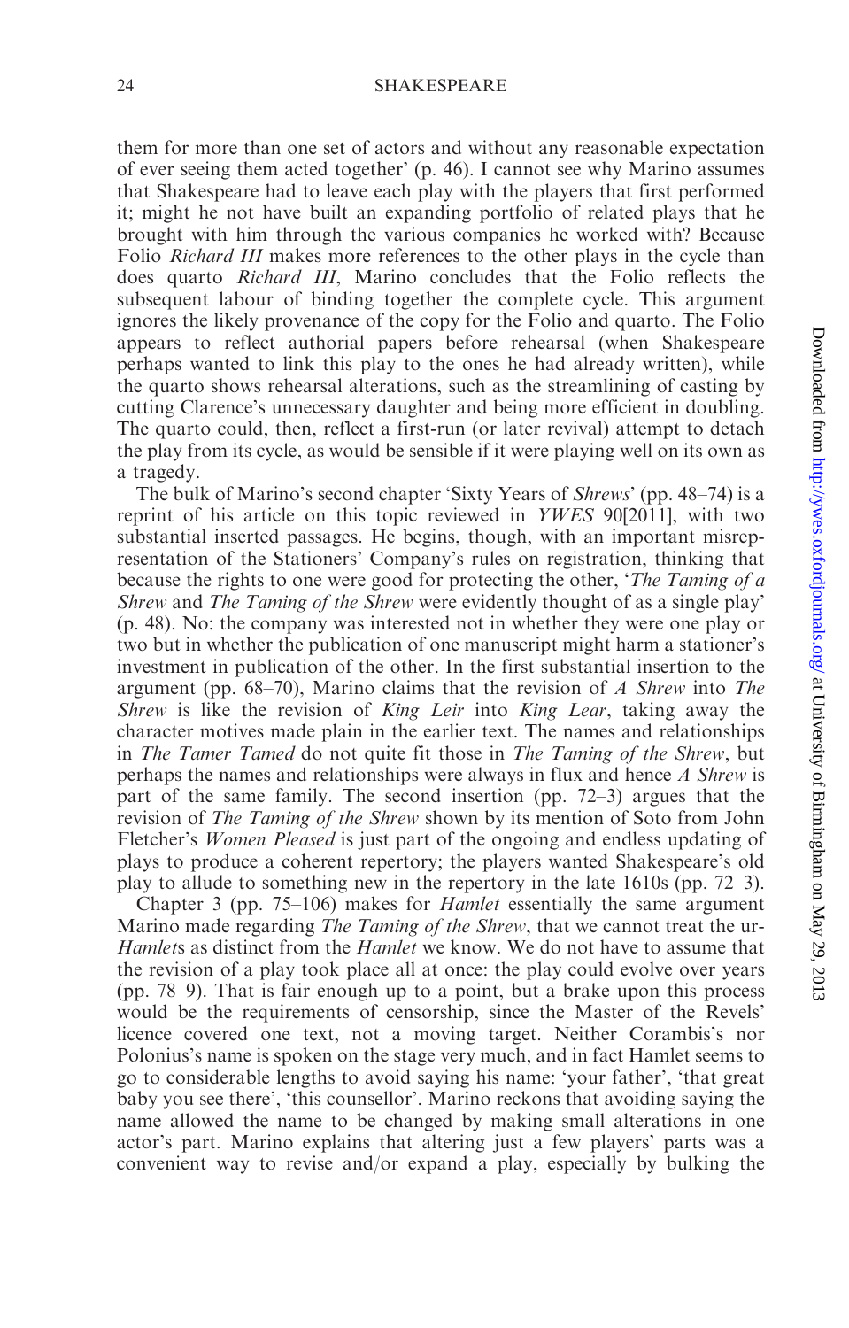them for more than one set of actors and without any reasonable expectation of ever seeing them acted together' (p. 46). I cannot see why Marino assumes that Shakespeare had to leave each play with the players that first performed it; might he not have built an expanding portfolio of related plays that he brought with him through the various companies he worked with? Because Folio *Richard III* makes more references to the other plays in the cycle than does quarto *Richard III*, Marino concludes that the Folio reflects the subsequent labour of binding together the complete cycle. This argument ignores the likely provenance of the copy for the Folio and quarto. The Folio appears to reflect authorial papers before rehearsal (when Shakespeare perhaps wanted to link this play to the ones he had already written), while the quarto shows rehearsal alterations, such as the streamlining of casting by cutting Clarence's unnecessary daughter and being more efficient in doubling. The quarto could, then, reflect a first-run (or later revival) attempt to detach the play from its cycle, as would be sensible if it were playing well on its own as a tragedy.

The bulk of Marino's second chapter 'Sixty Years of *Shrews*' (pp. 48–74) is a reprint of his article on this topic reviewed in *YWES* 90[2011], with two substantial inserted passages. He begins, though, with an important misrepresentation of the Stationers' Company's rules on registration, thinking that because the rights to one were good for protecting the other, '*The Taming of a Shrew* and *The Taming of the Shrew* were evidently thought of as a single play' (p. 48). No: the company was interested not in whether they were one play or two but in whether the publication of one manuscript might harm a stationer's investment in publication of the other. In the first substantial insertion to the argument (pp. 68–70), Marino claims that the revision of *A Shrew* into *The Shrew* is like the revision of *King Leir* into *King Lear*, taking away the character motives made plain in the earlier text. The names and relationships in *The Tamer Tamed* do not quite fit those in *The Taming of the Shrew*, but perhaps the names and relationships were always in flux and hence *A Shrew* is part of the same family. The second insertion (pp. 72–3) argues that the revision of *The Taming of the Shrew* shown by its mention of Soto from John Fletcher's *Women Pleased* is just part of the ongoing and endless updating of plays to produce a coherent repertory; the players wanted Shakespeare's old play to allude to something new in the repertory in the late 1610s (pp. 72–3).

Chapter 3 (pp. 75–106) makes for *Hamlet* essentially the same argument Marino made regarding *The Taming of the Shrew*, that we cannot treat the ur-*Hamlet*s as distinct from the *Hamlet* we know. We do not have to assume that the revision of a play took place all at once: the play could evolve over years (pp. 78–9). That is fair enough up to a point, but a brake upon this process would be the requirements of censorship, since the Master of the Revels' licence covered one text, not a moving target. Neither Corambis's nor Polonius's name is spoken on the stage very much, and in fact Hamlet seems to go to considerable lengths to avoid saying his name: 'your father', 'that great baby you see there', 'this counsellor'. Marino reckons that avoiding saying the name allowed the name to be changed by making small alterations in one actor's part. Marino explains that altering just a few players' parts was a convenient way to revise and/or expand a play, especially by bulking the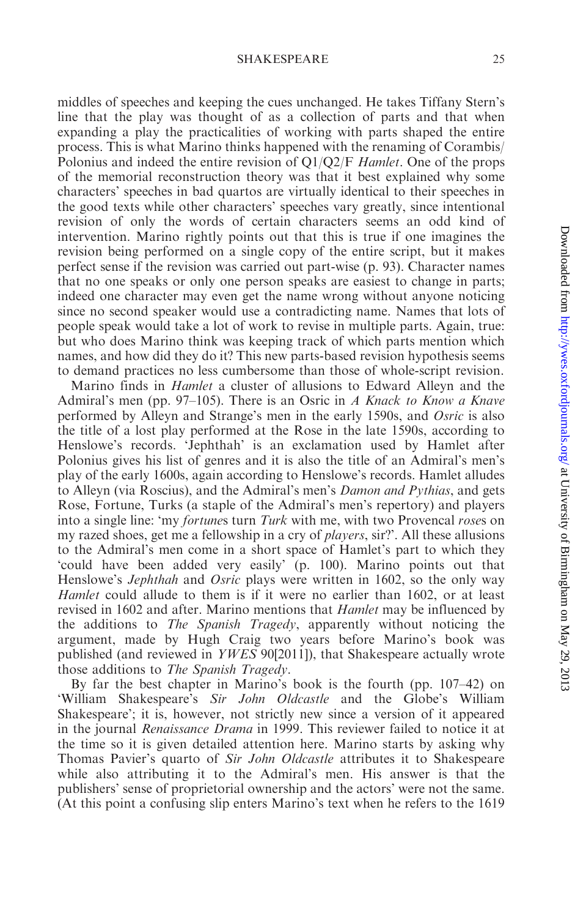middles of speeches and keeping the cues unchanged. He takes Tiffany Stern's line that the play was thought of as a collection of parts and that when expanding a play the practicalities of working with parts shaped the entire process. This is what Marino thinks happened with the renaming of Corambis/ Polonius and indeed the entire revision of Q1/Q2/F *Hamlet*. One of the props of the memorial reconstruction theory was that it best explained why some characters' speeches in bad quartos are virtually identical to their speeches in the good texts while other characters' speeches vary greatly, since intentional revision of only the words of certain characters seems an odd kind of intervention. Marino rightly points out that this is true if one imagines the revision being performed on a single copy of the entire script, but it makes perfect sense if the revision was carried out part-wise (p. 93). Character names that no one speaks or only one person speaks are easiest to change in parts; indeed one character may even get the name wrong without anyone noticing since no second speaker would use a contradicting name. Names that lots of people speak would take a lot of work to revise in multiple parts. Again, true: but who does Marino think was keeping track of which parts mention which names, and how did they do it? This new parts-based revision hypothesis seems to demand practices no less cumbersome than those of whole-script revision.

Marino finds in *Hamlet* a cluster of allusions to Edward Alleyn and the Admiral's men (pp. 97–105). There is an Osric in *A Knack to Know a Knave* performed by Alleyn and Strange's men in the early 1590s, and *Osric* is also the title of a lost play performed at the Rose in the late 1590s, according to Henslowe's records. 'Jephthah' is an exclamation used by Hamlet after Polonius gives his list of genres and it is also the title of an Admiral's men's play of the early 1600s, again according to Henslowe's records. Hamlet alludes to Alleyn (via Roscius), and the Admiral's men's *Damon and Pythias*, and gets Rose, Fortune, Turks (a staple of the Admiral's men's repertory) and players into a single line: 'my *fortune*s turn *Turk* with me, with two Provencal *rose*s on my razed shoes, get me a fellowship in a cry of *players*, sir?'. All these allusions to the Admiral's men come in a short space of Hamlet's part to which they 'could have been added very easily' (p. 100). Marino points out that Henslowe's *Jephthah* and *Osric* plays were written in 1602, so the only way *Hamlet* could allude to them is if it were no earlier than 1602, or at least revised in 1602 and after. Marino mentions that *Hamlet* may be influenced by the additions to *The Spanish Tragedy*, apparently without noticing the argument, made by Hugh Craig two years before Marino's book was published (and reviewed in *YWES* 90[2011]), that Shakespeare actually wrote those additions to *The Spanish Tragedy*.

By far the best chapter in Marino's book is the fourth (pp. 107–42) on 'William Shakespeare's *Sir John Oldcastle* and the Globe's William Shakespeare'; it is, however, not strictly new since a version of it appeared in the journal *Renaissance Drama* in 1999. This reviewer failed to notice it at the time so it is given detailed attention here. Marino starts by asking why Thomas Pavier's quarto of *Sir John Oldcastle* attributes it to Shakespeare while also attributing it to the Admiral's men. His answer is that the publishers' sense of proprietorial ownership and the actors' were not the same. (At this point a confusing slip enters Marino's text when he refers to the 1619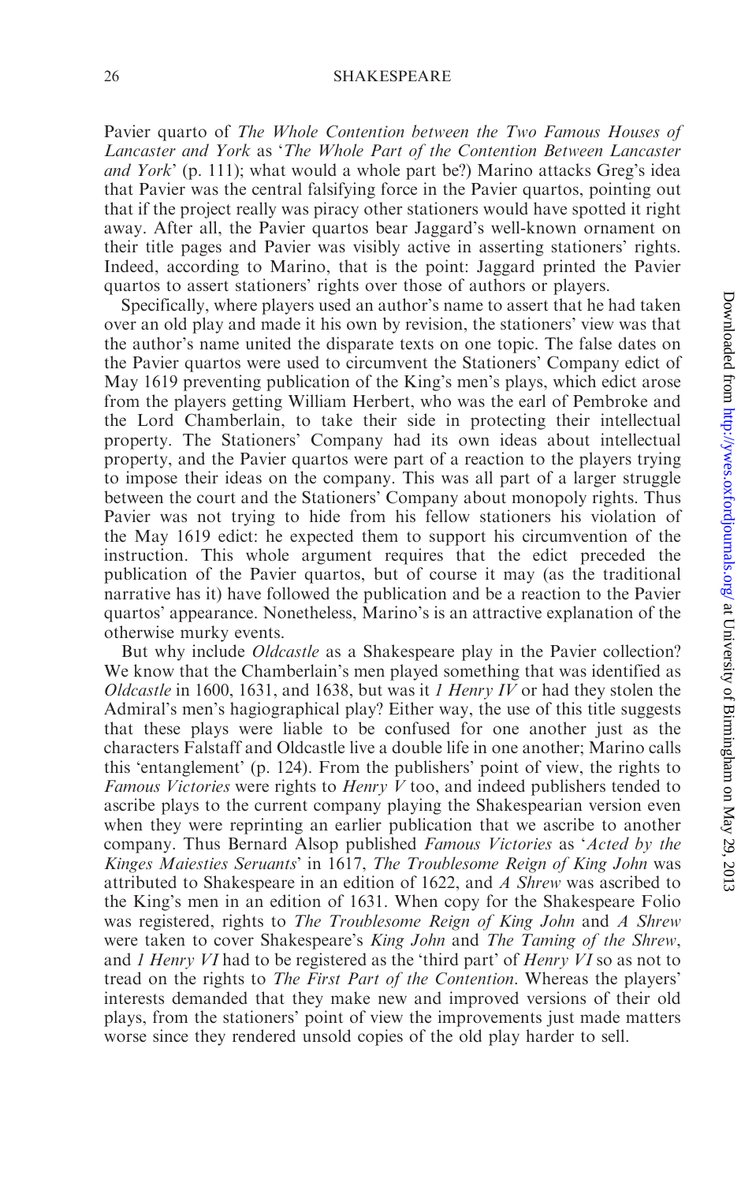Pavier quarto of *The Whole Contention between the Two Famous Houses of Lancaster and York* as '*The Whole Part of the Contention Between Lancaster and York*' (p. 111); what would a whole part be?) Marino attacks Greg's idea that Pavier was the central falsifying force in the Pavier quartos, pointing out that if the project really was piracy other stationers would have spotted it right away. After all, the Pavier quartos bear Jaggard's well-known ornament on their title pages and Pavier was visibly active in asserting stationers' rights. Indeed, according to Marino, that is the point: Jaggard printed the Pavier quartos to assert stationers' rights over those of authors or players.

Specifically, where players used an author's name to assert that he had taken over an old play and made it his own by revision, the stationers' view was that the author's name united the disparate texts on one topic. The false dates on the Pavier quartos were used to circumvent the Stationers' Company edict of May 1619 preventing publication of the King's men's plays, which edict arose from the players getting William Herbert, who was the earl of Pembroke and the Lord Chamberlain, to take their side in protecting their intellectual property. The Stationers' Company had its own ideas about intellectual property, and the Pavier quartos were part of a reaction to the players trying to impose their ideas on the company. This was all part of a larger struggle between the court and the Stationers' Company about monopoly rights. Thus Pavier was not trying to hide from his fellow stationers his violation of the May 1619 edict: he expected them to support his circumvention of the instruction. This whole argument requires that the edict preceded the publication of the Pavier quartos, but of course it may (as the traditional narrative has it) have followed the publication and be a reaction to the Pavier quartos' appearance. Nonetheless, Marino's is an attractive explanation of the otherwise murky events.

But why include *Oldcastle* as a Shakespeare play in the Pavier collection? We know that the Chamberlain's men played something that was identified as *Oldcastle* in 1600, 1631, and 1638, but was it *1 Henry IV* or had they stolen the Admiral's men's hagiographical play? Either way, the use of this title suggests that these plays were liable to be confused for one another just as the characters Falstaff and Oldcastle live a double life in one another; Marino calls this 'entanglement' (p. 124). From the publishers' point of view, the rights to *Famous Victories* were rights to *Henry V* too, and indeed publishers tended to ascribe plays to the current company playing the Shakespearian version even when they were reprinting an earlier publication that we ascribe to another company. Thus Bernard Alsop published *Famous Victories* as '*Acted by the Kinges Maiesties Seruants*' in 1617, *The Troublesome Reign of King John* was attributed to Shakespeare in an edition of 1622, and *A Shrew* was ascribed to the King's men in an edition of 1631. When copy for the Shakespeare Folio was registered, rights to *The Troublesome Reign of King John* and *A Shrew* were taken to cover Shakespeare's *King John* and *The Taming of the Shrew*, and *1 Henry VI* had to be registered as the 'third part' of *Henry VI* so as not to tread on the rights to *The First Part of the Contention*. Whereas the players' interests demanded that they make new and improved versions of their old plays, from the stationers' point of view the improvements just made matters worse since they rendered unsold copies of the old play harder to sell.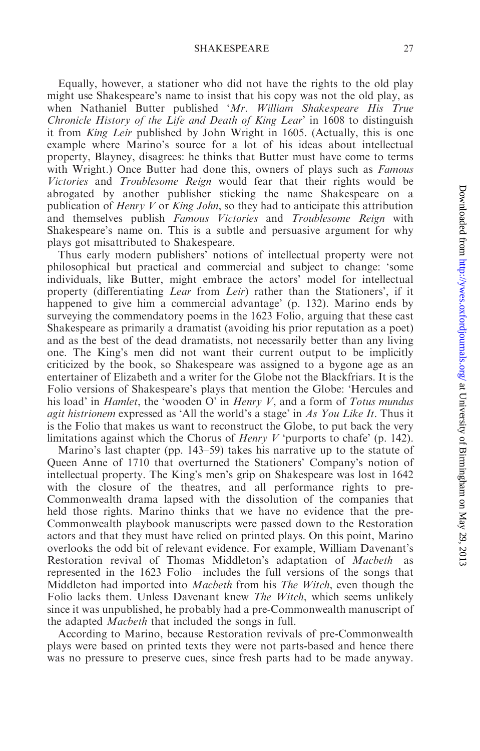Equally, however, a stationer who did not have the rights to the old play might use Shakespeare's name to insist that his copy was not the old play, as when Nathaniel Butter published '*Mr. William Shakespeare His True Chronicle History of the Life and Death of King Lear*' in 1608 to distinguish it from *King Leir* published by John Wright in 1605. (Actually, this is one example where Marino's source for a lot of his ideas about intellectual property, Blayney, disagrees: he thinks that Butter must have come to terms with Wright.) Once Butter had done this, owners of plays such as *Famous Victories* and *Troublesome Reign* would fear that their rights would be abrogated by another publisher sticking the name Shakespeare on a publication of *Henry V* or *King John*, so they had to anticipate this attribution and themselves publish *Famous Victories* and *Troublesome Reign* with Shakespeare's name on. This is a subtle and persuasive argument for why plays got misattributed to Shakespeare.

Thus early modern publishers' notions of intellectual property were not philosophical but practical and commercial and subject to change: 'some individuals, like Butter, might embrace the actors' model for intellectual property (differentiating *Lear* from *Leir*) rather than the Stationers', if it happened to give him a commercial advantage' (p. 132). Marino ends by surveying the commendatory poems in the 1623 Folio, arguing that these cast Shakespeare as primarily a dramatist (avoiding his prior reputation as a poet) and as the best of the dead dramatists, not necessarily better than any living one. The King's men did not want their current output to be implicitly criticized by the book, so Shakespeare was assigned to a bygone age as an entertainer of Elizabeth and a writer for the Globe not the Blackfriars. It is the Folio versions of Shakespeare's plays that mention the Globe: 'Hercules and his load' in *Hamlet*, the 'wooden O' in *Henry V*, and a form of *Totus mundus agit histrionem* expressed as 'All the world's a stage' in *As You Like It*. Thus it is the Folio that makes us want to reconstruct the Globe, to put back the very limitations against which the Chorus of *Henry V* 'purports to chafe' (p. 142).

Marino's last chapter (pp. 143–59) takes his narrative up to the statute of Queen Anne of 1710 that overturned the Stationers' Company's notion of intellectual property. The King's men's grip on Shakespeare was lost in 1642 with the closure of the theatres, and all performance rights to pre-Commonwealth drama lapsed with the dissolution of the companies that held those rights. Marino thinks that we have no evidence that the pre-Commonwealth playbook manuscripts were passed down to the Restoration actors and that they must have relied on printed plays. On this point, Marino overlooks the odd bit of relevant evidence. For example, William Davenant's Restoration revival of Thomas Middleton's adaptation of *Macbeth*—as represented in the 1623 Folio—includes the full versions of the songs that Middleton had imported into *Macbeth* from his *The Witch*, even though the Folio lacks them. Unless Davenant knew *The Witch*, which seems unlikely since it was unpublished, he probably had a pre-Commonwealth manuscript of the adapted *Macbeth* that included the songs in full.

According to Marino, because Restoration revivals of pre-Commonwealth plays were based on printed texts they were not parts-based and hence there was no pressure to preserve cues, since fresh parts had to be made anyway.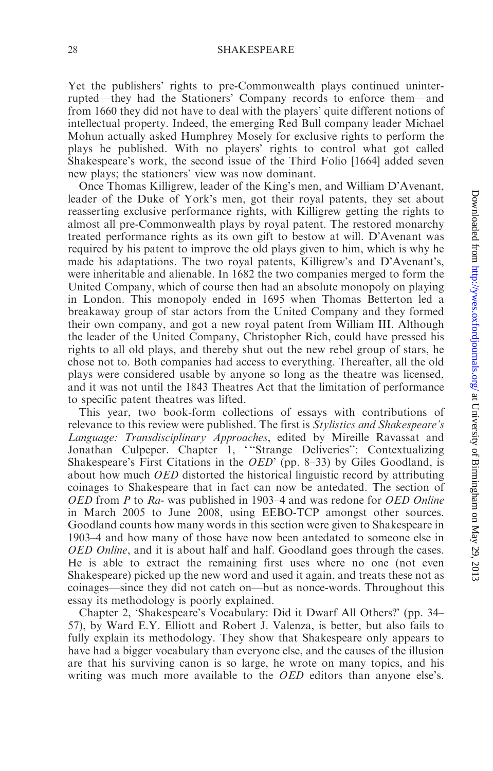Yet the publishers' rights to pre-Commonwealth plays continued uninterrupted—they had the Stationers' Company records to enforce them—and from 1660 they did not have to deal with the players' quite different notions of intellectual property. Indeed, the emerging Red Bull company leader Michael Mohun actually asked Humphrey Mosely for exclusive rights to perform the plays he published. With no players' rights to control what got called Shakespeare's work, the second issue of the Third Folio [1664] added seven new plays; the stationers' view was now dominant.

Once Thomas Killigrew, leader of the King's men, and William D'Avenant, leader of the Duke of York's men, got their royal patents, they set about reasserting exclusive performance rights, with Killigrew getting the rights to almost all pre-Commonwealth plays by royal patent. The restored monarchy treated performance rights as its own gift to bestow at will. D'Avenant was required by his patent to improve the old plays given to him, which is why he made his adaptations. The two royal patents, Killigrew's and D'Avenant's, were inheritable and alienable. In 1682 the two companies merged to form the United Company, which of course then had an absolute monopoly on playing in London. This monopoly ended in 1695 when Thomas Betterton led a breakaway group of star actors from the United Company and they formed their own company, and got a new royal patent from William III. Although the leader of the United Company, Christopher Rich, could have pressed his rights to all old plays, and thereby shut out the new rebel group of stars, he chose not to. Both companies had access to everything. Thereafter, all the old plays were considered usable by anyone so long as the theatre was licensed, and it was not until the 1843 Theatres Act that the limitation of performance to specific patent theatres was lifted.

This year, two book-form collections of essays with contributions of relevance to this review were published. The first is *Stylistics and Shakespeare's Language: Transdisciplinary Approaches*, edited by Mireille Ravassat and Jonathan Culpeper. Chapter 1, '"Strange Deliveries": Contextualizing Shakespeare's First Citations in the *OED*' (pp. 8–33) by Giles Goodland, is about how much *OED* distorted the historical linguistic record by attributing coinages to Shakespeare that in fact can now be antedated. The section of *OED* from *P* to *Ra-* was published in 1903–4 and was redone for *OED Online* in March 2005 to June 2008, using EEBO-TCP amongst other sources. Goodland counts how many words in this section were given to Shakespeare in 1903–4 and how many of those have now been antedated to someone else in *OED Online*, and it is about half and half. Goodland goes through the cases. He is able to extract the remaining first uses where no one (not even Shakespeare) picked up the new word and used it again, and treats these not as coinages—since they did not catch on—but as nonce-words. Throughout this essay its methodology is poorly explained.

Chapter 2, 'Shakespeare's Vocabulary: Did it Dwarf All Others?' (pp. 34–57), by Ward E.Y. Elliott and Robert J. Valenza, is better, but also fails to fully explain its methodology. They show that Shakespeare only appears to have had a bigger vocabulary than everyone else, and the causes of the illusion are that his surviving canon is so large, he wrote on many topics, and his writing was much more available to the *OED* editors than anyone else's.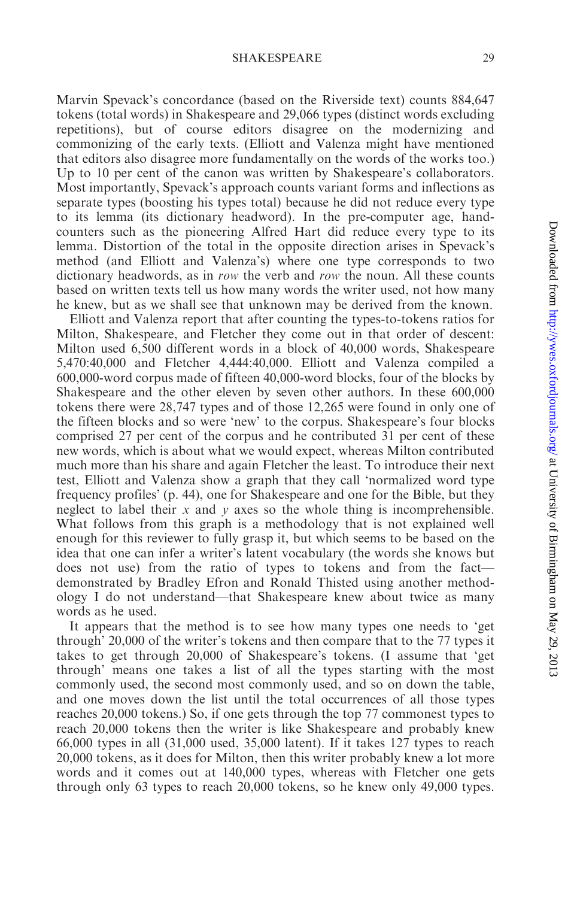Marvin Spevack's concordance (based on the Riverside text) counts 884,647 tokens (total words) in Shakespeare and 29,066 types (distinct words excluding repetitions), but of course editors disagree on the modernizing and commonizing of the early texts. (Elliott and Valenza might have mentioned that editors also disagree more fundamentally on the words of the works too.) Up to 10 per cent of the canon was written by Shakespeare's collaborators. Most importantly, Spevack's approach counts variant forms and inflections as separate types (boosting his types total) because he did not reduce every type to its lemma (its dictionary headword). In the pre-computer age, hand-counters such as the pioneering Alfred Hart did reduce every type to its lemma. Distortion of the total in the opposite direction arises in Spevack's method (and Elliott and Valenza's) where one type corresponds to two dictionary headwords, as in *row* the verb and *row* the noun. All these counts based on written texts tell us how many words the writer used, not how many he knew, but as we shall see that unknown may be derived from the known.

Elliott and Valenza report that after counting the types-to-tokens ratios for Milton, Shakespeare, and Fletcher they come out in that order of descent: Milton used 6,500 different words in a block of 40,000 words, Shakespeare 5,470:40,000 and Fletcher 4,444:40,000. Elliott and Valenza compiled a 600,000-word corpus made of fifteen 40,000-word blocks, four of the blocks by Shakespeare and the other eleven by seven other authors. In these 600,000 tokens there were 28,747 types and of those 12,265 were found in only one of the fifteen blocks and so were 'new' to the corpus. Shakespeare's four blocks comprised 27 per cent of the corpus and he contributed 31 per cent of these new words, which is about what we would expect, whereas Milton contributed much more than his share and again Fletcher the least. To introduce their next test, Elliott and Valenza show a graph that they call 'normalized word type frequency profiles' (p. 44), one for Shakespeare and one for the Bible, but they neglect to label their $x$ and $y$ axes so the whole thing is incomprehensible. What follows from this graph is a methodology that is not explained well enough for this reviewer to fully grasp it, but which seems to be based on the idea that one can infer a writer's latent vocabulary (the words she knows but does not use) from the ratio of types to tokens and from the fact—demonstrated by Bradley Efron and Ronald Thisted using another methodology I do not understand—that Shakespeare knew about twice as many words as he used.

It appears that the method is to see how many types one needs to 'get through' 20,000 of the writer's tokens and then compare that to the 77 types it takes to get through 20,000 of Shakespeare's tokens. (I assume that 'get through' means one takes a list of all the types starting with the most commonly used, the second most commonly used, and so on down the table, and one moves down the list until the total occurrences of all those types reaches 20,000 tokens.) So, if one gets through the top 77 commonest types to reach 20,000 tokens then the writer is like Shakespeare and probably knew 66,000 types in all (31,000 used, 35,000 latent). If it takes 127 types to reach 20,000 tokens, as it does for Milton, then this writer probably knew a lot more words and it comes out at 140,000 types, whereas with Fletcher one gets through only 63 types to reach 20,000 tokens, so he knew only 49,000 types.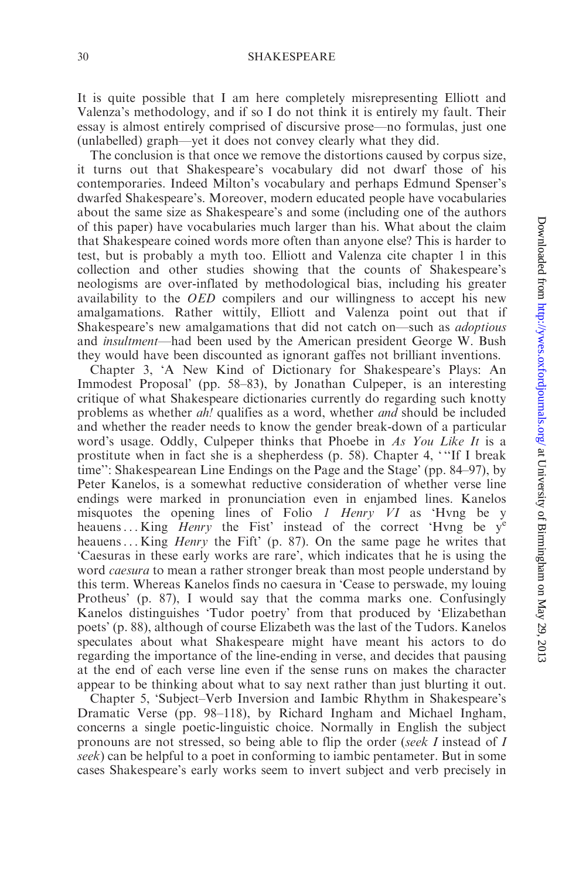It is quite possible that I am here completely misrepresenting Elliott and Valenza's methodology, and if so I do not think it is entirely my fault. Their essay is almost entirely comprised of discursive prose—no formulas, just one (unlabelled) graph—yet it does not convey clearly what they did.

The conclusion is that once we remove the distortions caused by corpus size, it turns out that Shakespeare's vocabulary did not dwarf those of his contemporaries. Indeed Milton's vocabulary and perhaps Edmund Spenser's dwarfed Shakespeare's. Moreover, modern educated people have vocabularies about the same size as Shakespeare's and some (including one of the authors of this paper) have vocabularies much larger than his. What about the claim that Shakespeare coined words more often than anyone else? This is harder to test, but is probably a myth too. Elliott and Valenza cite chapter 1 in this collection and other studies showing that the counts of Shakespeare's neologisms are over-inflated by methodological bias, including his greater availability to the *OED* compilers and our willingness to accept his new amalgamations. Rather wittily, Elliott and Valenza point out that if Shakespeare's new amalgamations that did not catch on—such as *adoptious* and *insultment*—had been used by the American president George W. Bush they would have been discounted as ignorant gaffes not brilliant inventions.

Chapter 3, 'A New Kind of Dictionary for Shakespeare's Plays: An Immodest Proposal' (pp. 58–83), by Jonathan Culpeper, is an interesting critique of what Shakespeare dictionaries currently do regarding such knotty problems as whether *ah!* qualifies as a word, whether *and* should be included and whether the reader needs to know the gender break-down of a particular word's usage. Oddly, Culpeper thinks that Phoebe in *As You Like It* is a prostitute when in fact she is a shepherdess (p. 58). Chapter 4, '"If I break time": Shakespearean Line Endings on the Page and the Stage' (pp. 84–97), by Peter Kanelos, is a somewhat reductive consideration of whether verse line endings were marked in pronunciation even in enjambed lines. Kanelos misquotes the opening lines of Folio *1 Henry VI* as 'Hvng be y heauens . . . King *Henry* the Fist' instead of the correct 'Hvng be y^e^ heauens . . . King *Henry* the Fift' (p. 87). On the same page he writes that 'Caesuras in these early works are rare', which indicates that he is using the word *caesura* to mean a rather stronger break than most people understand by this term. Whereas Kanelos finds no caesura in 'Cease to perswade, my louing Protheus' (p. 87), I would say that the comma marks one. Confusingly Kanelos distinguishes 'Tudor poetry' from that produced by 'Elizabethan poets' (p. 88), although of course Elizabeth was the last of the Tudors. Kanelos speculates about what Shakespeare might have meant his actors to do regarding the importance of the line-ending in verse, and decides that pausing at the end of each verse line even if the sense runs on makes the character appear to be thinking about what to say next rather than just blurting it out.

Chapter 5, 'Subject–Verb Inversion and Iambic Rhythm in Shakespeare's Dramatic Verse (pp. 98–118), by Richard Ingham and Michael Ingham, concerns a single poetic-linguistic choice. Normally in English the subject pronouns are not stressed, so being able to flip the order (*seek I* instead of *I seek*) can be helpful to a poet in conforming to iambic pentameter. But in some cases Shakespeare's early works seem to invert subject and verb precisely in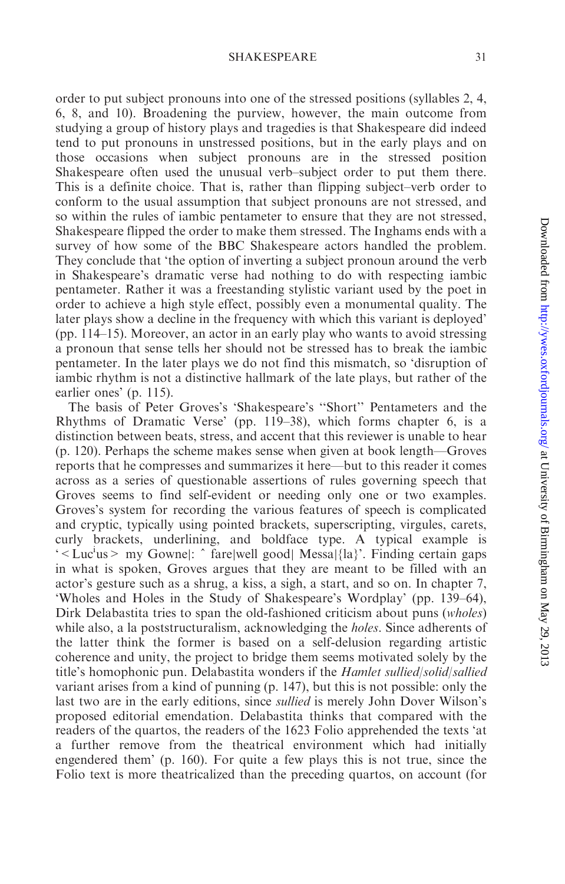order to put subject pronouns into one of the stressed positions (syllables 2, 4, 6, 8, and 10). Broadening the purview, however, the main outcome from studying a group of history plays and tragedies is that Shakespeare did indeed tend to put pronouns in unstressed positions, but in the early plays and on those occasions when subject pronouns are in the stressed position Shakespeare often used the unusual verb–subject order to put them there. This is a definite choice. That is, rather than flipping subject–verb order to conform to the usual assumption that subject pronouns are not stressed, and so within the rules of iambic pentameter to ensure that they are not stressed, Shakespeare flipped the order to make them stressed. The Inghams ends with a survey of how some of the BBC Shakespeare actors handled the problem. They conclude that 'the option of inverting a subject pronoun around the verb in Shakespeare's dramatic verse had nothing to do with respecting iambic pentameter. Rather it was a freestanding stylistic variant used by the poet in order to achieve a high style effect, possibly even a monumental quality. The later plays show a decline in the frequency with which this variant is deployed' (pp. 114–15). Moreover, an actor in an early play who wants to avoid stressing a pronoun that sense tells her should not be stressed has to break the iambic pentameter. In the later plays we do not find this mismatch, so 'disruption of iambic rhythm is not a distinctive hallmark of the late plays, but rather of the earlier ones' (p. 115).

The basis of Peter Groves's 'Shakespeare's "Short" Pentameters and the Rhythms of Dramatic Verse' (pp. 119–38), which forms chapter 6, is a distinction between beats, stress, and accent that this reviewer is unable to hear (p. 120). Perhaps the scheme makes sense when given at book length—Groves reports that he compresses and summarizes it here—but to this reader it comes across as a series of questionable assertions of rules governing speech that Groves seems to find self-evident or needing only one or two examples. Groves's system for recording the various features of speech is complicated and cryptic, typically using pointed brackets, superscripting, virgules, carets, curly brackets, underlining, and boldface type. A typical example is '< Luc$^{i}$us > my Gowne|: ˆ fare|well good| Messa|{la}'. Finding certain gaps in what is spoken, Groves argues that they are meant to be filled with an actor's gesture such as a shrug, a kiss, a sigh, a start, and so on. In chapter 7, 'Wholes and Holes in the Study of Shakespeare's Wordplay' (pp. 139–64), Dirk Delabastita tries to span the old-fashioned criticism about puns (*wholes*) while also, a la poststructuralism, acknowledging the *holes*. Since adherents of the latter think the former is based on a self-delusion regarding artistic coherence and unity, the project to bridge them seems motivated solely by the title's homophonic pun. Delabastita wonders if the *Hamlet sullied/solid/sallied* variant arises from a kind of punning (p. 147), but this is not possible: only the last two are in the early editions, since *sullied* is merely John Dover Wilson's proposed editorial emendation. Delabastita thinks that compared with the readers of the quartos, the readers of the 1623 Folio apprehended the texts 'at a further remove from the theatrical environment which had initially engendered them' (p. 160). For quite a few plays this is not true, since the Folio text is more theatricalized than the preceding quartos, on account (for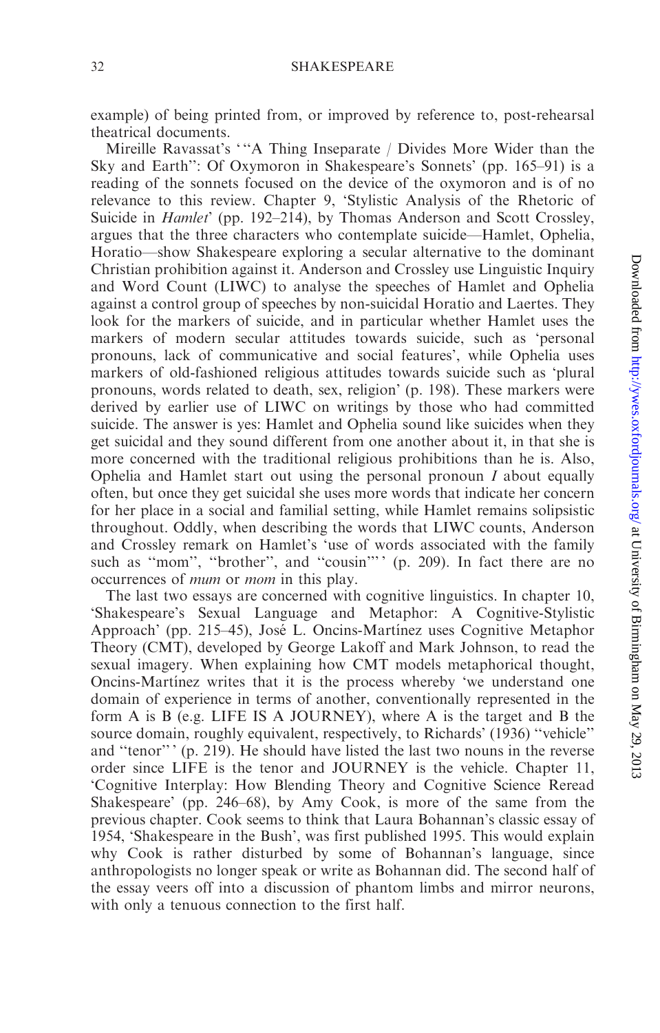example) of being printed from, or improved by reference to, post-rehearsal theatrical documents.

Mireille Ravassat's '"A Thing Inseparate / Divides More Wider than the Sky and Earth": Of Oxymoron in Shakespeare's Sonnets' (pp. 165–91) is a reading of the sonnets focused on the device of the oxymoron and is of no relevance to this review. Chapter 9, 'Stylistic Analysis of the Rhetoric of Suicide in *Hamlet*' (pp. 192–214), by Thomas Anderson and Scott Crossley, argues that the three characters who contemplate suicide—Hamlet, Ophelia, Horatio—show Shakespeare exploring a secular alternative to the dominant Christian prohibition against it. Anderson and Crossley use Linguistic Inquiry and Word Count (LIWC) to analyse the speeches of Hamlet and Ophelia against a control group of speeches by non-suicidal Horatio and Laertes. They look for the markers of suicide, and in particular whether Hamlet uses the markers of modern secular attitudes towards suicide, such as 'personal pronouns, lack of communicative and social features', while Ophelia uses markers of old-fashioned religious attitudes towards suicide such as 'plural pronouns, words related to death, sex, religion' (p. 198). These markers were derived by earlier use of LIWC on writings by those who had committed suicide. The answer is yes: Hamlet and Ophelia sound like suicides when they get suicidal and they sound different from one another about it, in that she is more concerned with the traditional religious prohibitions than he is. Also, Ophelia and Hamlet start out using the personal pronoun *I* about equally often, but once they get suicidal she uses more words that indicate her concern for her place in a social and familial setting, while Hamlet remains solipsistic throughout. Oddly, when describing the words that LIWC counts, Anderson and Crossley remark on Hamlet's 'use of words associated with the family such as "mom", "brother", and "cousin"' (p. 209). In fact there are no occurrences of *mum* or *mom* in this play.

The last two essays are concerned with cognitive linguistics. In chapter 10, 'Shakespeare's Sexual Language and Metaphor: A Cognitive-Stylistic Approach' (pp. 215–45), José L. Oncins-Martínez uses Cognitive Metaphor Theory (CMT), developed by George Lakoff and Mark Johnson, to read the sexual imagery. When explaining how CMT models metaphorical thought, Oncins-Martínez writes that it is the process whereby 'we understand one domain of experience in terms of another, conventionally represented in the form A is B (e.g. LIFE IS A JOURNEY), where A is the target and B the source domain, roughly equivalent, respectively, to Richards' (1936) "vehicle" and "tenor"' (p. 219). He should have listed the last two nouns in the reverse order since LIFE is the tenor and JOURNEY is the vehicle. Chapter 11, 'Cognitive Interplay: How Blending Theory and Cognitive Science Reread Shakespeare' (pp. 246–68), by Amy Cook, is more of the same from the previous chapter. Cook seems to think that Laura Bohannan's classic essay of 1954, 'Shakespeare in the Bush', was first published 1995. This would explain why Cook is rather disturbed by some of Bohannan's language, since anthropologists no longer speak or write as Bohannan did. The second half of the essay veers off into a discussion of phantom limbs and mirror neurons, with only a tenuous connection to the first half.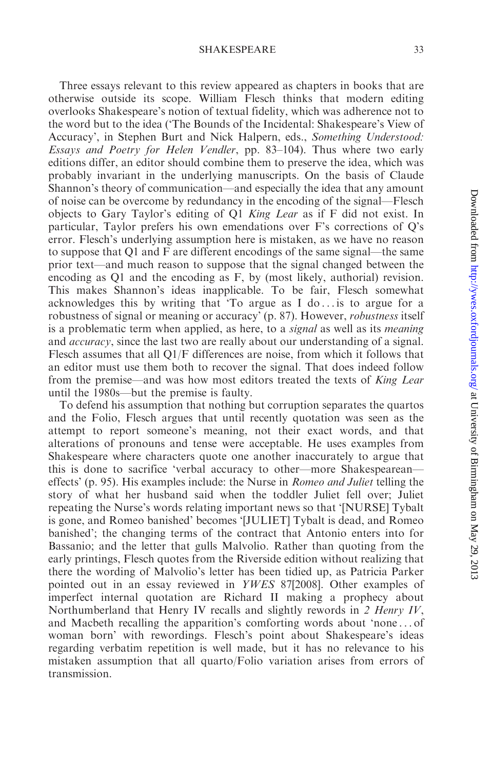Three essays relevant to this review appeared as chapters in books that are otherwise outside its scope. William Flesch thinks that modern editing overlooks Shakespeare's notion of textual fidelity, which was adherence not to the word but to the idea ('The Bounds of the Incidental: Shakespeare's View of Accuracy', in Stephen Burt and Nick Halpern, eds., *Something Understood: Essays and Poetry for Helen Vendler*, pp. 83–104). Thus where two early editions differ, an editor should combine them to preserve the idea, which was probably invariant in the underlying manuscripts. On the basis of Claude Shannon's theory of communication—and especially the idea that any amount of noise can be overcome by redundancy in the encoding of the signal—Flesch objects to Gary Taylor's editing of Q1 *King Lear* as if F did not exist. In particular, Taylor prefers his own emendations over F's corrections of Q's error. Flesch's underlying assumption here is mistaken, as we have no reason to suppose that Q1 and F are different encodings of the same signal—the same prior text—and much reason to suppose that the signal changed between the encoding as Q1 and the encoding as F, by (most likely, authorial) revision. This makes Shannon's ideas inapplicable. To be fair, Flesch somewhat acknowledges this by writing that 'To argue as I do . . . is to argue for a robustness of signal or meaning or accuracy' (p. 87). However, *robustness* itself is a problematic term when applied, as here, to a *signal* as well as its *meaning* and *accuracy*, since the last two are really about our understanding of a signal. Flesch assumes that all Q1/F differences are noise, from which it follows that an editor must use them both to recover the signal. That does indeed follow from the premise—and was how most editors treated the texts of *King Lear* until the 1980s—but the premise is faulty.

To defend his assumption that nothing but corruption separates the quartos and the Folio, Flesch argues that until recently quotation was seen as the attempt to report someone's meaning, not their exact words, and that alterations of pronouns and tense were acceptable. He uses examples from Shakespeare where characters quote one another inaccurately to argue that this is done to sacrifice 'verbal accuracy to other—more Shakespearean—effects' (p. 95). His examples include: the Nurse in *Romeo and Juliet* telling the story of what her husband said when the toddler Juliet fell over; Juliet repeating the Nurse's words relating important news so that '[NURSE] Tybalt is gone, and Romeo banished' becomes '[JULIET] Tybalt is dead, and Romeo banished'; the changing terms of the contract that Antonio enters into for Bassanio; and the letter that gulls Malvolio. Rather than quoting from the early printings, Flesch quotes from the Riverside edition without realizing that there the wording of Malvolio's letter has been tidied up, as Patricia Parker pointed out in an essay reviewed in *YWES* 87[2008]. Other examples of imperfect internal quotation are Richard II making a prophecy about Northumberland that Henry IV recalls and slightly rewords in *2 Henry IV*, and Macbeth recalling the apparition's comforting words about 'none . . . of woman born' with rewordings. Flesch's point about Shakespeare's ideas regarding verbatim repetition is well made, but it has no relevance to his mistaken assumption that all quarto/Folio variation arises from errors of transmission.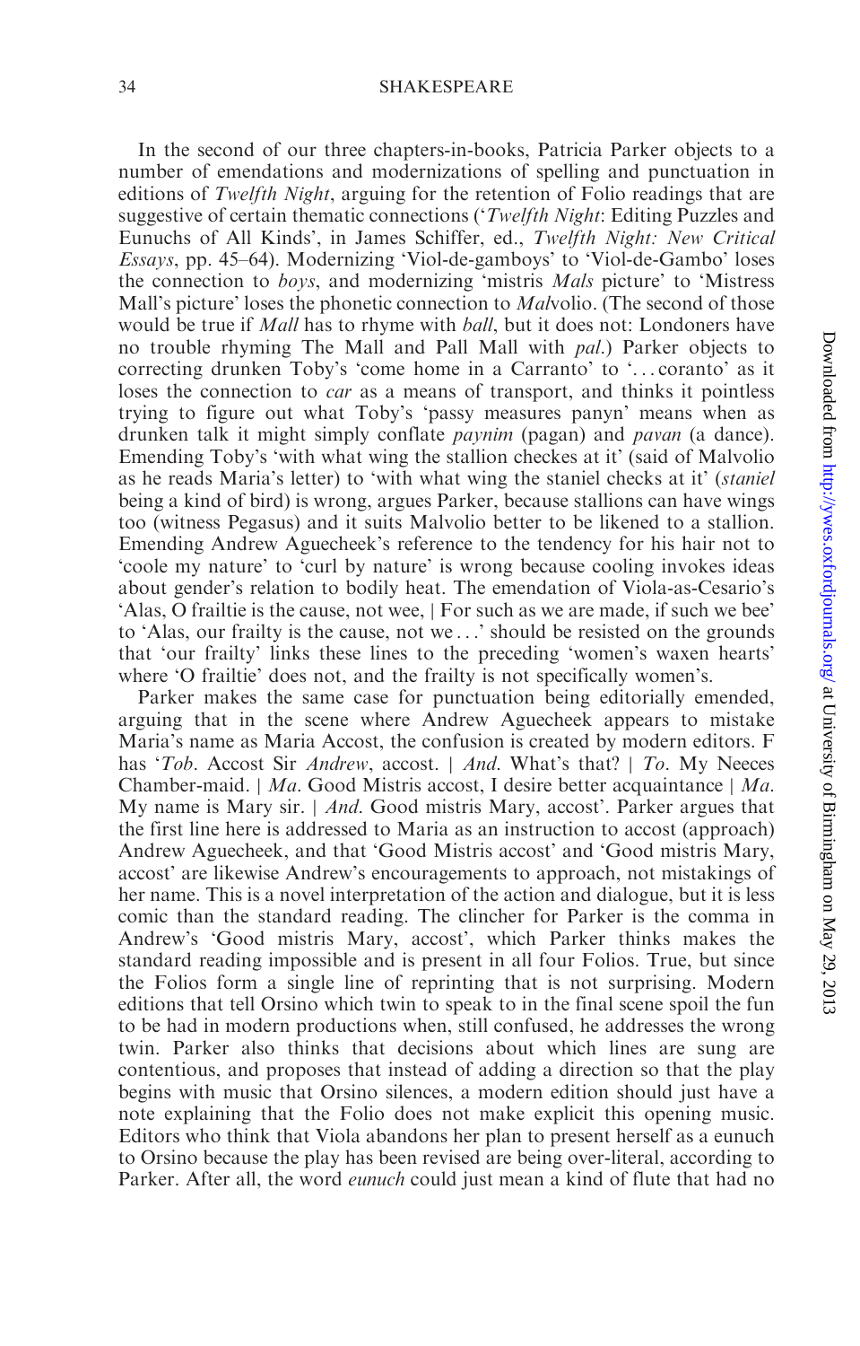In the second of our three chapters-in-books, Patricia Parker objects to a number of emendations and modernizations of spelling and punctuation in editions of *Twelfth Night*, arguing for the retention of Folio readings that are suggestive of certain thematic connections ('*Twelfth Night*: Editing Puzzles and Eunuchs of All Kinds', in James Schiffer, ed., *Twelfth Night: New Critical Essays*, pp. 45–64). Modernizing 'Viol-de-gamboys' to 'Viol-de-Gambo' loses the connection to *boys*, and modernizing 'mistris *Mals* picture' to 'Mistress Mall's picture' loses the phonetic connection to *Mal*volio. (The second of those would be true if *Mall* has to rhyme with *ball*, but it does not: Londoners have no trouble rhyming The Mall and Pall Mall with *pal*.) Parker objects to correcting drunken Toby's 'come home in a Carranto' to '. . . coranto' as it loses the connection to *car* as a means of transport, and thinks it pointless trying to figure out what Toby's 'passy measures panyn' means when as drunken talk it might simply conflate *paynim* (pagan) and *pavan* (a dance). Emending Toby's 'with what wing the stallion checkes at it' (said of Malvolio as he reads Maria's letter) to 'with what wing the staniel checks at it' (*staniel* being a kind of bird) is wrong, argues Parker, because stallions can have wings too (witness Pegasus) and it suits Malvolio better to be likened to a stallion. Emending Andrew Aguecheek's reference to the tendency for his hair not to 'coole my nature' to 'curl by nature' is wrong because cooling invokes ideas about gender's relation to bodily heat. The emendation of Viola-as-Cesario's 'Alas, O frailtie is the cause, not wee, | For such as we are made, if such we bee' to 'Alas, our frailty is the cause, not we . . .' should be resisted on the grounds that 'our frailty' links these lines to the preceding 'women's waxen hearts' where 'O frailtie' does not, and the frailty is not specifically women's.

Parker makes the same case for punctuation being editorially emended, arguing that in the scene where Andrew Aguecheek appears to mistake Maria's name as Maria Accost, the confusion is created by modern editors. F has '*Tob*. Accost Sir *Andrew*, accost. | *And*. What's that? | *To*. My Neeces Chamber-maid. | *Ma*. Good Mistris accost, I desire better acquaintance | *Ma*. My name is Mary sir. | *And*. Good mistris Mary, accost'. Parker argues that the first line here is addressed to Maria as an instruction to accost (approach) Andrew Aguecheek, and that 'Good Mistris accost' and 'Good mistris Mary, accost' are likewise Andrew's encouragements to approach, not mistakings of her name. This is a novel interpretation of the action and dialogue, but it is less comic than the standard reading. The clincher for Parker is the comma in Andrew's 'Good mistris Mary, accost', which Parker thinks makes the standard reading impossible and is present in all four Folios. True, but since the Folios form a single line of reprinting that is not surprising. Modern editions that tell Orsino which twin to speak to in the final scene spoil the fun to be had in modern productions when, still confused, he addresses the wrong twin. Parker also thinks that decisions about which lines are sung are contentious, and proposes that instead of adding a direction so that the play begins with music that Orsino silences, a modern edition should just have a note explaining that the Folio does not make explicit this opening music. Editors who think that Viola abandons her plan to present herself as a eunuch to Orsino because the play has been revised are being over-literal, according to Parker. After all, the word *eunuch* could just mean a kind of flute that had no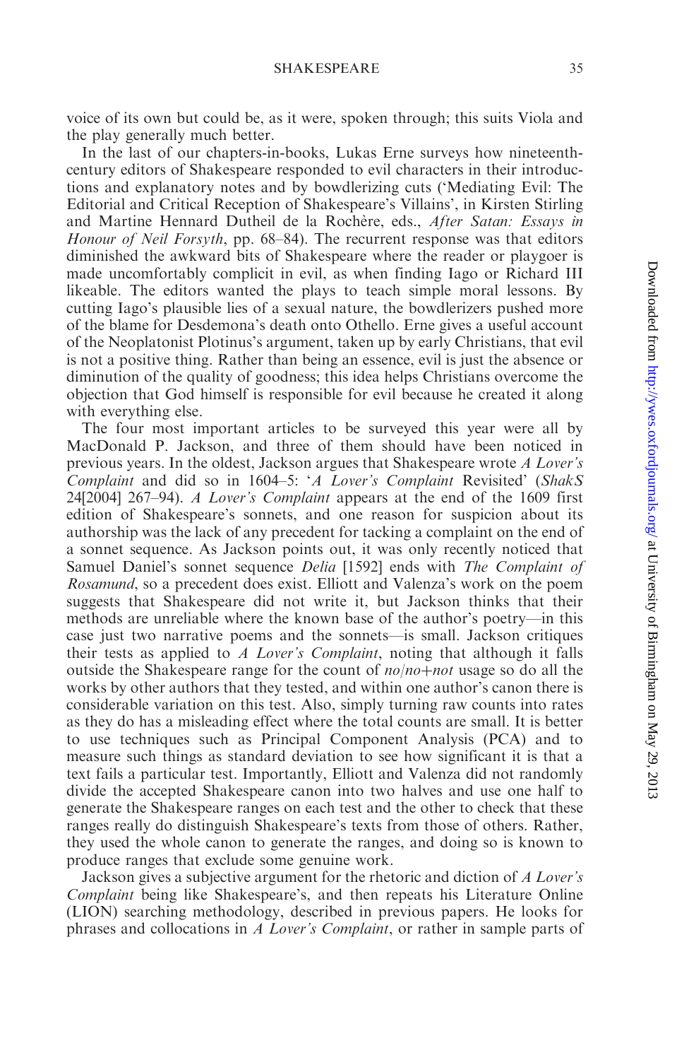voice of its own but could be, as it were, spoken through; this suits Viola and the play generally much better.

In the last of our chapters-in-books, Lukas Erne surveys how nineteenth-century editors of Shakespeare responded to evil characters in their introductions and explanatory notes and by bowdlerizing cuts ('Mediating Evil: The Editorial and Critical Reception of Shakespeare's Villains', in Kirsten Stirling and Martine Hennard Dutheil de la Rochère, eds., *After Satan: Essays in Honour of Neil Forsyth*, pp. 68–84). The recurrent response was that editors diminished the awkward bits of Shakespeare where the reader or playgoer is made uncomfortably complicit in evil, as when finding Iago or Richard III likeable. The editors wanted the plays to teach simple moral lessons. By cutting Iago's plausible lies of a sexual nature, the bowdlerizers pushed more of the blame for Desdemona's death onto Othello. Erne gives a useful account of the Neoplatonist Plotinus's argument, taken up by early Christians, that evil is not a positive thing. Rather than being an essence, evil is just the absence or diminution of the quality of goodness; this idea helps Christians overcome the objection that God himself is responsible for evil because he created it along with everything else.

The four most important articles to be surveyed this year were all by MacDonald P. Jackson, and three of them should have been noticed in previous years. In the oldest, Jackson argues that Shakespeare wrote *A Lover's Complaint* and did so in 1604–5: '*A Lover's Complaint* Revisited' (*ShakS* 24[2004] 267–94). *A Lover's Complaint* appears at the end of the 1609 first edition of Shakespeare's sonnets, and one reason for suspicion about its authorship was the lack of any precedent for tacking a complaint on the end of a sonnet sequence. As Jackson points out, it was only recently noticed that Samuel Daniel's sonnet sequence *Delia* [1592] ends with *The Complaint of Rosamund*, so a precedent does exist. Elliott and Valenza's work on the poem suggests that Shakespeare did not write it, but Jackson thinks that their methods are unreliable where the known base of the author's poetry—in this case just two narrative poems and the sonnets—is small. Jackson critiques their tests as applied to *A Lover's Complaint*, noting that although it falls outside the Shakespeare range for the count of *no*/*no*+*not* usage so do all the works by other authors that they tested, and within one author's canon there is considerable variation on this test. Also, simply turning raw counts into rates as they do has a misleading effect where the total counts are small. It is better to use techniques such as Principal Component Analysis (PCA) and to measure such things as standard deviation to see how significant it is that a text fails a particular test. Importantly, Elliott and Valenza did not randomly divide the accepted Shakespeare canon into two halves and use one half to generate the Shakespeare ranges on each test and the other to check that these ranges really do distinguish Shakespeare's texts from those of others. Rather, they used the whole canon to generate the ranges, and doing so is known to produce ranges that exclude some genuine work.

Jackson gives a subjective argument for the rhetoric and diction of *A Lover's Complaint* being like Shakespeare's, and then repeats his Literature Online (LION) searching methodology, described in previous papers. He looks for phrases and collocations in *A Lover's Complaint*, or rather in sample parts of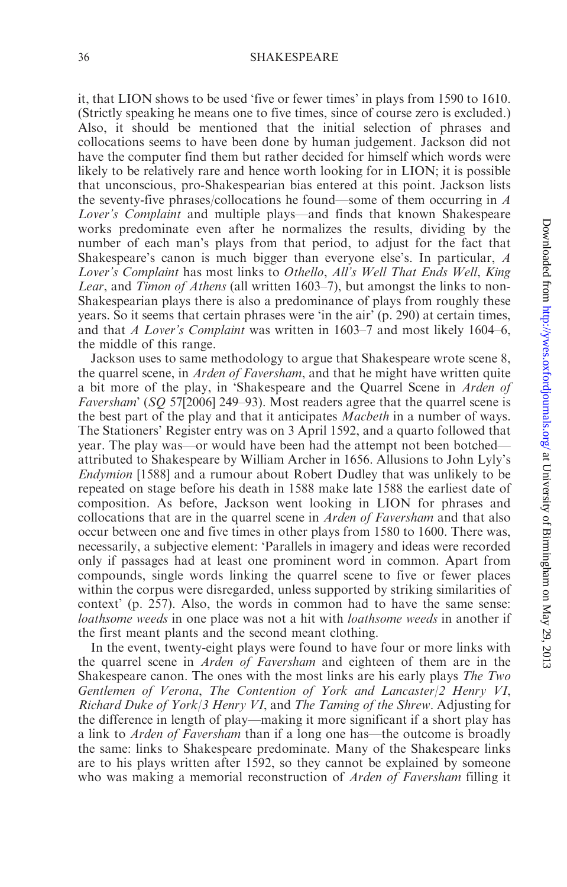it, that LION shows to be used 'five or fewer times' in plays from 1590 to 1610. (Strictly speaking he means one to five times, since of course zero is excluded.) Also, it should be mentioned that the initial selection of phrases and collocations seems to have been done by human judgement. Jackson did not have the computer find them but rather decided for himself which words were likely to be relatively rare and hence worth looking for in LION; it is possible that unconscious, pro-Shakespearian bias entered at this point. Jackson lists the seventy-five phrases/collocations he found—some of them occurring in *A Lover's Complaint* and multiple plays—and finds that known Shakespeare works predominate even after he normalizes the results, dividing by the number of each man's plays from that period, to adjust for the fact that Shakespeare's canon is much bigger than everyone else's. In particular, *A Lover's Complaint* has most links to *Othello*, *All's Well That Ends Well*, *King Lear*, and *Timon of Athens* (all written 1603–7), but amongst the links to non-Shakespearian plays there is also a predominance of plays from roughly these years. So it seems that certain phrases were 'in the air' (p. 290) at certain times, and that *A Lover's Complaint* was written in 1603–7 and most likely 1604–6, the middle of this range.

Jackson uses to same methodology to argue that Shakespeare wrote scene 8, the quarrel scene, in *Arden of Faversham*, and that he might have written quite a bit more of the play, in 'Shakespeare and the Quarrel Scene in *Arden of Faversham*' (*SQ* 57[2006] 249–93). Most readers agree that the quarrel scene is the best part of the play and that it anticipates *Macbeth* in a number of ways. The Stationers' Register entry was on 3 April 1592, and a quarto followed that year. The play was—or would have been had the attempt not been botched—attributed to Shakespeare by William Archer in 1656. Allusions to John Lyly's *Endymion* [1588] and a rumour about Robert Dudley that was unlikely to be repeated on stage before his death in 1588 make late 1588 the earliest date of composition. As before, Jackson went looking in LION for phrases and collocations that are in the quarrel scene in *Arden of Faversham* and that also occur between one and five times in other plays from 1580 to 1600. There was, necessarily, a subjective element: 'Parallels in imagery and ideas were recorded only if passages had at least one prominent word in common. Apart from compounds, single words linking the quarrel scene to five or fewer places within the corpus were disregarded, unless supported by striking similarities of context' (p. 257). Also, the words in common had to have the same sense: *loathsome weeds* in one place was not a hit with *loathsome weeds* in another if the first meant plants and the second meant clothing.

In the event, twenty-eight plays were found to have four or more links with the quarrel scene in *Arden of Faversham* and eighteen of them are in the Shakespeare canon. The ones with the most links are his early plays *The Two Gentlemen of Verona*, *The Contention of York and Lancaster/2 Henry VI*, *Richard Duke of York/3 Henry VI*, and *The Taming of the Shrew*. Adjusting for the difference in length of play—making it more significant if a short play has a link to *Arden of Faversham* than if a long one has—the outcome is broadly the same: links to Shakespeare predominate. Many of the Shakespeare links are to his plays written after 1592, so they cannot be explained by someone who was making a memorial reconstruction of *Arden of Faversham* filling it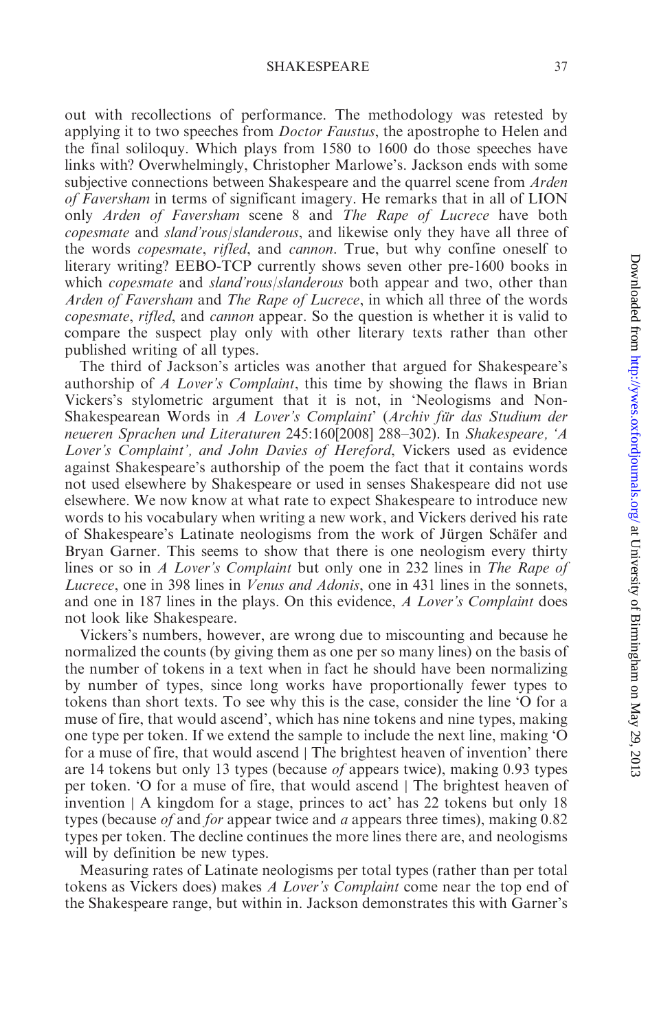out with recollections of performance. The methodology was retested by applying it to two speeches from *Doctor Faustus*, the apostrophe to Helen and the final soliloquy. Which plays from 1580 to 1600 do those speeches have links with? Overwhelmingly, Christopher Marlowe's. Jackson ends with some subjective connections between Shakespeare and the quarrel scene from *Arden of Faversham* in terms of significant imagery. He remarks that in all of LION only *Arden of Faversham* scene 8 and *The Rape of Lucrece* have both *copesmate* and *sland'rous*/*slanderous*, and likewise only they have all three of the words *copesmate*, *rifled*, and *cannon*. True, but why confine oneself to literary writing? EEBO-TCP currently shows seven other pre-1600 books in which *copesmate* and *sland'rous*/*slanderous* both appear and two, other than *Arden of Faversham* and *The Rape of Lucrece*, in which all three of the words *copesmate*, *rifled*, and *cannon* appear. So the question is whether it is valid to compare the suspect play only with other literary texts rather than other published writing of all types.

The third of Jackson's articles was another that argued for Shakespeare's authorship of *A Lover's Complaint*, this time by showing the flaws in Brian Vickers's stylometric argument that it is not, in 'Neologisms and Non-Shakespearean Words in *A Lover's Complaint*' (*Archiv für das Studium der neueren Sprachen und Literaturen* 245:160[2008] 288–302). In *Shakespeare, 'A Lover's Complaint', and John Davies of Hereford*, Vickers used as evidence against Shakespeare's authorship of the poem the fact that it contains words not used elsewhere by Shakespeare or used in senses Shakespeare did not use elsewhere. We now know at what rate to expect Shakespeare to introduce new words to his vocabulary when writing a new work, and Vickers derived his rate of Shakespeare's Latinate neologisms from the work of Jürgen Schäfer and Bryan Garner. This seems to show that there is one neologism every thirty lines or so in *A Lover's Complaint* but only one in 232 lines in *The Rape of Lucrece*, one in 398 lines in *Venus and Adonis*, one in 431 lines in the sonnets, and one in 187 lines in the plays. On this evidence, *A Lover's Complaint* does not look like Shakespeare.

Vickers's numbers, however, are wrong due to miscounting and because he normalized the counts (by giving them as one per so many lines) on the basis of the number of tokens in a text when in fact he should have been normalizing by number of types, since long works have proportionally fewer types to tokens than short texts. To see why this is the case, consider the line 'O for a muse of fire, that would ascend', which has nine tokens and nine types, making one type per token. If we extend the sample to include the next line, making 'O for a muse of fire, that would ascend | The brightest heaven of invention' there are 14 tokens but only 13 types (because *of* appears twice), making 0.93 types per token. 'O for a muse of fire, that would ascend | The brightest heaven of invention | A kingdom for a stage, princes to act' has 22 tokens but only 18 types (because *of* and *for* appear twice and *a* appears three times), making 0.82 types per token. The decline continues the more lines there are, and neologisms will by definition be new types.

Measuring rates of Latinate neologisms per total types (rather than per total tokens as Vickers does) makes *A Lover's Complaint* come near the top end of the Shakespeare range, but within in. Jackson demonstrates this with Garner's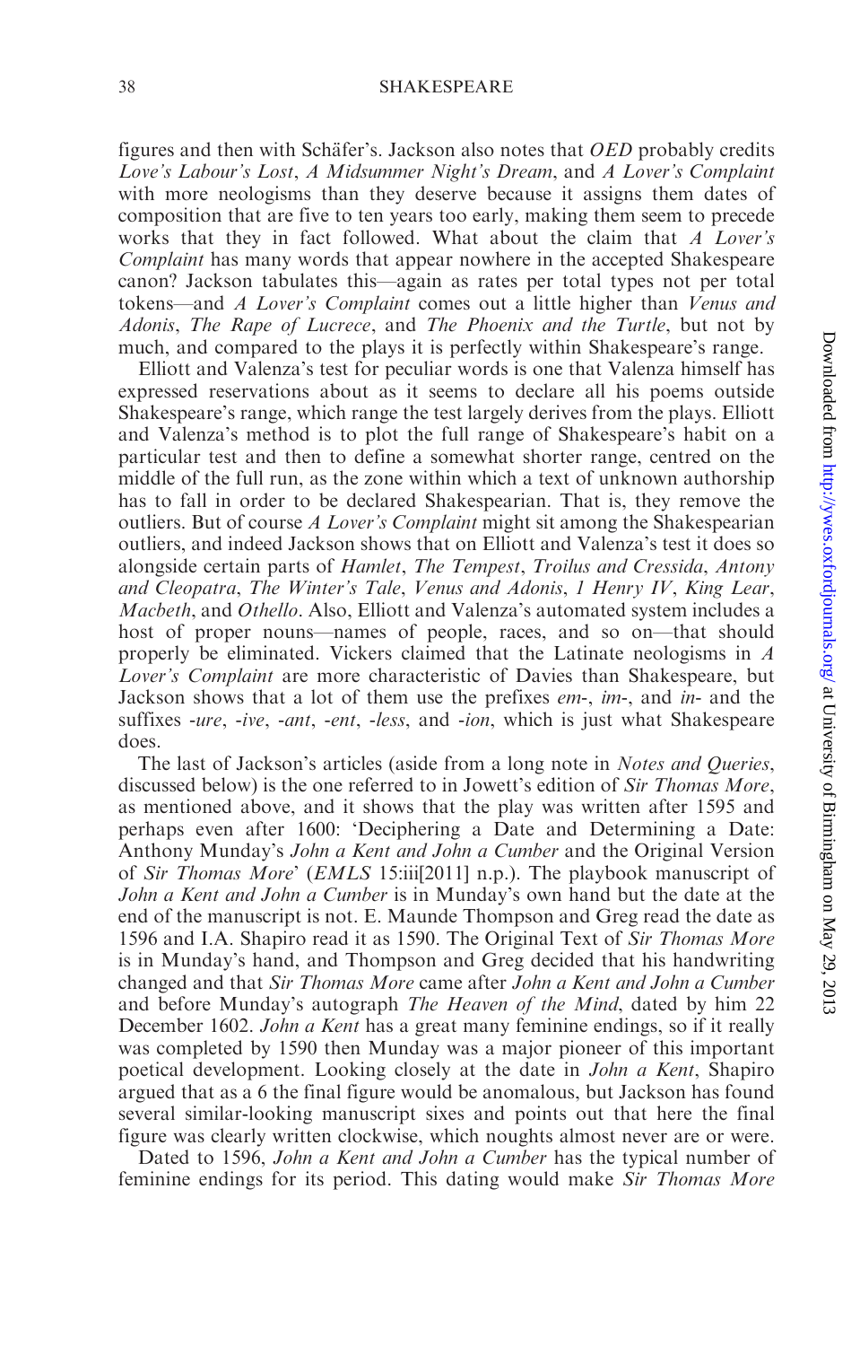figures and then with Schäfer's. Jackson also notes that *OED* probably credits *Love's Labour's Lost*, *A Midsummer Night's Dream*, and *A Lover's Complaint* with more neologisms than they deserve because it assigns them dates of composition that are five to ten years too early, making them seem to precede works that they in fact followed. What about the claim that *A Lover's Complaint* has many words that appear nowhere in the accepted Shakespeare canon? Jackson tabulates this—again as rates per total types not per total tokens—and *A Lover's Complaint* comes out a little higher than *Venus and Adonis*, *The Rape of Lucrece*, and *The Phoenix and the Turtle*, but not by much, and compared to the plays it is perfectly within Shakespeare's range.

Elliott and Valenza's test for peculiar words is one that Valenza himself has expressed reservations about as it seems to declare all his poems outside Shakespeare's range, which range the test largely derives from the plays. Elliott and Valenza's method is to plot the full range of Shakespeare's habit on a particular test and then to define a somewhat shorter range, centred on the middle of the full run, as the zone within which a text of unknown authorship has to fall in order to be declared Shakespearian. That is, they remove the outliers. But of course *A Lover's Complaint* might sit among the Shakespearian outliers, and indeed Jackson shows that on Elliott and Valenza's test it does so alongside certain parts of *Hamlet*, *The Tempest*, *Troilus and Cressida*, *Antony and Cleopatra*, *The Winter's Tale*, *Venus and Adonis*, *1 Henry IV*, *King Lear*, *Macbeth*, and *Othello*. Also, Elliott and Valenza's automated system includes a host of proper nouns—names of people, races, and so on—that should properly be eliminated. Vickers claimed that the Latinate neologisms in *A Lover's Complaint* are more characteristic of Davies than Shakespeare, but Jackson shows that a lot of them use the prefixes *em-*, *im-*, and *in-* and the suffixes *-ure*, *-ive*, *-ant*, *-ent*, *-less*, and *-ion*, which is just what Shakespeare does.

The last of Jackson's articles (aside from a long note in *Notes and Queries*, discussed below) is the one referred to in Jowett's edition of *Sir Thomas More*, as mentioned above, and it shows that the play was written after 1595 and perhaps even after 1600: 'Deciphering a Date and Determining a Date: Anthony Munday's *John a Kent and John a Cumber* and the Original Version of *Sir Thomas More*' (*EMLS* 15:iii[2011] n.p.). The playbook manuscript of *John a Kent and John a Cumber* is in Munday's own hand but the date at the end of the manuscript is not. E. Maunde Thompson and Greg read the date as 1596 and I.A. Shapiro read it as 1590. The Original Text of *Sir Thomas More* is in Munday's hand, and Thompson and Greg decided that his handwriting changed and that *Sir Thomas More* came after *John a Kent and John a Cumber* and before Munday's autograph *The Heaven of the Mind*, dated by him 22 December 1602. *John a Kent* has a great many feminine endings, so if it really was completed by 1590 then Munday was a major pioneer of this important poetical development. Looking closely at the date in *John a Kent*, Shapiro argued that as a 6 the final figure would be anomalous, but Jackson has found several similar-looking manuscript sixes and points out that here the final figure was clearly written clockwise, which noughts almost never are or were.

Dated to 1596, *John a Kent and John a Cumber* has the typical number of feminine endings for its period. This dating would make *Sir Thomas More*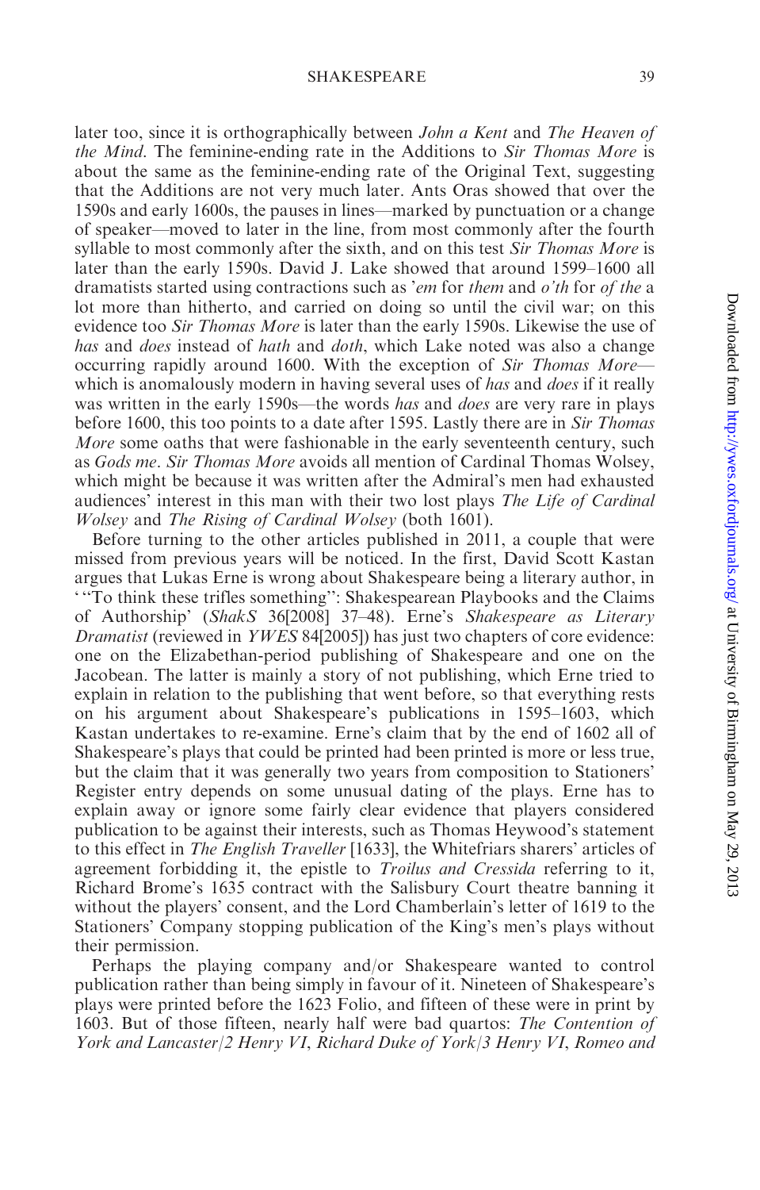later too, since it is orthographically between *John a Kent* and *The Heaven of the Mind*. The feminine-ending rate in the Additions to *Sir Thomas More* is about the same as the feminine-ending rate of the Original Text, suggesting that the Additions are not very much later. Ants Oras showed that over the 1590s and early 1600s, the pauses in lines—marked by punctuation or a change of speaker—moved to later in the line, from most commonly after the fourth syllable to most commonly after the sixth, and on this test *Sir Thomas More* is later than the early 1590s. David J. Lake showed that around 1599–1600 all dramatists started using contractions such as *'em* for *them* and *o'th* for *of the* a lot more than hitherto, and carried on doing so until the civil war; on this evidence too *Sir Thomas More* is later than the early 1590s. Likewise the use of *has* and *does* instead of *hath* and *doth*, which Lake noted was also a change occurring rapidly around 1600. With the exception of *Sir Thomas More*—which is anomalously modern in having several uses of *has* and *does* if it really was written in the early 1590s—the words *has* and *does* are very rare in plays before 1600, this too points to a date after 1595. Lastly there are in *Sir Thomas More* some oaths that were fashionable in the early seventeenth century, such as *Gods me*. *Sir Thomas More* avoids all mention of Cardinal Thomas Wolsey, which might be because it was written after the Admiral's men had exhausted audiences' interest in this man with their two lost plays *The Life of Cardinal Wolsey* and *The Rising of Cardinal Wolsey* (both 1601).

Before turning to the other articles published in 2011, a couple that were missed from previous years will be noticed. In the first, David Scott Kastan argues that Lukas Erne is wrong about Shakespeare being a literary author, in '"To think these trifles something": Shakespearean Playbooks and the Claims of Authorship' (*ShakS* 36[2008] 37–48). Erne's *Shakespeare as Literary Dramatist* (reviewed in *YWES* 84[2005]) has just two chapters of core evidence: one on the Elizabethan-period publishing of Shakespeare and one on the Jacobean. The latter is mainly a story of not publishing, which Erne tried to explain in relation to the publishing that went before, so that everything rests on his argument about Shakespeare's publications in 1595–1603, which Kastan undertakes to re-examine. Erne's claim that by the end of 1602 all of Shakespeare's plays that could be printed had been printed is more or less true, but the claim that it was generally two years from composition to Stationers' Register entry depends on some unusual dating of the plays. Erne has to explain away or ignore some fairly clear evidence that players considered publication to be against their interests, such as Thomas Heywood's statement to this effect in *The English Traveller* [1633], the Whitefriars sharers' articles of agreement forbidding it, the epistle to *Troilus and Cressida* referring to it, Richard Brome's 1635 contract with the Salisbury Court theatre banning it without the players' consent, and the Lord Chamberlain's letter of 1619 to the Stationers' Company stopping publication of the King's men's plays without their permission.

Perhaps the playing company and/or Shakespeare wanted to control publication rather than being simply in favour of it. Nineteen of Shakespeare's plays were printed before the 1623 Folio, and fifteen of these were in print by 1603. But of those fifteen, nearly half were bad quartos: *The Contention of York and Lancaster*/*2 Henry VI*, *Richard Duke of York*/*3 Henry VI*, *Romeo and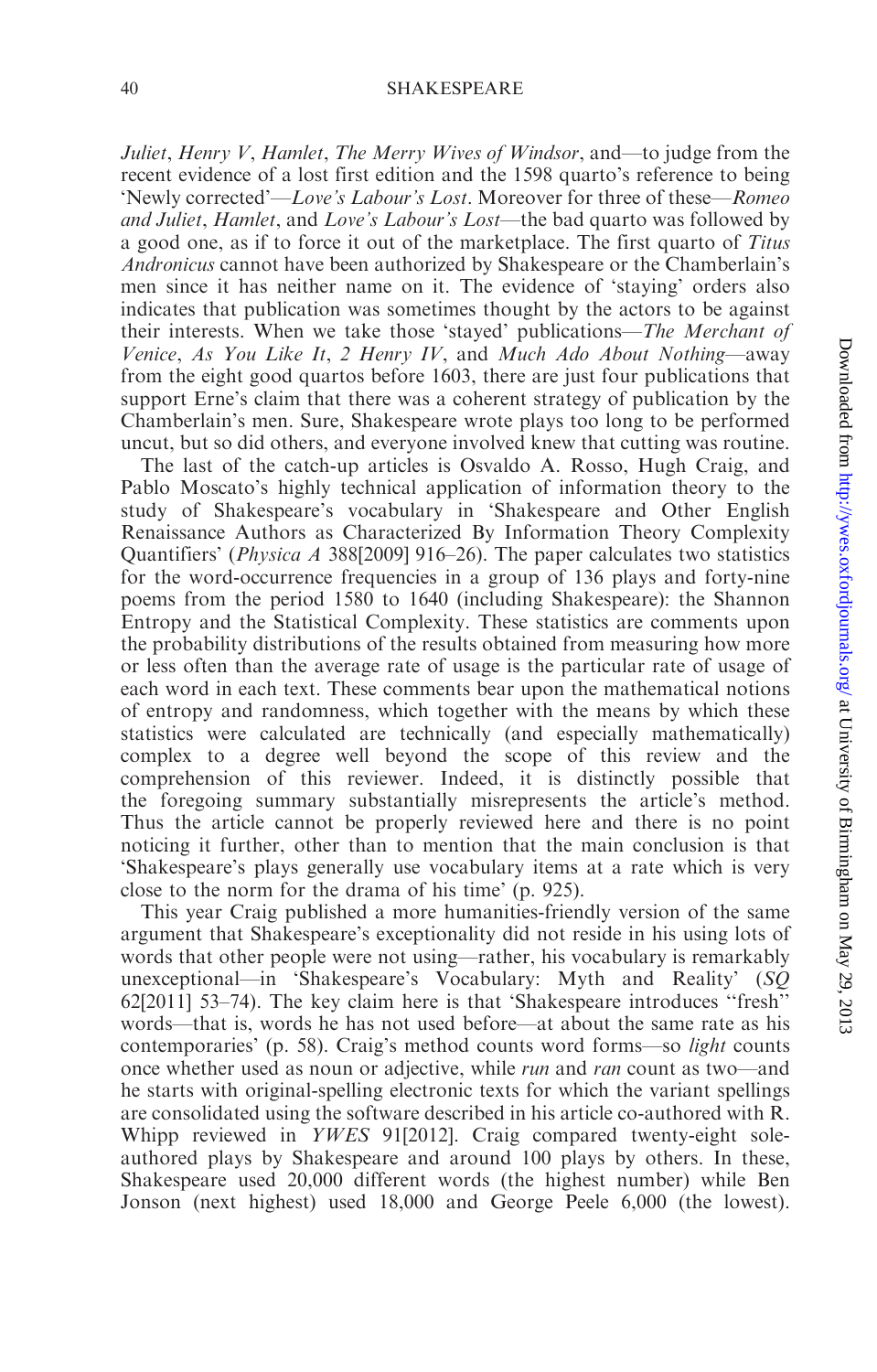*Juliet*, *Henry V*, *Hamlet*, *The Merry Wives of Windsor*, and—to judge from the recent evidence of a lost first edition and the 1598 quarto's reference to being 'Newly corrected'—*Love's Labour's Lost*. Moreover for three of these—*Romeo and Juliet*, *Hamlet*, and *Love's Labour's Lost*—the bad quarto was followed by a good one, as if to force it out of the marketplace. The first quarto of *Titus Andronicus* cannot have been authorized by Shakespeare or the Chamberlain's men since it has neither name on it. The evidence of 'staying' orders also indicates that publication was sometimes thought by the actors to be against their interests. When we take those 'stayed' publications—*The Merchant of Venice*, *As You Like It*, *2 Henry IV*, and *Much Ado About Nothing*—away from the eight good quartos before 1603, there are just four publications that support Erne's claim that there was a coherent strategy of publication by the Chamberlain's men. Sure, Shakespeare wrote plays too long to be performed uncut, but so did others, and everyone involved knew that cutting was routine.

The last of the catch-up articles is Osvaldo A. Rosso, Hugh Craig, and Pablo Moscato's highly technical application of information theory to the study of Shakespeare's vocabulary in 'Shakespeare and Other English Renaissance Authors as Characterized By Information Theory Complexity Quantifiers' (*Physica A* 388[2009] 916–26). The paper calculates two statistics for the word-occurrence frequencies in a group of 136 plays and forty-nine poems from the period 1580 to 1640 (including Shakespeare): the Shannon Entropy and the Statistical Complexity. These statistics are comments upon the probability distributions of the results obtained from measuring how more or less often than the average rate of usage is the particular rate of usage of each word in each text. These comments bear upon the mathematical notions of entropy and randomness, which together with the means by which these statistics were calculated are technically (and especially mathematically) complex to a degree well beyond the scope of this review and the comprehension of this reviewer. Indeed, it is distinctly possible that the foregoing summary substantially misrepresents the article's method. Thus the article cannot be properly reviewed here and there is no point noticing it further, other than to mention that the main conclusion is that 'Shakespeare's plays generally use vocabulary items at a rate which is very close to the norm for the drama of his time' (p. 925).

This year Craig published a more humanities-friendly version of the same argument that Shakespeare's exceptionality did not reside in his using lots of words that other people were not using—rather, his vocabulary is remarkably unexceptional—in 'Shakespeare's Vocabulary: Myth and Reality' (*SQ* 62[2011] 53–74). The key claim here is that 'Shakespeare introduces "fresh" words—that is, words he has not used before—at about the same rate as his contemporaries' (p. 58). Craig's method counts word forms—so *light* counts once whether used as noun or adjective, while *run* and *ran* count as two—and he starts with original-spelling electronic texts for which the variant spellings are consolidated using the software described in his article co-authored with R. Whipp reviewed in *YWES* 91[2012]. Craig compared twenty-eight sole-authored plays by Shakespeare and around 100 plays by others. In these, Shakespeare used 20,000 different words (the highest number) while Ben Jonson (next highest) used 18,000 and George Peele 6,000 (the lowest).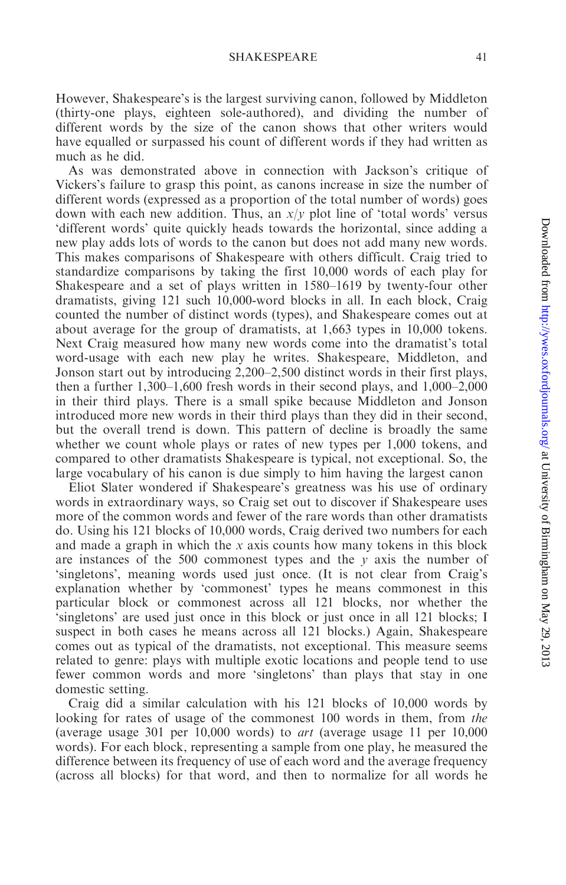However, Shakespeare's is the largest surviving canon, followed by Middleton (thirty-one plays, eighteen sole-authored), and dividing the number of different words by the size of the canon shows that other writers would have equalled or surpassed his count of different words if they had written as much as he did.

As was demonstrated above in connection with Jackson's critique of Vickers's failure to grasp this point, as canons increase in size the number of different words (expressed as a proportion of the total number of words) goes down with each new addition. Thus, an $x/y$ plot line of 'total words' versus 'different words' quite quickly heads towards the horizontal, since adding a new play adds lots of words to the canon but does not add many new words. This makes comparisons of Shakespeare with others difficult. Craig tried to standardize comparisons by taking the first 10,000 words of each play for Shakespeare and a set of plays written in 1580–1619 by twenty-four other dramatists, giving 121 such 10,000-word blocks in all. In each block, Craig counted the number of distinct words (types), and Shakespeare comes out at about average for the group of dramatists, at 1,663 types in 10,000 tokens. Next Craig measured how many new words come into the dramatist's total word-usage with each new play he writes. Shakespeare, Middleton, and Jonson start out by introducing 2,200–2,500 distinct words in their first plays, then a further 1,300–1,600 fresh words in their second plays, and 1,000–2,000 in their third plays. There is a small spike because Middleton and Jonson introduced more new words in their third plays than they did in their second, but the overall trend is down. This pattern of decline is broadly the same whether we count whole plays or rates of new types per 1,000 tokens, and compared to other dramatists Shakespeare is typical, not exceptional. So, the large vocabulary of his canon is due simply to him having the largest canon

Eliot Slater wondered if Shakespeare's greatness was his use of ordinary words in extraordinary ways, so Craig set out to discover if Shakespeare uses more of the common words and fewer of the rare words than other dramatists do. Using his 121 blocks of 10,000 words, Craig derived two numbers for each and made a graph in which the $x$ axis counts how many tokens in this block are instances of the 500 commonest types and the $y$ axis the number of 'singletons', meaning words used just once. (It is not clear from Craig's explanation whether by 'commonest' types he means commonest in this particular block or commonest across all 121 blocks, nor whether the 'singletons' are used just once in this block or just once in all 121 blocks; I suspect in both cases he means across all 121 blocks.) Again, Shakespeare comes out as typical of the dramatists, not exceptional. This measure seems related to genre: plays with multiple exotic locations and people tend to use fewer common words and more 'singletons' than plays that stay in one domestic setting.

Craig did a similar calculation with his 121 blocks of 10,000 words by looking for rates of usage of the commonest 100 words in them, from *the* (average usage 301 per 10,000 words) to *art* (average usage 11 per 10,000 words). For each block, representing a sample from one play, he measured the difference between its frequency of use of each word and the average frequency (across all blocks) for that word, and then to normalize for all words he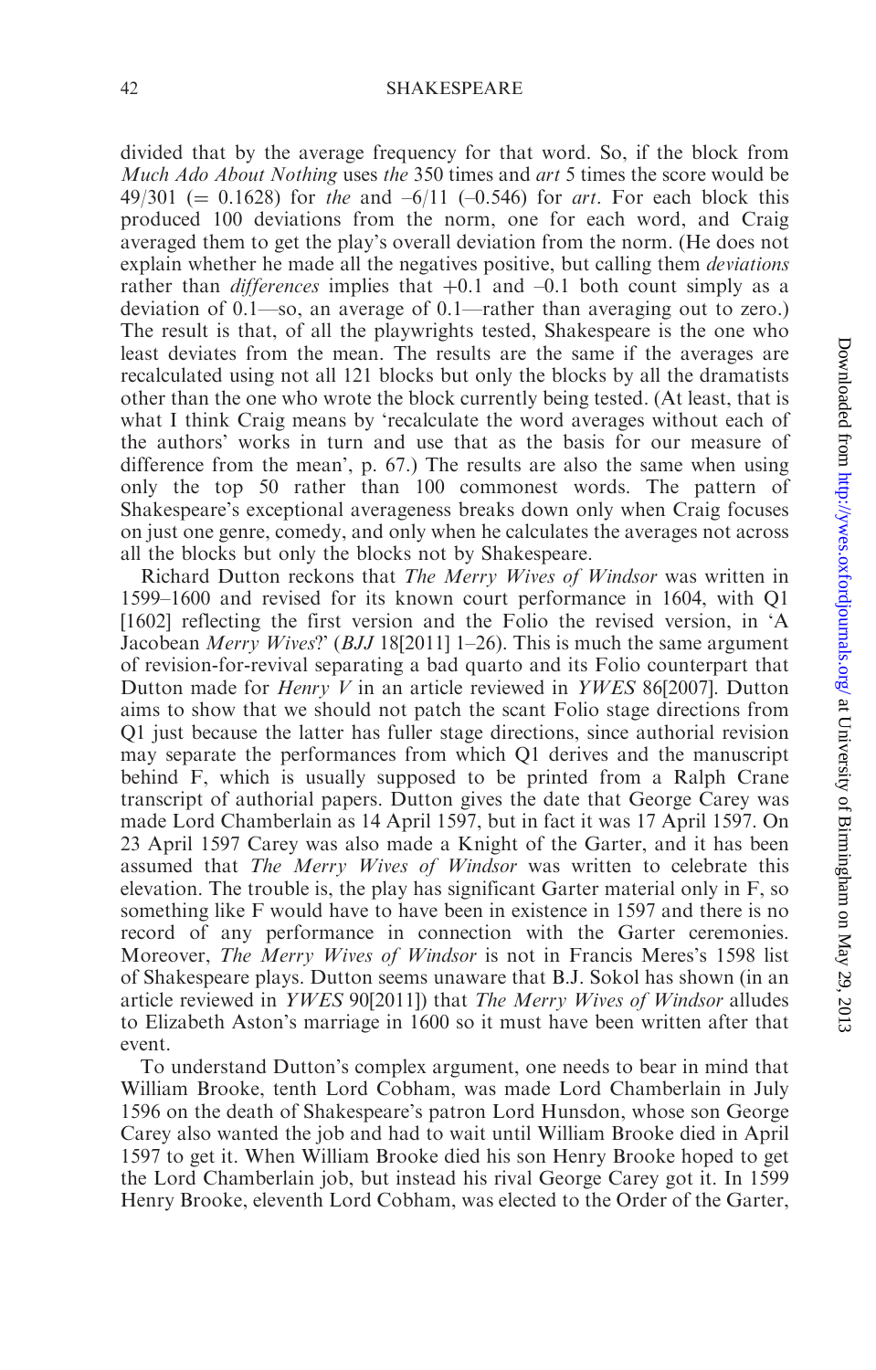divided that by the average frequency for that word. So, if the block from *Much Ado About Nothing* uses *the* 350 times and *art* 5 times the score would be 49/301 (= 0.1628) for *the* and –6/11 (–0.546) for *art*. For each block this produced 100 deviations from the norm, one for each word, and Craig averaged them to get the play's overall deviation from the norm. (He does not explain whether he made all the negatives positive, but calling them *deviations* rather than *differences* implies that +0.1 and –0.1 both count simply as a deviation of 0.1—so, an average of 0.1—rather than averaging out to zero.) The result is that, of all the playwrights tested, Shakespeare is the one who least deviates from the mean. The results are the same if the averages are recalculated using not all 121 blocks but only the blocks by all the dramatists other than the one who wrote the block currently being tested. (At least, that is what I think Craig means by 'recalculate the word averages without each of the authors' works in turn and use that as the basis for our measure of difference from the mean', p. 67.) The results are also the same when using only the top 50 rather than 100 commonest words. The pattern of Shakespeare's exceptional averageness breaks down only when Craig focuses on just one genre, comedy, and only when he calculates the averages not across all the blocks but only the blocks not by Shakespeare.

Richard Dutton reckons that *The Merry Wives of Windsor* was written in 1599–1600 and revised for its known court performance in 1604, with Q1 [1602] reflecting the first version and the Folio the revised version, in 'A Jacobean *Merry Wives*?' (*BJJ* 18[2011] 1–26). This is much the same argument of revision-for-revival separating a bad quarto and its Folio counterpart that Dutton made for *Henry V* in an article reviewed in *YWES* 86[2007]. Dutton aims to show that we should not patch the scant Folio stage directions from Q1 just because the latter has fuller stage directions, since authorial revision may separate the performances from which Q1 derives and the manuscript behind F, which is usually supposed to be printed from a Ralph Crane transcript of authorial papers. Dutton gives the date that George Carey was made Lord Chamberlain as 14 April 1597, but in fact it was 17 April 1597. On 23 April 1597 Carey was also made a Knight of the Garter, and it has been assumed that *The Merry Wives of Windsor* was written to celebrate this elevation. The trouble is, the play has significant Garter material only in F, so something like F would have to have been in existence in 1597 and there is no record of any performance in connection with the Garter ceremonies. Moreover, *The Merry Wives of Windsor* is not in Francis Meres's 1598 list of Shakespeare plays. Dutton seems unaware that B.J. Sokol has shown (in an article reviewed in *YWES* 90[2011]) that *The Merry Wives of Windsor* alludes to Elizabeth Aston's marriage in 1600 so it must have been written after that event.

To understand Dutton's complex argument, one needs to bear in mind that William Brooke, tenth Lord Cobham, was made Lord Chamberlain in July 1596 on the death of Shakespeare's patron Lord Hunsdon, whose son George Carey also wanted the job and had to wait until William Brooke died in April 1597 to get it. When William Brooke died his son Henry Brooke hoped to get the Lord Chamberlain job, but instead his rival George Carey got it. In 1599 Henry Brooke, eleventh Lord Cobham, was elected to the Order of the Garter,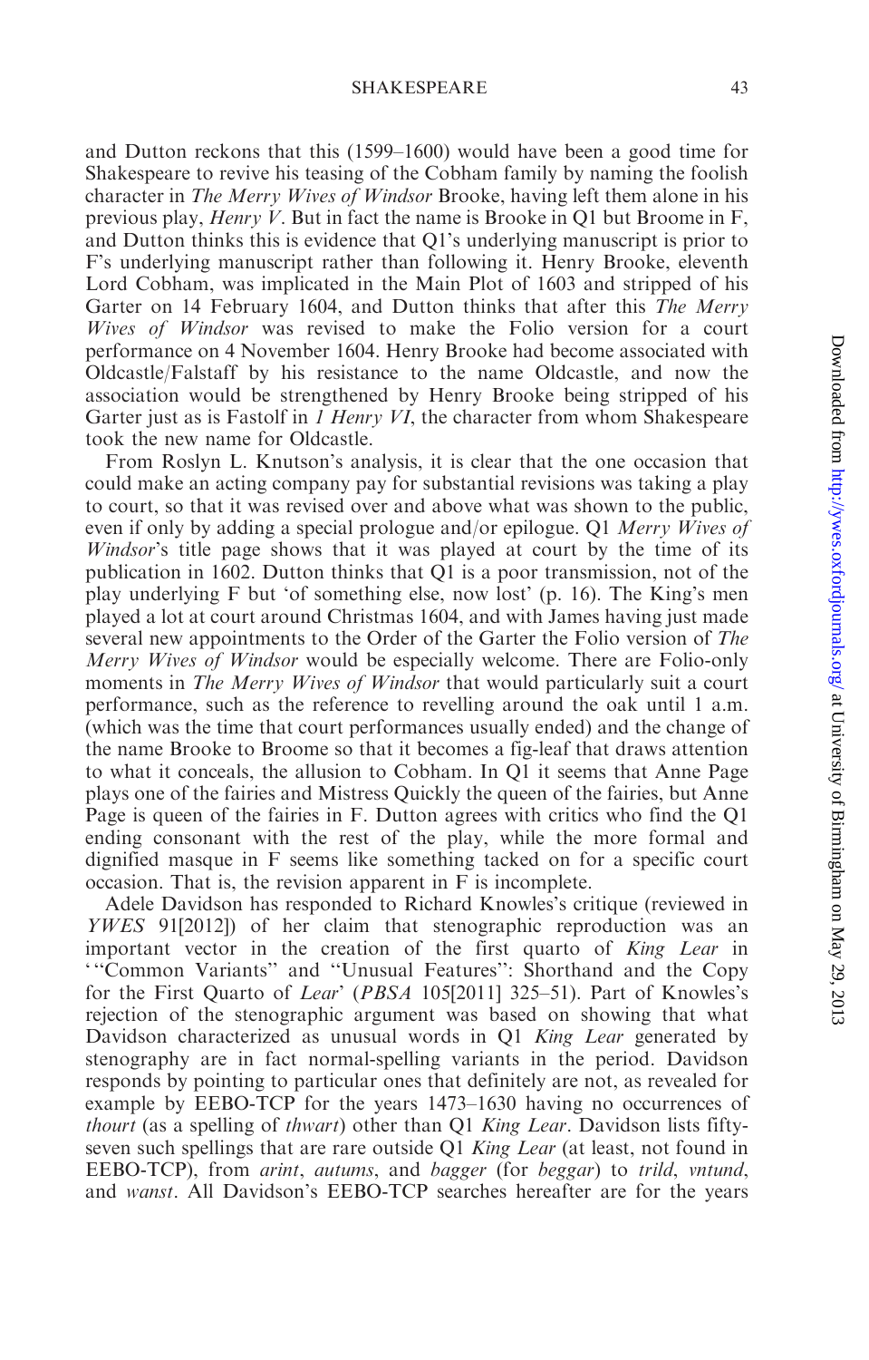and Dutton reckons that this (1599–1600) would have been a good time for Shakespeare to revive his teasing of the Cobham family by naming the foolish character in *The Merry Wives of Windsor* Brooke, having left them alone in his previous play, *Henry V*. But in fact the name is Brooke in Q1 but Broome in F, and Dutton thinks this is evidence that Q1's underlying manuscript is prior to F's underlying manuscript rather than following it. Henry Brooke, eleventh Lord Cobham, was implicated in the Main Plot of 1603 and stripped of his Garter on 14 February 1604, and Dutton thinks that after this *The Merry Wives of Windsor* was revised to make the Folio version for a court performance on 4 November 1604. Henry Brooke had become associated with Oldcastle/Falstaff by his resistance to the name Oldcastle, and now the association would be strengthened by Henry Brooke being stripped of his Garter just as is Fastolf in *1 Henry VI*, the character from whom Shakespeare took the new name for Oldcastle.

From Roslyn L. Knutson's analysis, it is clear that the one occasion that could make an acting company pay for substantial revisions was taking a play to court, so that it was revised over and above what was shown to the public, even if only by adding a special prologue and/or epilogue. Q1 *Merry Wives of Windsor*'s title page shows that it was played at court by the time of its publication in 1602. Dutton thinks that Q1 is a poor transmission, not of the play underlying F but 'of something else, now lost' (p. 16). The King's men played a lot at court around Christmas 1604, and with James having just made several new appointments to the Order of the Garter the Folio version of *The Merry Wives of Windsor* would be especially welcome. There are Folio-only moments in *The Merry Wives of Windsor* that would particularly suit a court performance, such as the reference to revelling around the oak until 1 a.m. (which was the time that court performances usually ended) and the change of the name Brooke to Broome so that it becomes a fig-leaf that draws attention to what it conceals, the allusion to Cobham. In Q1 it seems that Anne Page plays one of the fairies and Mistress Quickly the queen of the fairies, but Anne Page is queen of the fairies in F. Dutton agrees with critics who find the Q1 ending consonant with the rest of the play, while the more formal and dignified masque in F seems like something tacked on for a specific court occasion. That is, the revision apparent in F is incomplete.

Adele Davidson has responded to Richard Knowles's critique (reviewed in *YWES* 91[2012]) of her claim that stenographic reproduction was an important vector in the creation of the first quarto of *King Lear* in '"Common Variants" and "Unusual Features": Shorthand and the Copy for the First Quarto of *Lear*' (*PBSA* 105[2011] 325–51). Part of Knowles's rejection of the stenographic argument was based on showing that what Davidson characterized as unusual words in Q1 *King Lear* generated by stenography are in fact normal-spelling variants in the period. Davidson responds by pointing to particular ones that definitely are not, as revealed for example by EEBO-TCP for the years 1473–1630 having no occurrences of *thourt* (as a spelling of *thwart*) other than Q1 *King Lear*. Davidson lists fifty-seven such spellings that are rare outside Q1 *King Lear* (at least, not found in EEBO-TCP), from *arint*, *autums*, and *bagger* (for *beggar*) to *trild*, *vntund*, and *wanst*. All Davidson's EEBO-TCP searches hereafter are for the years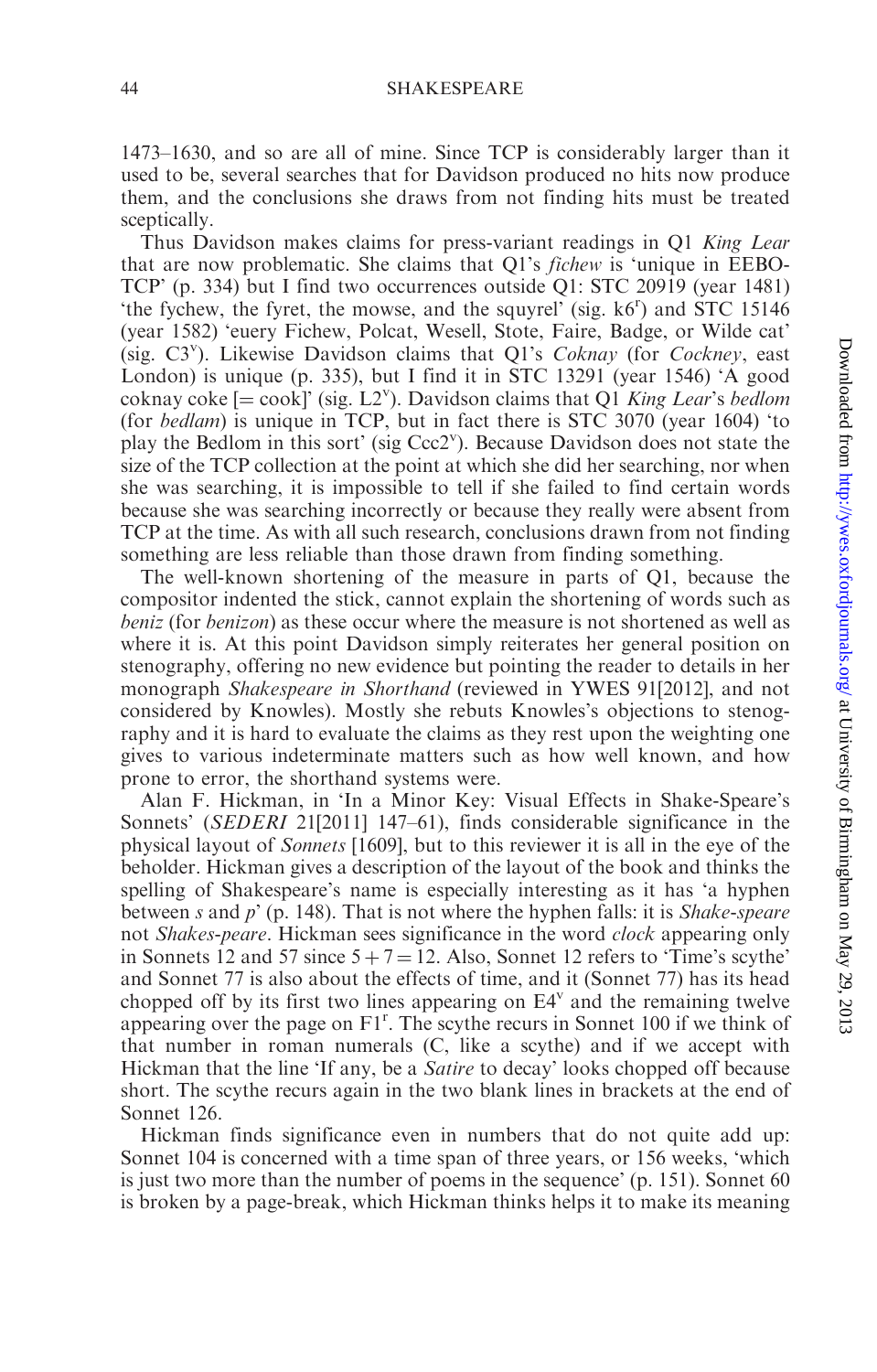1473–1630, and so are all of mine. Since TCP is considerably larger than it used to be, several searches that for Davidson produced no hits now produce them, and the conclusions she draws from not finding hits must be treated sceptically.

Thus Davidson makes claims for press-variant readings in Q1 *King Lear* that are now problematic. She claims that Q1's *fichew* is 'unique in EEBO-TCP' (p. 334) but I find two occurrences outside Q1: STC 20919 (year 1481) 'the fychew, the fyret, the mowse, and the squyrel' (sig. k6r) and STC 15146 (year 1582) 'euery Fichew, Polcat, Wesell, Stote, Faire, Badge, or Wilde cat' (sig. C3v). Likewise Davidson claims that Q1's *Coknay* (for *Cockney*, east London) is unique (p. 335), but I find it in STC 13291 (year 1546) 'A good coknay coke [= cook]' (sig. L2v). Davidson claims that Q1 *King Lear*'s *bedlom* (for *bedlam*) is unique in TCP, but in fact there is STC 3070 (year 1604) 'to play the Bedlom in this sort' (sig Ccc2v). Because Davidson does not state the size of the TCP collection at the point at which she did her searching, nor when she was searching, it is impossible to tell if she failed to find certain words because she was searching incorrectly or because they really were absent from TCP at the time. As with all such research, conclusions drawn from not finding something are less reliable than those drawn from finding something.

The well-known shortening of the measure in parts of Q1, because the compositor indented the stick, cannot explain the shortening of words such as *beniz* (for *benizon*) as these occur where the measure is not shortened as well as where it is. At this point Davidson simply reiterates her general position on stenography, offering no new evidence but pointing the reader to details in her monograph *Shakespeare in Shorthand* (reviewed in YWES 91[2012], and not considered by Knowles). Mostly she rebuts Knowles's objections to stenography and it is hard to evaluate the claims as they rest upon the weighting one gives to various indeterminate matters such as how well known, and how prone to error, the shorthand systems were.

Alan F. Hickman, in 'In a Minor Key: Visual Effects in Shake-Speare's Sonnets' (*SEDERI* 21[2011] 147–61), finds considerable significance in the physical layout of *Sonnets* [1609], but to this reviewer it is all in the eye of the beholder. Hickman gives a description of the layout of the book and thinks the spelling of Shakespeare's name is especially interesting as it has 'a hyphen between *s* and *p*' (p. 148). That is not where the hyphen falls: it is *Shake-speare* not *Shakes-peare*. Hickman sees significance in the word *clock* appearing only in Sonnets 12 and 57 since $5 + 7 = 12$. Also, Sonnet 12 refers to 'Time's scythe' and Sonnet 77 is also about the effects of time, and it (Sonnet 77) has its head chopped off by its first two lines appearing on E4v and the remaining twelve appearing over the page on F1r. The scythe recurs in Sonnet 100 if we think of that number in roman numerals (C, like a scythe) and if we accept with Hickman that the line 'If any, be a *Satire* to decay' looks chopped off because short. The scythe recurs again in the two blank lines in brackets at the end of Sonnet 126.

Hickman finds significance even in numbers that do not quite add up: Sonnet 104 is concerned with a time span of three years, or 156 weeks, 'which is just two more than the number of poems in the sequence' (p. 151). Sonnet 60 is broken by a page-break, which Hickman thinks helps it to make its meaning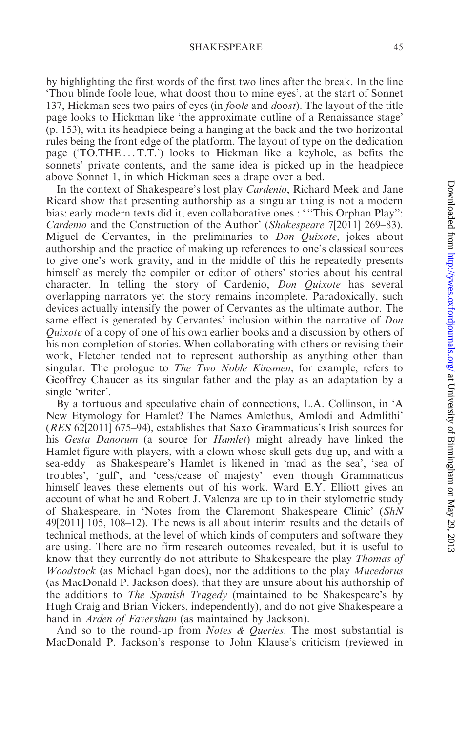by highlighting the first words of the first two lines after the break. In the line 'Thou blinde foole loue, what doost thou to mine eyes', at the start of Sonnet 137, Hickman sees two pairs of eyes (in *foole* and *doost*). The layout of the title page looks to Hickman like 'the approximate outline of a Renaissance stage' (p. 153), with its headpiece being a hanging at the back and the two horizontal rules being the front edge of the platform. The layout of type on the dedication page ('TO.THE . . . T.T.') looks to Hickman like a keyhole, as befits the sonnets' private contents, and the same idea is picked up in the headpiece above Sonnet 1, in which Hickman sees a drape over a bed.

In the context of Shakespeare's lost play *Cardenio*, Richard Meek and Jane Ricard show that presenting authorship as a singular thing is not a modern bias: early modern texts did it, even collaborative ones : ' "This Orphan Play": *Cardenio* and the Construction of the Author' (*Shakespeare* 7[2011] 269–83). Miguel de Cervantes, in the preliminaries to *Don Quixote*, jokes about authorship and the practice of making up references to one's classical sources to give one's work gravity, and in the middle of this he repeatedly presents himself as merely the compiler or editor of others' stories about his central character. In telling the story of Cardenio, *Don Quixote* has several overlapping narrators yet the story remains incomplete. Paradoxically, such devices actually intensify the power of Cervantes as the ultimate author. The same effect is generated by Cervantes' inclusion within the narrative of *Don Quixote* of a copy of one of his own earlier books and a discussion by others of his non-completion of stories. When collaborating with others or revising their work, Fletcher tended not to represent authorship as anything other than singular. The prologue to *The Two Noble Kinsmen*, for example, refers to Geoffrey Chaucer as its singular father and the play as an adaptation by a single 'writer'.

By a tortuous and speculative chain of connections, L.A. Collinson, in 'A New Etymology for Hamlet? The Names Amlethus, Amlodi and Admlithi' (*RES* 62[2011] 675–94), establishes that Saxo Grammaticus's Irish sources for his *Gesta Danorum* (a source for *Hamlet*) might already have linked the Hamlet figure with players, with a clown whose skull gets dug up, and with a sea-eddy—as Shakespeare's Hamlet is likened in 'mad as the sea', 'sea of troubles', 'gulf', and 'cess/cease of majesty'—even though Grammaticus himself leaves these elements out of his work. Ward E.Y. Elliott gives an account of what he and Robert J. Valenza are up to in their stylometric study of Shakespeare, in 'Notes from the Claremont Shakespeare Clinic' (*ShN* 49[2011] 105, 108–12). The news is all about interim results and the details of technical methods, at the level of which kinds of computers and software they are using. There are no firm research outcomes revealed, but it is useful to know that they currently do not attribute to Shakespeare the play *Thomas of Woodstock* (as Michael Egan does), nor the additions to the play *Mucedorus* (as MacDonald P. Jackson does), that they are unsure about his authorship of the additions to *The Spanish Tragedy* (maintained to be Shakespeare's by Hugh Craig and Brian Vickers, independently), and do not give Shakespeare a hand in *Arden of Faversham* (as maintained by Jackson).

And so to the round-up from *Notes & Queries*. The most substantial is MacDonald P. Jackson's response to John Klause's criticism (reviewed in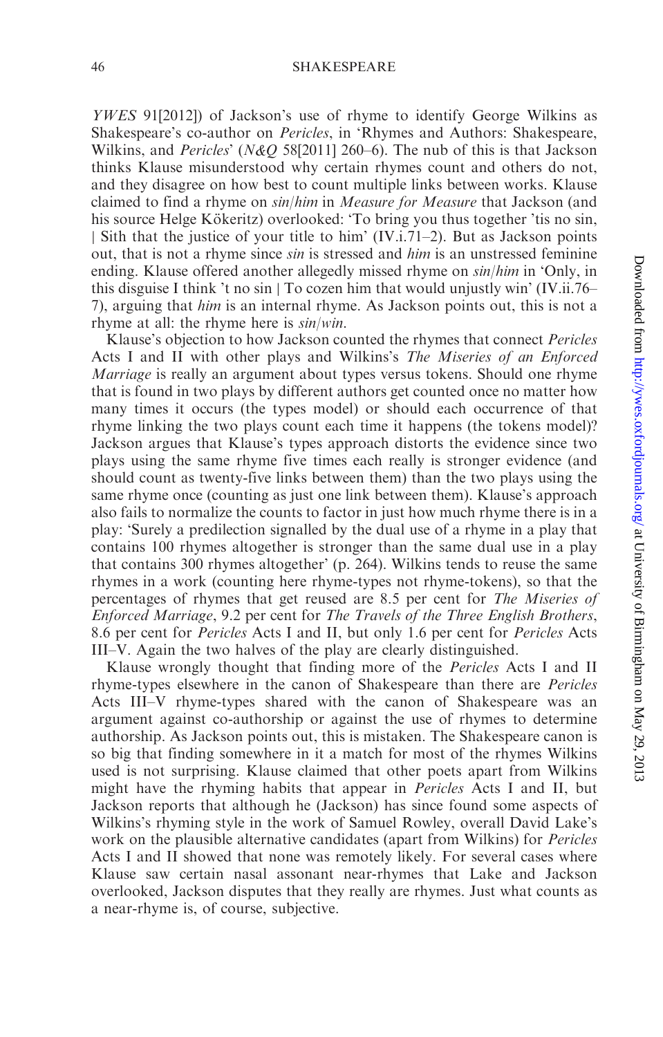*YWES* 91[2012]) of Jackson's use of rhyme to identify George Wilkins as Shakespeare's co-author on *Pericles*, in 'Rhymes and Authors: Shakespeare, Wilkins, and *Pericles*' (*N&Q* 58[2011] 260–6). The nub of this is that Jackson thinks Klause misunderstood why certain rhymes count and others do not, and they disagree on how best to count multiple links between works. Klause claimed to find a rhyme on *sin*/*him* in *Measure for Measure* that Jackson (and his source Helge Kökeritz) overlooked: 'To bring you thus together 'tis no sin, | Sith that the justice of your title to him' (IV.i.71–2). But as Jackson points out, that is not a rhyme since *sin* is stressed and *him* is an unstressed feminine ending. Klause offered another allegedly missed rhyme on *sin*/*him* in 'Only, in this disguise I think 't no sin | To cozen him that would unjustly win' (IV.ii.76–7), arguing that *him* is an internal rhyme. As Jackson points out, this is not a rhyme at all: the rhyme here is *sin*/*win*.

Klause's objection to how Jackson counted the rhymes that connect *Pericles* Acts I and II with other plays and Wilkins's *The Miseries of an Enforced Marriage* is really an argument about types versus tokens. Should one rhyme that is found in two plays by different authors get counted once no matter how many times it occurs (the types model) or should each occurrence of that rhyme linking the two plays count each time it happens (the tokens model)? Jackson argues that Klause's types approach distorts the evidence since two plays using the same rhyme five times each really is stronger evidence (and should count as twenty-five links between them) than the two plays using the same rhyme once (counting as just one link between them). Klause's approach also fails to normalize the counts to factor in just how much rhyme there is in a play: 'Surely a predilection signalled by the dual use of a rhyme in a play that contains 100 rhymes altogether is stronger than the same dual use in a play that contains 300 rhymes altogether' (p. 264). Wilkins tends to reuse the same rhymes in a work (counting here rhyme-types not rhyme-tokens), so that the percentages of rhymes that get reused are 8.5 per cent for *The Miseries of Enforced Marriage*, 9.2 per cent for *The Travels of the Three English Brothers*, 8.6 per cent for *Pericles* Acts I and II, but only 1.6 per cent for *Pericles* Acts III–V. Again the two halves of the play are clearly distinguished.

Klause wrongly thought that finding more of the *Pericles* Acts I and II rhyme-types elsewhere in the canon of Shakespeare than there are *Pericles* Acts III–V rhyme-types shared with the canon of Shakespeare was an argument against co-authorship or against the use of rhymes to determine authorship. As Jackson points out, this is mistaken. The Shakespeare canon is so big that finding somewhere in it a match for most of the rhymes Wilkins used is not surprising. Klause claimed that other poets apart from Wilkins might have the rhyming habits that appear in *Pericles* Acts I and II, but Jackson reports that although he (Jackson) has since found some aspects of Wilkins's rhyming style in the work of Samuel Rowley, overall David Lake's work on the plausible alternative candidates (apart from Wilkins) for *Pericles* Acts I and II showed that none was remotely likely. For several cases where Klause saw certain nasal assonant near-rhymes that Lake and Jackson overlooked, Jackson disputes that they really are rhymes. Just what counts as a near-rhyme is, of course, subjective.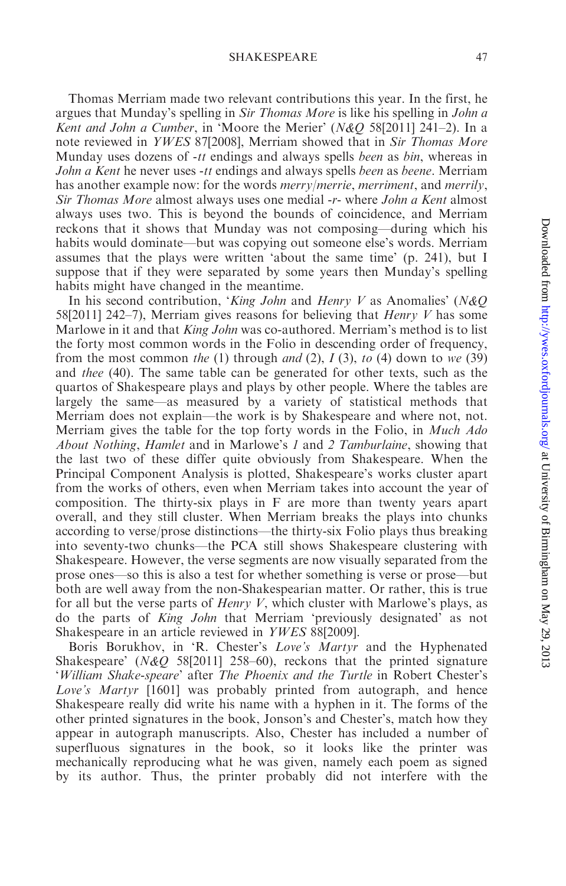Thomas Merriam made two relevant contributions this year. In the first, he argues that Munday's spelling in *Sir Thomas More* is like his spelling in *John a Kent and John a Cumber*, in 'Moore the Merier' (*N&Q* 58[2011] 241–2). In a note reviewed in *YWES* 87[2008], Merriam showed that in *Sir Thomas More* Munday uses dozens of -*tt* endings and always spells *been* as *bin*, whereas in *John a Kent* he never uses -*tt* endings and always spells *been* as *beene*. Merriam has another example now: for the words *merry*/*merrie*, *merriment*, and *merrily*, *Sir Thomas More* almost always uses one medial -*r*- where *John a Kent* almost always uses two. This is beyond the bounds of coincidence, and Merriam reckons that it shows that Munday was not composing—during which his habits would dominate—but was copying out someone else's words. Merriam assumes that the plays were written 'about the same time' (p. 241), but I suppose that if they were separated by some years then Munday's spelling habits might have changed in the meantime.

In his second contribution, '*King John* and *Henry V* as Anomalies' (*N&Q* 58[2011] 242–7), Merriam gives reasons for believing that *Henry V* has some Marlowe in it and that *King John* was co-authored. Merriam's method is to list the forty most common words in the Folio in descending order of frequency, from the most common *the* (1) through *and* (2), *I* (3), *to* (4) down to *we* (39) and *thee* (40). The same table can be generated for other texts, such as the quartos of Shakespeare plays and plays by other people. Where the tables are largely the same—as measured by a variety of statistical methods that Merriam does not explain—the work is by Shakespeare and where not, not. Merriam gives the table for the top forty words in the Folio, in *Much Ado About Nothing*, *Hamlet* and in Marlowe's *1* and *2 Tamburlaine*, showing that the last two of these differ quite obviously from Shakespeare. When the Principal Component Analysis is plotted, Shakespeare's works cluster apart from the works of others, even when Merriam takes into account the year of composition. The thirty-six plays in F are more than twenty years apart overall, and they still cluster. When Merriam breaks the plays into chunks according to verse/prose distinctions—the thirty-six Folio plays thus breaking into seventy-two chunks—the PCA still shows Shakespeare clustering with Shakespeare. However, the verse segments are now visually separated from the prose ones—so this is also a test for whether something is verse or prose—but both are well away from the non-Shakespearian matter. Or rather, this is true for all but the verse parts of *Henry V*, which cluster with Marlowe's plays, as do the parts of *King John* that Merriam 'previously designated' as not Shakespeare in an article reviewed in *YWES* 88[2009].

Boris Borukhov, in 'R. Chester's *Love's Martyr* and the Hyphenated Shakespeare' (*N&Q* 58[2011] 258–60), reckons that the printed signature '*William Shake-speare*' after *The Phoenix and the Turtle* in Robert Chester's *Love's Martyr* [1601] was probably printed from autograph, and hence Shakespeare really did write his name with a hyphen in it. The forms of the other printed signatures in the book, Jonson's and Chester's, match how they appear in autograph manuscripts. Also, Chester has included a number of superfluous signatures in the book, so it looks like the printer was mechanically reproducing what he was given, namely each poem as signed by its author. Thus, the printer probably did not interfere with the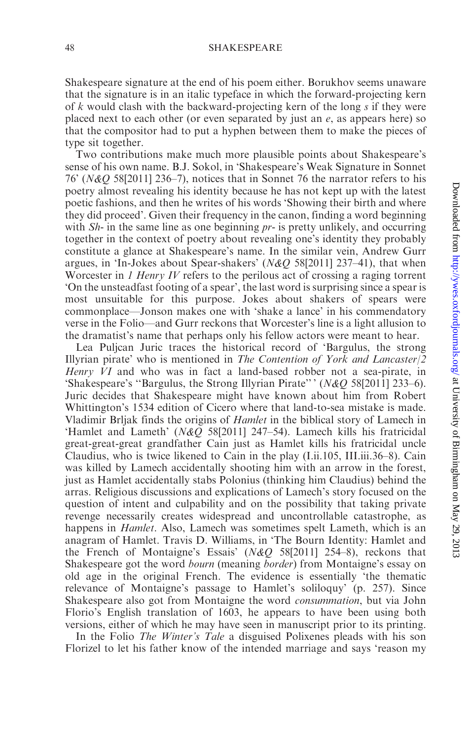Shakespeare signature at the end of his poem either. Borukhov seems unaware that the signature is in an italic typeface in which the forward-projecting kern of *k* would clash with the backward-projecting kern of the long *s* if they were placed next to each other (or even separated by just an *e*, as appears here) so that the compositor had to put a hyphen between them to make the pieces of type sit together.

Two contributions make much more plausible points about Shakespeare's sense of his own name. B.J. Sokol, in 'Shakespeare's Weak Signature in Sonnet 76' (*N&Q* 58[2011] 236–7), notices that in Sonnet 76 the narrator refers to his poetry almost revealing his identity because he has not kept up with the latest poetic fashions, and then he writes of his words 'Showing their birth and where they did proceed'. Given their frequency in the canon, finding a word beginning with *Sh-* in the same line as one beginning *pr-* is pretty unlikely, and occurring together in the context of poetry about revealing one's identity they probably constitute a glance at Shakespeare's name. In the similar vein, Andrew Gurr argues, in 'In-Jokes about Spear-shakers' (*N&Q* 58[2011] 237–41), that when Worcester in *1 Henry IV* refers to the perilous act of crossing a raging torrent 'On the unsteadfast footing of a spear', the last word is surprising since a spear is most unsuitable for this purpose. Jokes about shakers of spears were commonplace—Jonson makes one with 'shake a lance' in his commendatory verse in the Folio—and Gurr reckons that Worcester's line is a light allusion to the dramatist's name that perhaps only his fellow actors were meant to hear.

Lea Puljcan Juric traces the historical record of 'Bargulus, the strong Illyrian pirate' who is mentioned in *The Contention of York and Lancaster*/*2 Henry VI* and who was in fact a land-based robber not a sea-pirate, in 'Shakespeare's "Bargulus, the Strong Illyrian Pirate"' (*N&Q* 58[2011] 233–6). Juric decides that Shakespeare might have known about him from Robert Whittington's 1534 edition of Cicero where that land-to-sea mistake is made. Vladimir Brljak finds the origins of *Hamlet* in the biblical story of Lamech in 'Hamlet and Lameth' (*N&Q* 58[2011] 247–54). Lamech kills his fratricidal great-great-great grandfather Cain just as Hamlet kills his fratricidal uncle Claudius, who is twice likened to Cain in the play (I.ii.105, III.iii.36–8). Cain was killed by Lamech accidentally shooting him with an arrow in the forest, just as Hamlet accidentally stabs Polonius (thinking him Claudius) behind the arras. Religious discussions and explications of Lamech's story focused on the question of intent and culpability and on the possibility that taking private revenge necessarily creates widespread and uncontrollable catastrophe, as happens in *Hamlet*. Also, Lamech was sometimes spelt Lameth, which is an anagram of Hamlet. Travis D. Williams, in 'The Bourn Identity: Hamlet and the French of Montaigne's Essais' (*N&Q* 58[2011] 254–8), reckons that Shakespeare got the word *bourn* (meaning *border*) from Montaigne's essay on old age in the original French. The evidence is essentially 'the thematic relevance of Montaigne's passage to Hamlet's soliloquy' (p. 257). Since Shakespeare also got from Montaigne the word *consummation*, but via John Florio's English translation of 1603, he appears to have been using both versions, either of which he may have seen in manuscript prior to its printing.

In the Folio *The Winter's Tale* a disguised Polixenes pleads with his son Florizel to let his father know of the intended marriage and says 'reason my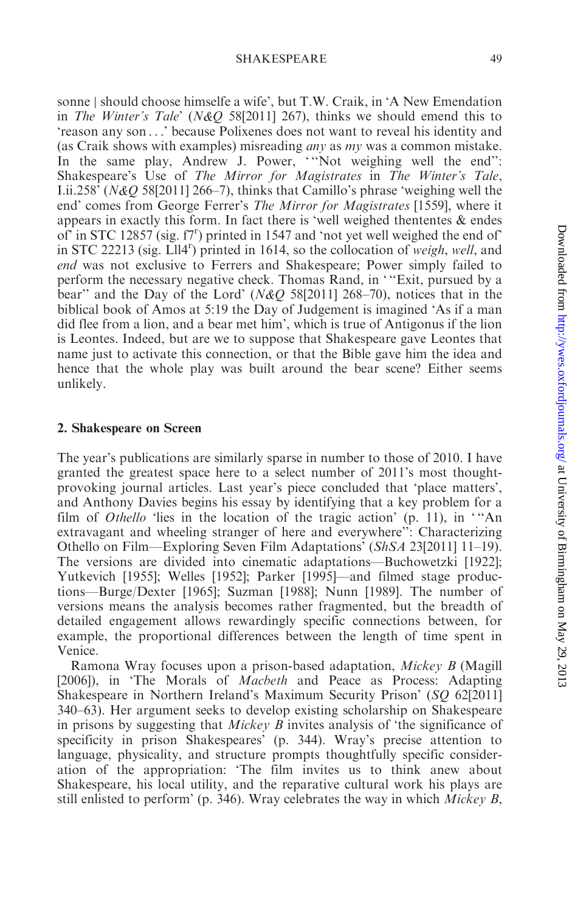sonne | should choose himselfe a wife', but T.W. Craik, in 'A New Emendation in *The Winter's Tale*' (*N&Q* 58[2011] 267), thinks we should emend this to 'reason any son . . .' because Polixenes does not want to reveal his identity and (as Craik shows with examples) misreading *any* as *my* was a common mistake. In the same play, Andrew J. Power, '"Not weighing well the end": Shakespeare's Use of *The Mirror for Magistrates* in *The Winter's Tale*, I.ii.258' (*N&Q* 58[2011] 266–7), thinks that Camillo's phrase 'weighing well the end' comes from George Ferrer's *The Mirror for Magistrates* [1559], where it appears in exactly this form. In fact there is 'well weighed thententes & endes of' in STC 12857 (sig. f7ʳ) printed in 1547 and 'not yet well weighed the end of' in STC 22213 (sig. Lll4ʳ) printed in 1614, so the collocation of *weigh*, *well*, and *end* was not exclusive to Ferrers and Shakespeare; Power simply failed to perform the necessary negative check. Thomas Rand, in '"Exit, pursued by a bear" and the Day of the Lord' (*N&Q* 58[2011] 268–70), notices that in the biblical book of Amos at 5:19 the Day of Judgement is imagined 'As if a man did flee from a lion, and a bear met him', which is true of Antigonus if the lion is Leontes. Indeed, but are we to suppose that Shakespeare gave Leontes that name just to activate this connection, or that the Bible gave him the idea and hence that the whole play was built around the bear scene? Either seems unlikely.

## 2. Shakespeare on Screen

The year's publications are similarly sparse in number to those of 2010. I have granted the greatest space here to a select number of 2011's most thought-provoking journal articles. Last year's piece concluded that 'place matters', and Anthony Davies begins his essay by identifying that a key problem for a film of *Othello* 'lies in the location of the tragic action' (p. 11), in '"An extravagant and wheeling stranger of here and everywhere": Characterizing Othello on Film—Exploring Seven Film Adaptations' (*ShSA* 23[2011] 11–19). The versions are divided into cinematic adaptations—Buchowetzki [1922]; Yutkevich [1955]; Welles [1952]; Parker [1995]—and filmed stage productions—Burge/Dexter [1965]; Suzman [1988]; Nunn [1989]. The number of versions means the analysis becomes rather fragmented, but the breadth of detailed engagement allows rewardingly specific connections between, for example, the proportional differences between the length of time spent in Venice.

Ramona Wray focuses upon a prison-based adaptation, *Mickey B* (Magill [2006]), in 'The Morals of *Macbeth* and Peace as Process: Adapting Shakespeare in Northern Ireland's Maximum Security Prison' (*SQ* 62[2011] 340–63). Her argument seeks to develop existing scholarship on Shakespeare in prisons by suggesting that *Mickey B* invites analysis of 'the significance of specificity in prison Shakespeares' (p. 344). Wray's precise attention to language, physicality, and structure prompts thoughtfully specific consideration of the appropriation: 'The film invites us to think anew about Shakespeare, his local utility, and the reparative cultural work his plays are still enlisted to perform' (p. 346). Wray celebrates the way in which *Mickey B*,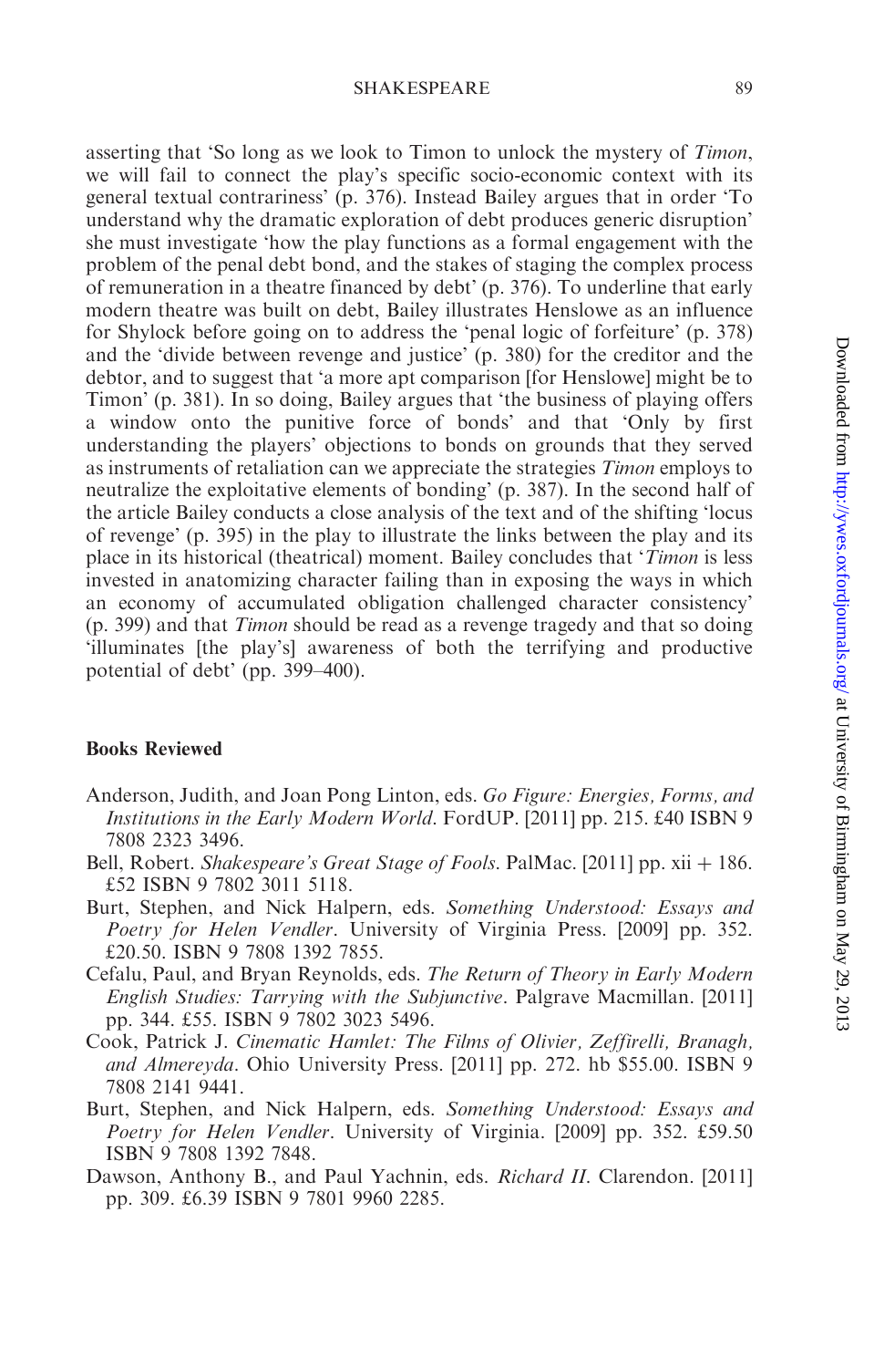asserting that 'So long as we look to Timon to unlock the mystery of *Timon*, we will fail to connect the play's specific socio-economic context with its general textual contrariness' (p. 376). Instead Bailey argues that in order 'To understand why the dramatic exploration of debt produces generic disruption' she must investigate 'how the play functions as a formal engagement with the problem of the penal debt bond, and the stakes of staging the complex process of remuneration in a theatre financed by debt' (p. 376). To underline that early modern theatre was built on debt, Bailey illustrates Henslowe as an influence for Shylock before going on to address the 'penal logic of forfeiture' (p. 378) and the 'divide between revenge and justice' (p. 380) for the creditor and the debtor, and to suggest that 'a more apt comparison [for Henslowe] might be to Timon' (p. 381). In so doing, Bailey argues that 'the business of playing offers a window onto the punitive force of bonds' and that 'Only by first understanding the players' objections to bonds on grounds that they served as instruments of retaliation can we appreciate the strategies *Timon* employs to neutralize the exploitative elements of bonding' (p. 387). In the second half of the article Bailey conducts a close analysis of the text and of the shifting 'locus of revenge' (p. 395) in the play to illustrate the links between the play and its place in its historical (theatrical) moment. Bailey concludes that '*Timon* is less invested in anatomizing character failing than in exposing the ways in which an economy of accumulated obligation challenged character consistency' (p. 399) and that *Timon* should be read as a revenge tragedy and that so doing 'illuminates [the play's] awareness of both the terrifying and productive potential of debt' (pp. 399–400).

### Books Reviewed

- Anderson, Judith, and Joan Pong Linton, eds. *Go Figure: Energies, Forms, and Institutions in the Early Modern World*. FordUP. [2011] pp. 215. £40 ISBN 9 7808 2323 3496.
- Bell, Robert. *Shakespeare's Great Stage of Fools*. PalMac. [2011] pp. xii + 186. £52 ISBN 9 7802 3011 5118.
- Burt, Stephen, and Nick Halpern, eds. *Something Understood: Essays and Poetry for Helen Vendler*. University of Virginia Press. [2009] pp. 352. £20.50. ISBN 9 7808 1392 7855.
- Cefalu, Paul, and Bryan Reynolds, eds. *The Return of Theory in Early Modern English Studies: Tarrying with the Subjunctive*. Palgrave Macmillan. [2011] pp. 344. £55. ISBN 9 7802 3023 5496.
- Cook, Patrick J. *Cinematic Hamlet: The Films of Olivier, Zeffirelli, Branagh, and Almereyda*. Ohio University Press. [2011] pp. 272. hb $55.00. ISBN 9 7808 2141 9441.
- Burt, Stephen, and Nick Halpern, eds. *Something Understood: Essays and Poetry for Helen Vendler*. University of Virginia. [2009] pp. 352. £59.50 ISBN 9 7808 1392 7848.
- Dawson, Anthony B., and Paul Yachnin, eds. *Richard II*. Clarendon. [2011] pp. 309. £6.39 ISBN 9 7801 9960 2285.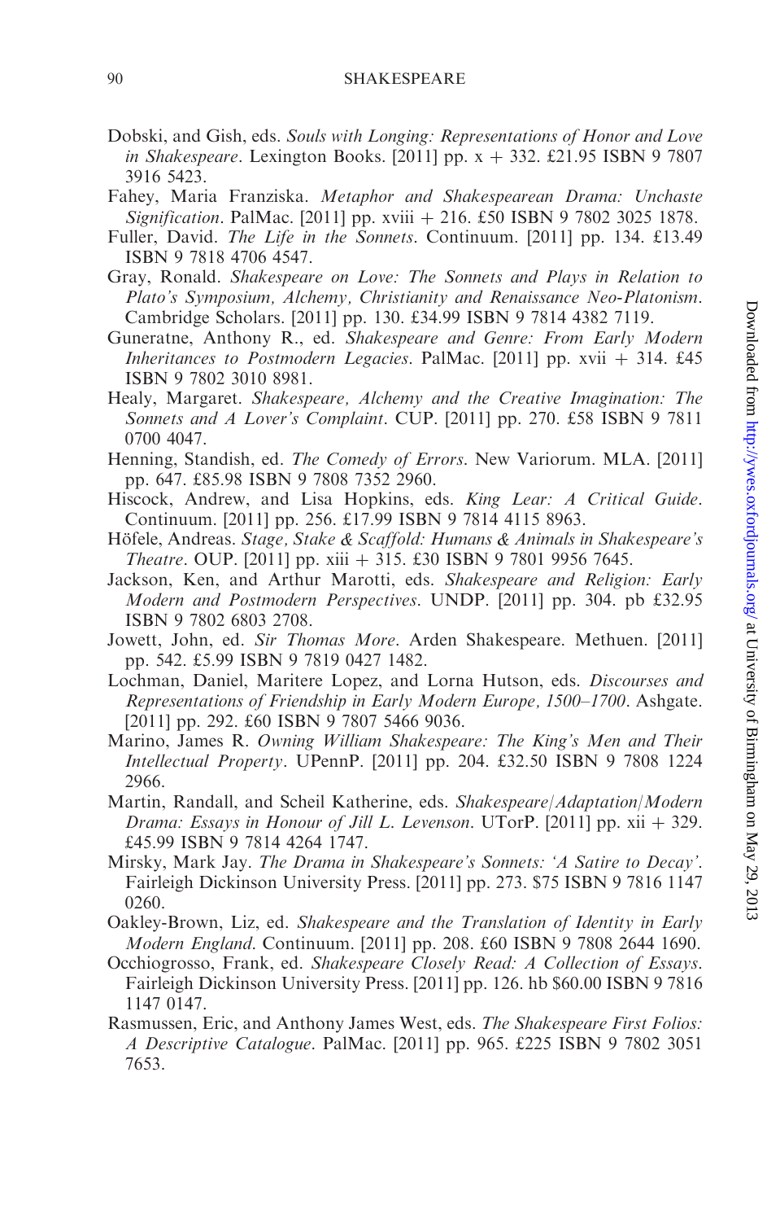Dobski, and Gish, eds. *Souls with Longing: Representations of Honor and Love in Shakespeare*. Lexington Books. [2011] pp. x + 332. £21.95 ISBN 9 7807 3916 5423.

Fahey, Maria Franziska. *Metaphor and Shakespearean Drama: Unchaste Signification*. PalMac. [2011] pp. xviii + 216. £50 ISBN 9 7802 3025 1878.

Fuller, David. *The Life in the Sonnets*. Continuum. [2011] pp. 134. £13.49 ISBN 9 7818 4706 4547.

Gray, Ronald. *Shakespeare on Love: The Sonnets and Plays in Relation to Plato's Symposium, Alchemy, Christianity and Renaissance Neo-Platonism*. Cambridge Scholars. [2011] pp. 130. £34.99 ISBN 9 7814 4382 7119.

Guneratne, Anthony R., ed. *Shakespeare and Genre: From Early Modern Inheritances to Postmodern Legacies*. PalMac. [2011] pp. xvii + 314. £45 ISBN 9 7802 3010 8981.

Healy, Margaret. *Shakespeare, Alchemy and the Creative Imagination: The Sonnets and A Lover's Complaint*. CUP. [2011] pp. 270. £58 ISBN 9 7811 0700 4047.

Henning, Standish, ed. *The Comedy of Errors*. New Variorum. MLA. [2011] pp. 647. £85.98 ISBN 9 7808 7352 2960.

Hiscock, Andrew, and Lisa Hopkins, eds. *King Lear: A Critical Guide*. Continuum. [2011] pp. 256. £17.99 ISBN 9 7814 4115 8963.

Höfele, Andreas. *Stage, Stake & Scaffold: Humans & Animals in Shakespeare's Theatre*. OUP. [2011] pp. xiii + 315. £30 ISBN 9 7801 9956 7645.

Jackson, Ken, and Arthur Marotti, eds. *Shakespeare and Religion: Early Modern and Postmodern Perspectives*. UNDP. [2011] pp. 304. pb £32.95 ISBN 9 7802 6803 2708.

Jowett, John, ed. *Sir Thomas More*. Arden Shakespeare. Methuen. [2011] pp. 542. £5.99 ISBN 9 7819 0427 1482.

Lochman, Daniel, Maritere Lopez, and Lorna Hutson, eds. *Discourses and Representations of Friendship in Early Modern Europe, 1500–1700*. Ashgate. [2011] pp. 292. £60 ISBN 9 7807 5466 9036.

Marino, James R. *Owning William Shakespeare: The King's Men and Their Intellectual Property*. UPennP. [2011] pp. 204. £32.50 ISBN 9 7808 1224 2966.

Martin, Randall, and Scheil Katherine, eds. *Shakespeare/Adaptation/Modern Drama: Essays in Honour of Jill L. Levenson*. UTorP. [2011] pp. xii + 329. £45.99 ISBN 9 7814 4264 1747.

Mirsky, Mark Jay. *The Drama in Shakespeare's Sonnets: 'A Satire to Decay'*. Fairleigh Dickinson University Press. [2011] pp. 273. $75 ISBN 9 7816 1147 0260.

Oakley-Brown, Liz, ed. *Shakespeare and the Translation of Identity in Early Modern England*. Continuum. [2011] pp. 208. £60 ISBN 9 7808 2644 1690.

Occhiogrosso, Frank, ed. *Shakespeare Closely Read: A Collection of Essays*. Fairleigh Dickinson University Press. [2011] pp. 126. hb $60.00 ISBN 9 7816 1147 0147.

Rasmussen, Eric, and Anthony James West, eds. *The Shakespeare First Folios: A Descriptive Catalogue*. PalMac. [2011] pp. 965. £225 ISBN 9 7802 3051 7653.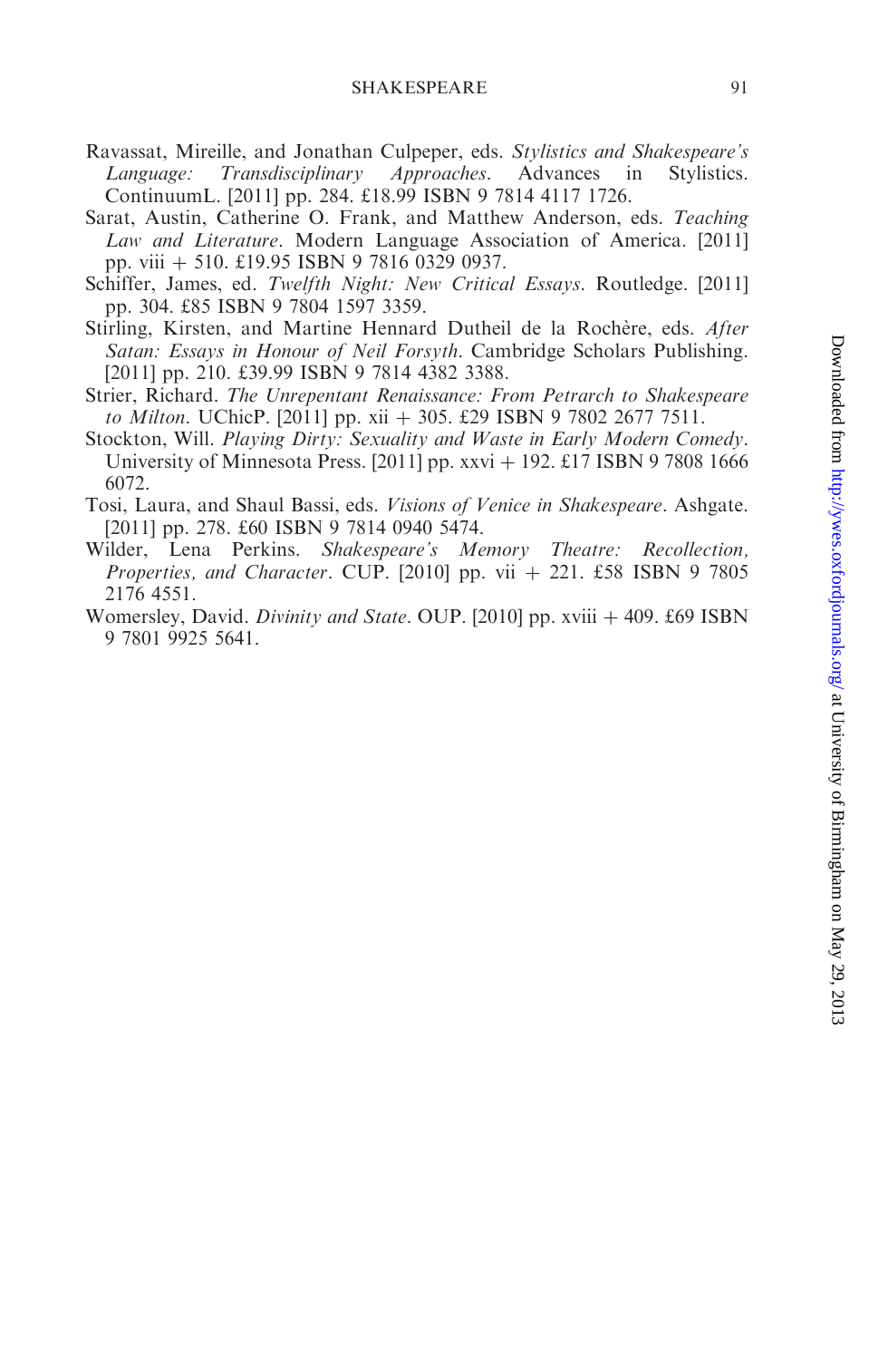Ravassat, Mireille, and Jonathan Culpeper, eds. *Stylistics and Shakespeare's Language: Transdisciplinary Approaches*. Advances in Stylistics. ContinuumL. [2011] pp. 284. £18.99 ISBN 9 7814 4117 1726.

Sarat, Austin, Catherine O. Frank, and Matthew Anderson, eds. *Teaching Law and Literature*. Modern Language Association of America. [2011] pp. viii + 510. £19.95 ISBN 9 7816 0329 0937.

Schiffer, James, ed. *Twelfth Night: New Critical Essays*. Routledge. [2011] pp. 304. £85 ISBN 9 7804 1597 3359.

Stirling, Kirsten, and Martine Hennard Dutheil de la Rochère, eds. *After Satan: Essays in Honour of Neil Forsyth*. Cambridge Scholars Publishing. [2011] pp. 210. £39.99 ISBN 9 7814 4382 3388.

Strier, Richard. *The Unrepentant Renaissance: From Petrarch to Shakespeare to Milton*. UChicP. [2011] pp. xii + 305. £29 ISBN 9 7802 2677 7511.

Stockton, Will. *Playing Dirty: Sexuality and Waste in Early Modern Comedy*. University of Minnesota Press. [2011] pp. xxvi + 192. £17 ISBN 9 7808 1666 6072.

Tosi, Laura, and Shaul Bassi, eds. *Visions of Venice in Shakespeare*. Ashgate. [2011] pp. 278. £60 ISBN 9 7814 0940 5474.

Wilder, Lena Perkins. *Shakespeare's Memory Theatre: Recollection, Properties, and Character*. CUP. [2010] pp. vii + 221. £58 ISBN 9 7805 2176 4551.

Womersley, David. *Divinity and State*. OUP. [2010] pp. xviii + 409. £69 ISBN 9 7801 9925 5641.